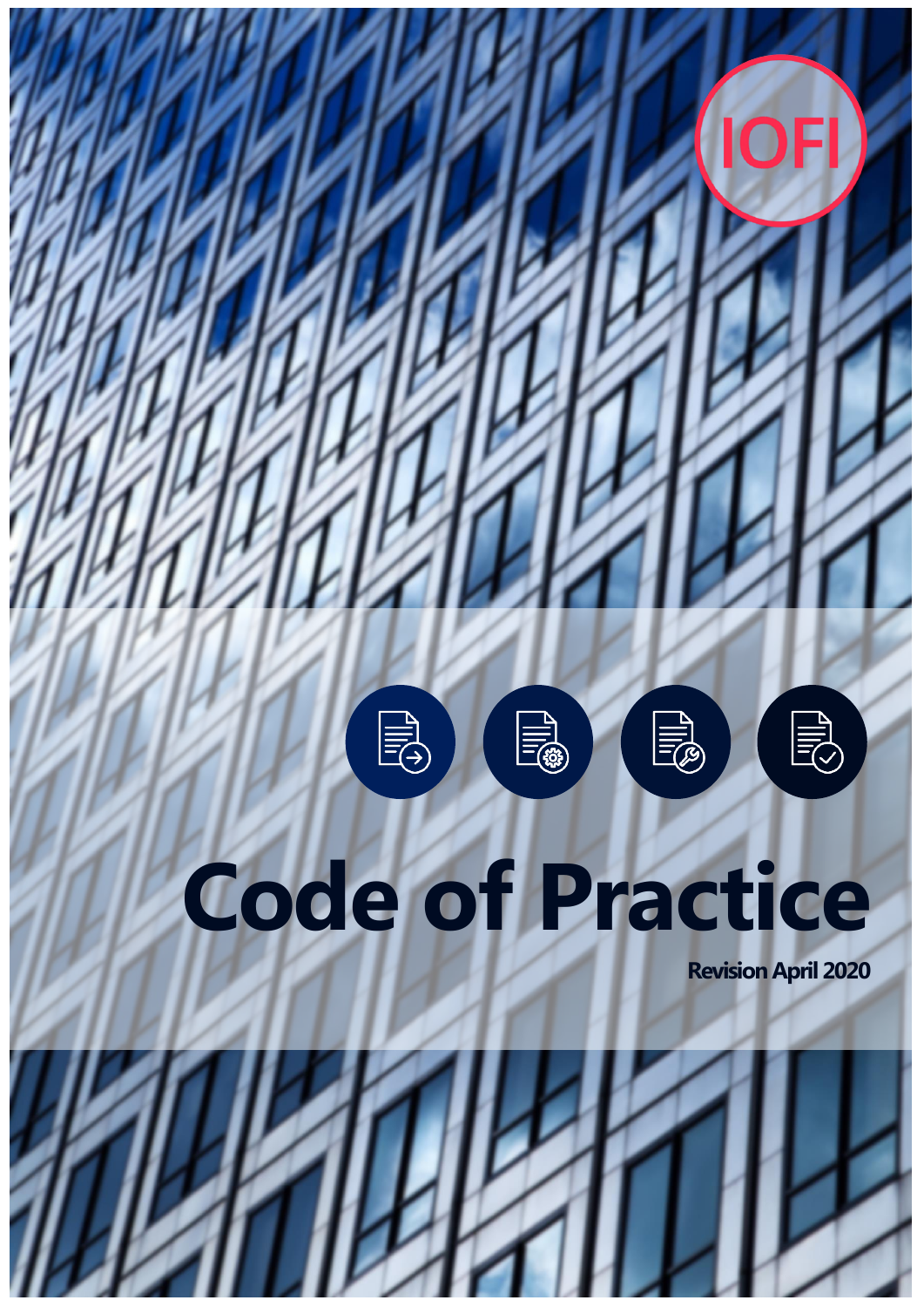IOFI

# Code of Practice

**Revision April 2020**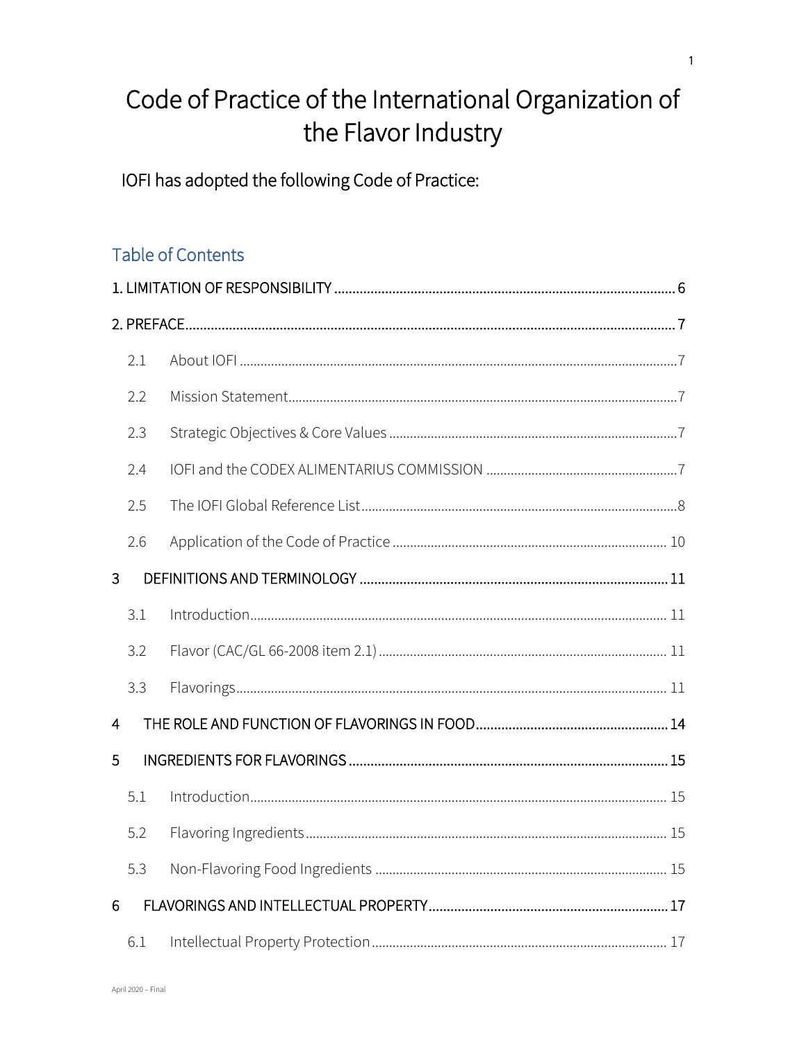# Code of Practice of the International Organization of the Flavor Industry

IOFI has adopted the following Code of Practice:

## Table of Contents

1. LIMITATION OF RESPONSIBILITY ............ 6

2. PREFACE ............ 7

- 2.1 About IOFI ............ 7
- 2.2 Mission Statement ............ 7
- 2.3 Strategic Objectives & Core Values ............ 7
- 2.4 IOFI and the CODEX ALIMENTARIUS COMMISSION ............ 7
- 2.5 The IOFI Global Reference List ............ 8
- 2.6 Application of the Code of Practice ............ 10

3 DEFINITIONS AND TERMINOLOGY ............ 11

- 3.1 Introduction ............ 11
- 3.2 Flavor (CAC/GL 66-2008 item 2.1) ............ 11
- 3.3 Flavorings ............ 11

4 THE ROLE AND FUNCTION OF FLAVORINGS IN FOOD ............ 14

5 INGREDIENTS FOR FLAVORINGS ............ 15

- 5.1 Introduction ............ 15
- 5.2 Flavoring Ingredients ............ 15
- 5.3 Non-Flavoring Food Ingredients ............ 15

6 FLAVORINGS AND INTELLECTUAL PROPERTY ............ 17

- 6.1 Intellectual Property Protection ............ 17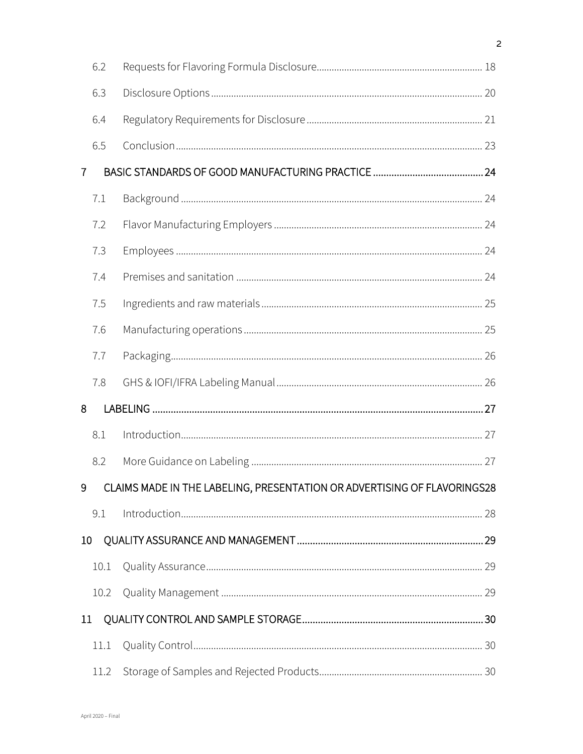| | | |
|---|---|---|
| 6.2 | Requests for Flavoring Formula Disclosure | 18 |
| 6.3 | Disclosure Options | 20 |
| 6.4 | Regulatory Requirements for Disclosure | 21 |
| 6.5 | Conclusion | 23 |
| 7 | BASIC STANDARDS OF GOOD MANUFACTURING PRACTICE | 24 |
| 7.1 | Background | 24 |
| 7.2 | Flavor Manufacturing Employers | 24 |
| 7.3 | Employees | 24 |
| 7.4 | Premises and sanitation | 24 |
| 7.5 | Ingredients and raw materials | 25 |
| 7.6 | Manufacturing operations | 25 |
| 7.7 | Packaging | 26 |
| 7.8 | GHS & IOFI/IFRA Labeling Manual | 26 |
| 8 | LABELING | 27 |
| 8.1 | Introduction | 27 |
| 8.2 | More Guidance on Labeling | 27 |
| 9 | CLAIMS MADE IN THE LABELING, PRESENTATION OR ADVERTISING OF FLAVORINGS | 28 |
| 9.1 | Introduction | 28 |
| 10 | QUALITY ASSURANCE AND MANAGEMENT | 29 |
| 10.1 | Quality Assurance | 29 |
| 10.2 | Quality Management | 29 |
| 11 | QUALITY CONTROL AND SAMPLE STORAGE | 30 |
| 11.1 | Quality Control | 30 |
| 11.2 | Storage of Samples and Rejected Products | 30 |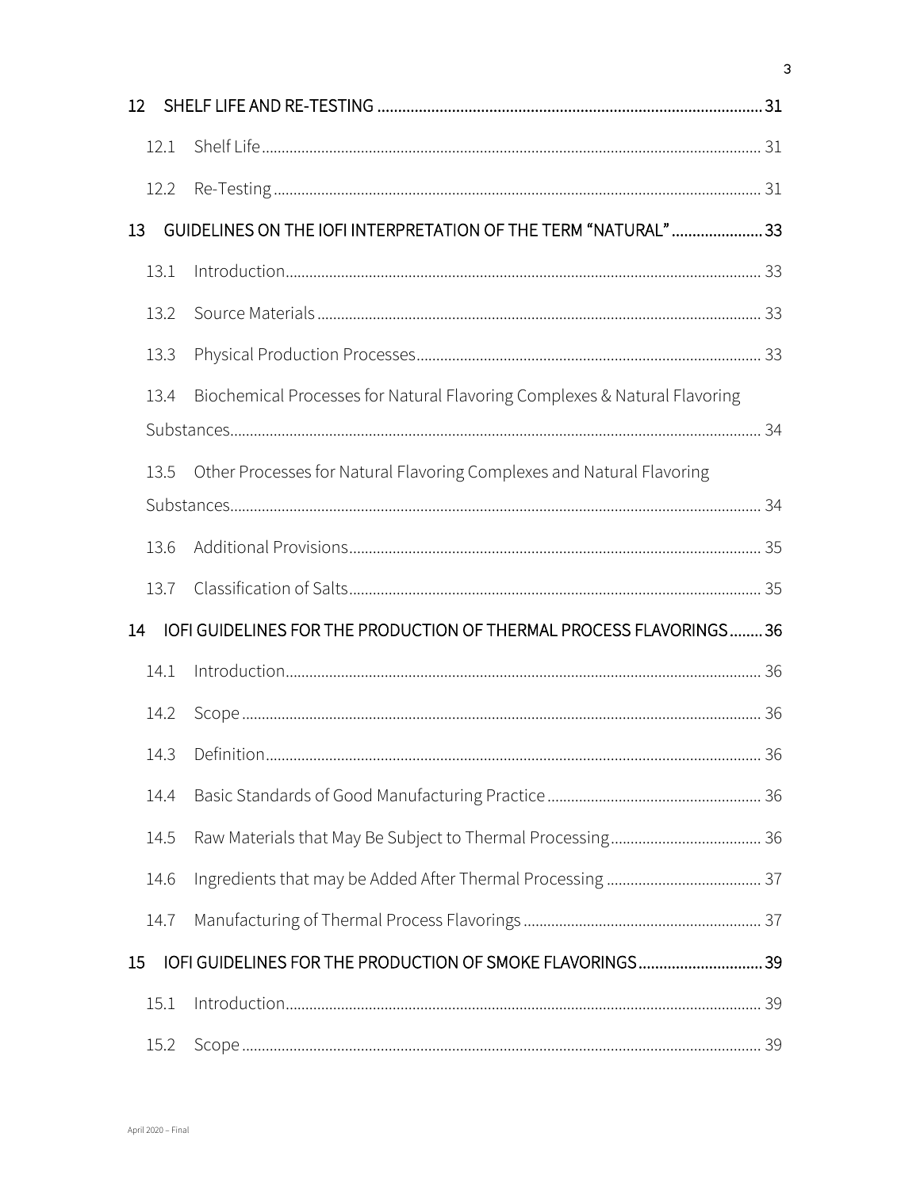12 SHELF LIFE AND RE-TESTING ............................................................................................ 31

12.1 Shelf Life ............................................................................................................ 31

12.2 Re-Testing .......................................................................................................... 31

13 GUIDELINES ON THE IOFI INTERPRETATION OF THE TERM "NATURAL" ...................... 33

13.1 Introduction ........................................................................................................ 33

13.2 Source Materials ................................................................................................ 33

13.3 Physical Production Processes ........................................................................... 33

13.4 Biochemical Processes for Natural Flavoring Complexes & Natural Flavoring Substances ................................................................................................................ 34

13.5 Other Processes for Natural Flavoring Complexes and Natural Flavoring Substances ................................................................................................................ 34

13.6 Additional Provisions .......................................................................................... 35

13.7 Classification of Salts .......................................................................................... 35

14 IOFI GUIDELINES FOR THE PRODUCTION OF THERMAL PROCESS FLAVORINGS ........ 36

14.1 Introduction ........................................................................................................ 36

14.2 Scope ................................................................................................................. 36

14.3 Definition ............................................................................................................ 36

14.4 Basic Standards of Good Manufacturing Practice ................................................. 36

14.5 Raw Materials that May Be Subject to Thermal Processing .................................. 36

14.6 Ingredients that may be Added After Thermal Processing .................................... 37

14.7 Manufacturing of Thermal Process Flavorings ..................................................... 37

15 IOFI GUIDELINES FOR THE PRODUCTION OF SMOKE FLAVORINGS .............................. 39

15.1 Introduction ........................................................................................................ 39

15.2 Scope ................................................................................................................. 39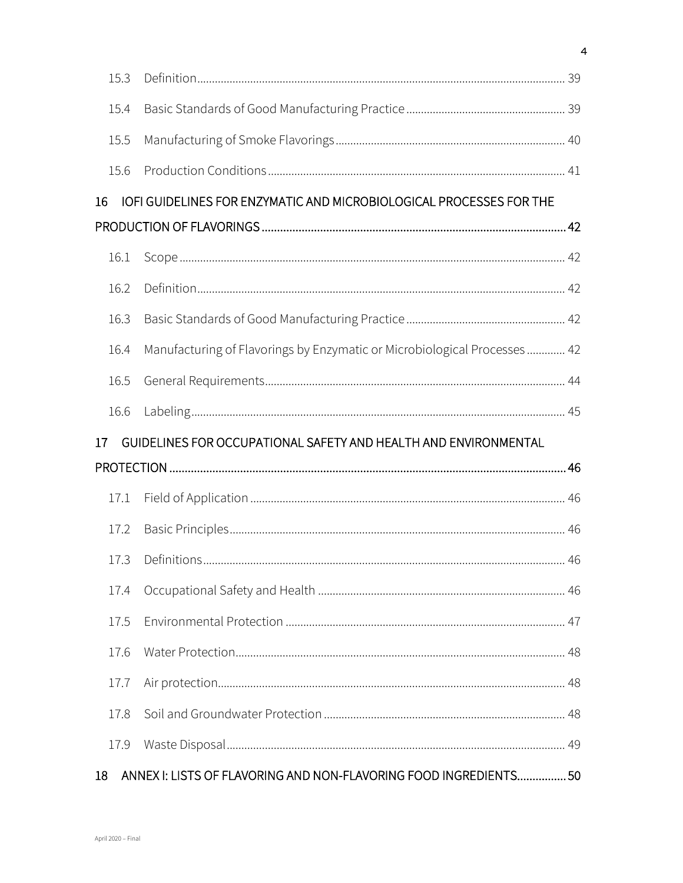| | | |
|---|---|---|
| 15.3 | Definition | 39 |
| 15.4 | Basic Standards of Good Manufacturing Practice | 39 |
| 15.5 | Manufacturing of Smoke Flavorings | 40 |
| 15.6 | Production Conditions | 41 |
| **16** | **IOFI GUIDELINES FOR ENZYMATIC AND MICROBIOLOGICAL PROCESSES FOR THE PRODUCTION OF FLAVORINGS** | **42** |
| 16.1 | Scope | 42 |
| 16.2 | Definition | 42 |
| 16.3 | Basic Standards of Good Manufacturing Practice | 42 |
| 16.4 | Manufacturing of Flavorings by Enzymatic or Microbiological Processes | 42 |
| 16.5 | General Requirements | 44 |
| 16.6 | Labeling | 45 |
| **17** | **GUIDELINES FOR OCCUPATIONAL SAFETY AND HEALTH AND ENVIRONMENTAL PROTECTION** | **46** |
| 17.1 | Field of Application | 46 |
| 17.2 | Basic Principles | 46 |
| 17.3 | Definitions | 46 |
| 17.4 | Occupational Safety and Health | 46 |
| 17.5 | Environmental Protection | 47 |
| 17.6 | Water Protection | 48 |
| 17.7 | Air protection | 48 |
| 17.8 | Soil and Groundwater Protection | 48 |
| 17.9 | Waste Disposal | 49 |
| **18** | **ANNEX I: LISTS OF FLAVORING AND NON-FLAVORING FOOD INGREDIENTS** | **50** |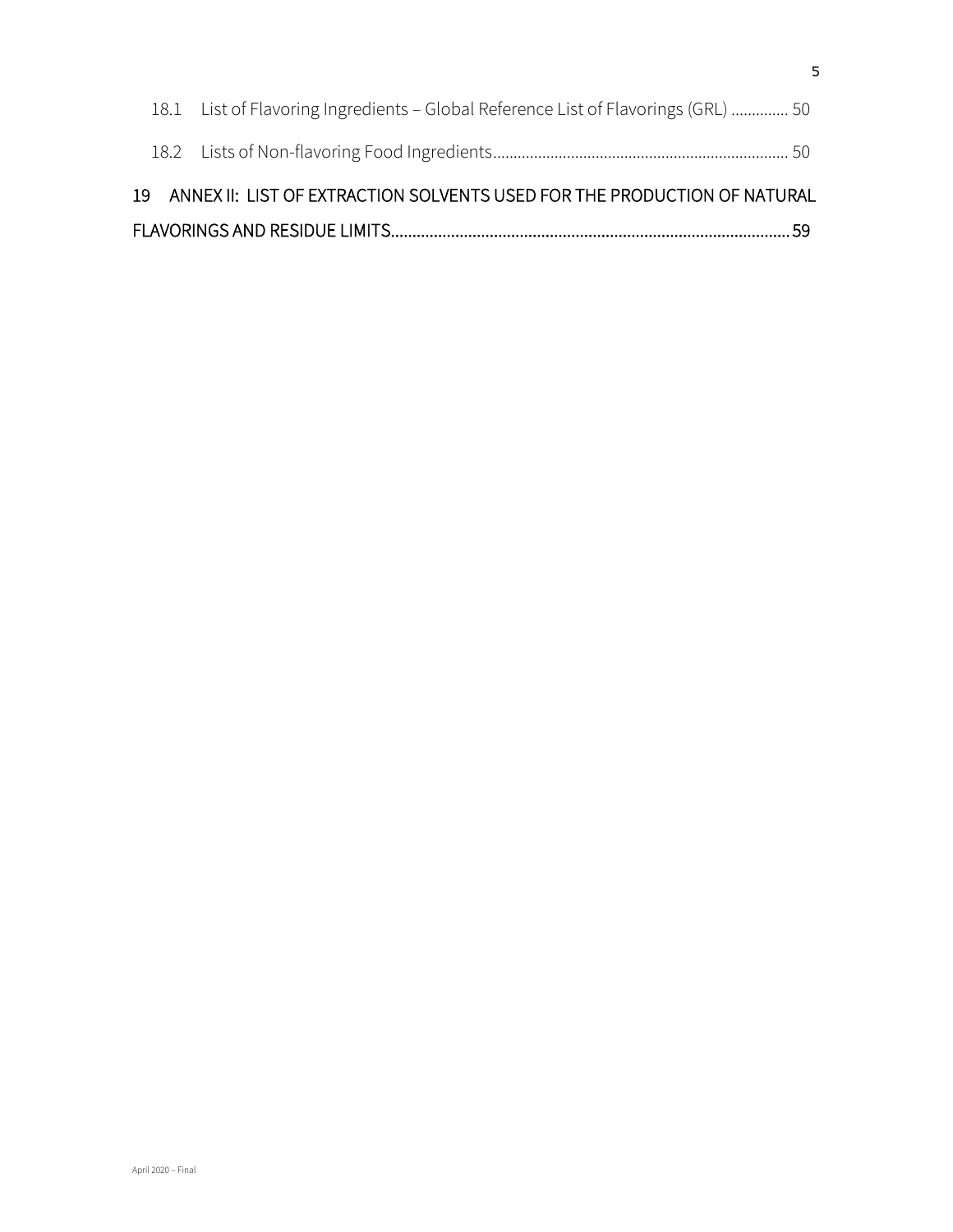18.1 List of Flavoring Ingredients – Global Reference List of Flavorings (GRL) ............. 50

18.2 Lists of Non-flavoring Food Ingredients....................................................................... 50

19 ANNEX II: LIST OF EXTRACTION SOLVENTS USED FOR THE PRODUCTION OF NATURAL FLAVORINGS AND RESIDUE LIMITS.......................................................................................... 59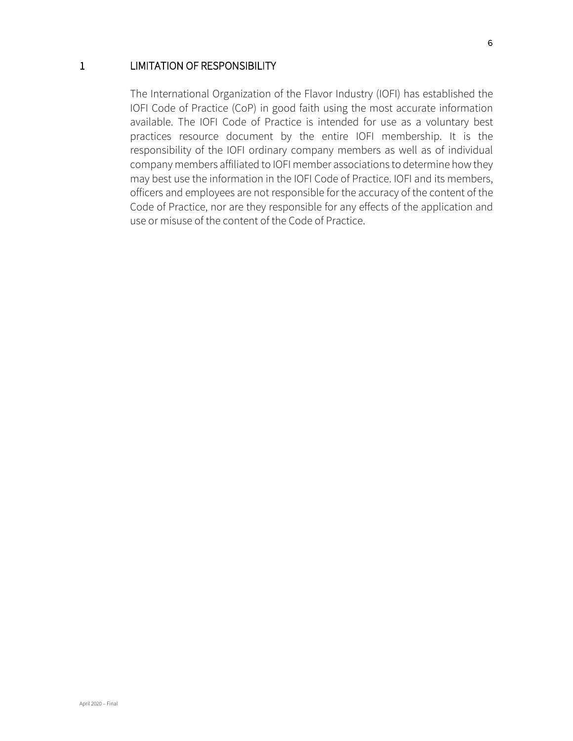# 1 LIMITATION OF RESPONSIBILITY

The International Organization of the Flavor Industry (IOFI) has established the IOFI Code of Practice (CoP) in good faith using the most accurate information available. The IOFI Code of Practice is intended for use as a voluntary best practices resource document by the entire IOFI membership. It is the responsibility of the IOFI ordinary company members as well as of individual company members affiliated to IOFI member associations to determine how they may best use the information in the IOFI Code of Practice. IOFI and its members, officers and employees are not responsible for the accuracy of the content of the Code of Practice, nor are they responsible for any effects of the application and use or misuse of the content of the Code of Practice.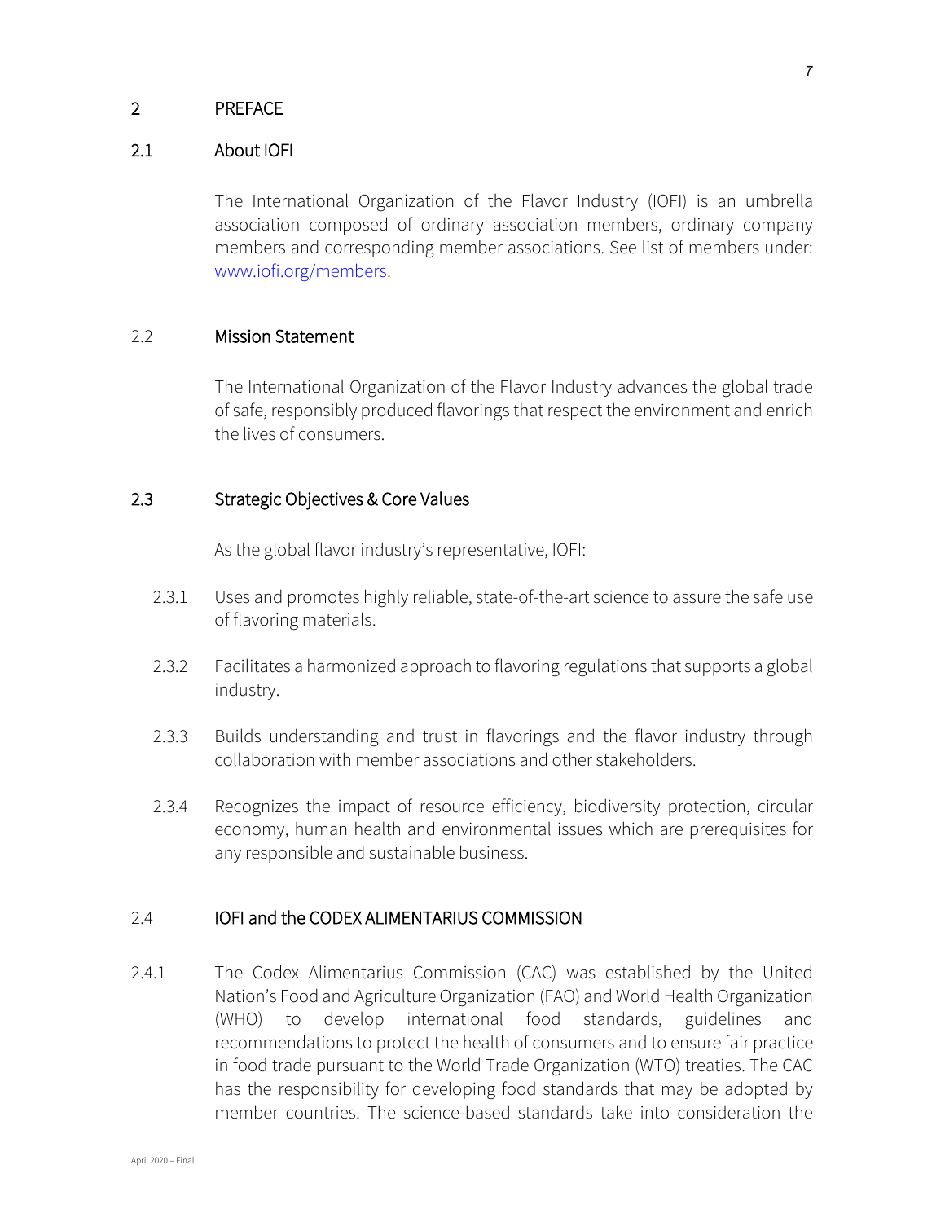# 2 PREFACE

## 2.1 About IOFI

The International Organization of the Flavor Industry (IOFI) is an umbrella association composed of ordinary association members, ordinary company members and corresponding member associations. See list of members under: [www.iofi.org/members](www.iofi.org/members).

## 2.2 Mission Statement

The International Organization of the Flavor Industry advances the global trade of safe, responsibly produced flavorings that respect the environment and enrich the lives of consumers.

## 2.3 Strategic Objectives & Core Values

As the global flavor industry's representative, IOFI:

2.3.1 Uses and promotes highly reliable, state-of-the-art science to assure the safe use of flavoring materials.

2.3.2 Facilitates a harmonized approach to flavoring regulations that supports a global industry.

2.3.3 Builds understanding and trust in flavorings and the flavor industry through collaboration with member associations and other stakeholders.

2.3.4 Recognizes the impact of resource efficiency, biodiversity protection, circular economy, human health and environmental issues which are prerequisites for any responsible and sustainable business.

## 2.4 IOFI and the CODEX ALIMENTARIUS COMMISSION

2.4.1 The Codex Alimentarius Commission (CAC) was established by the United Nation's Food and Agriculture Organization (FAO) and World Health Organization (WHO) to develop international food standards, guidelines and recommendations to protect the health of consumers and to ensure fair practice in food trade pursuant to the World Trade Organization (WTO) treaties. The CAC has the responsibility for developing food standards that may be adopted by member countries. The science-based standards take into consideration the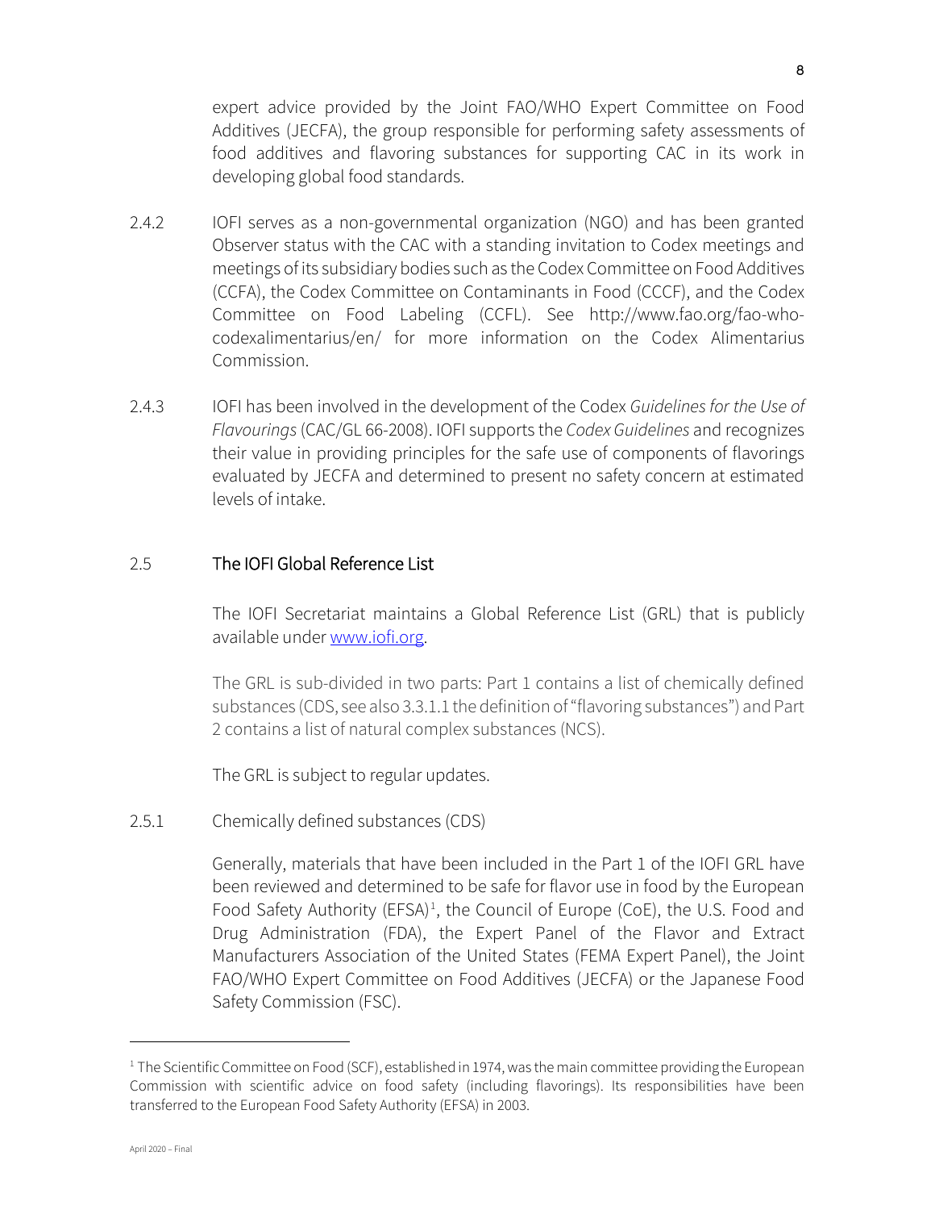expert advice provided by the Joint FAO/WHO Expert Committee on Food Additives (JECFA), the group responsible for performing safety assessments of food additives and flavoring substances for supporting CAC in its work in developing global food standards.

2.4.2 IOFI serves as a non-governmental organization (NGO) and has been granted Observer status with the CAC with a standing invitation to Codex meetings and meetings of its subsidiary bodies such as the Codex Committee on Food Additives (CCFA), the Codex Committee on Contaminants in Food (CCCF), and the Codex Committee on Food Labeling (CCFL). See http://www.fao.org/fao-who-codexalimentarius/en/ for more information on the Codex Alimentarius Commission.

2.4.3 IOFI has been involved in the development of the Codex *Guidelines for the Use of Flavourings* (CAC/GL 66-2008). IOFI supports the *Codex Guidelines* and recognizes their value in providing principles for the safe use of components of flavorings evaluated by JECFA and determined to present no safety concern at estimated levels of intake.

## 2.5 The IOFI Global Reference List

The IOFI Secretariat maintains a Global Reference List (GRL) that is publicly available under [www.iofi.org](www.iofi.org).

The GRL is sub-divided in two parts: Part 1 contains a list of chemically defined substances (CDS, see also 3.3.1.1 the definition of "flavoring substances") and Part 2 contains a list of natural complex substances (NCS).

The GRL is subject to regular updates.

### 2.5.1 Chemically defined substances (CDS)

Generally, materials that have been included in the Part 1 of the IOFI GRL have been reviewed and determined to be safe for flavor use in food by the European Food Safety Authority (EFSA)[1], the Council of Europe (CoE), the U.S. Food and Drug Administration (FDA), the Expert Panel of the Flavor and Extract Manufacturers Association of the United States (FEMA Expert Panel), the Joint FAO/WHO Expert Committee on Food Additives (JECFA) or the Japanese Food Safety Commission (FSC).

[1] The Scientific Committee on Food (SCF), established in 1974, was the main committee providing the European Commission with scientific advice on food safety (including flavorings). Its responsibilities have been transferred to the European Food Safety Authority (EFSA) in 2003.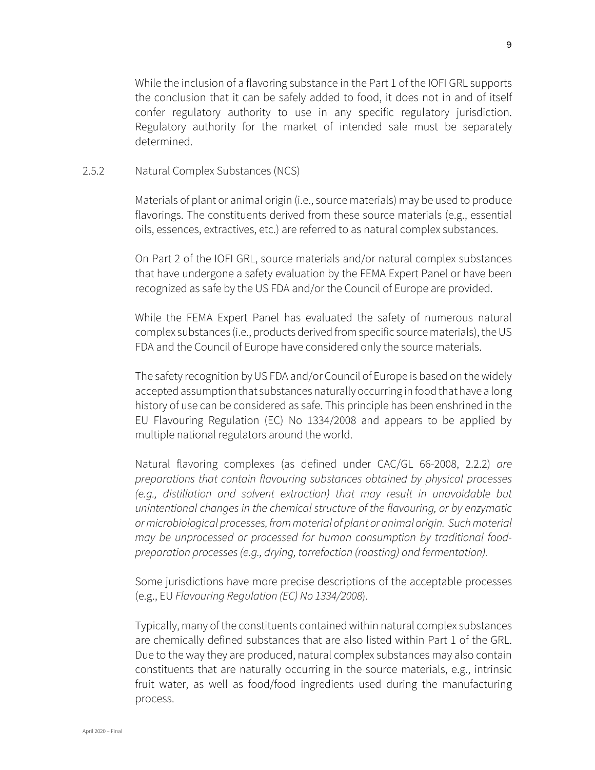While the inclusion of a flavoring substance in the Part 1 of the IOFI GRL supports the conclusion that it can be safely added to food, it does not in and of itself confer regulatory authority to use in any specific regulatory jurisdiction. Regulatory authority for the market of intended sale must be separately determined.

### 2.5.2 Natural Complex Substances (NCS)

Materials of plant or animal origin (i.e., source materials) may be used to produce flavorings. The constituents derived from these source materials (e.g., essential oils, essences, extractives, etc.) are referred to as natural complex substances.

On Part 2 of the IOFI GRL, source materials and/or natural complex substances that have undergone a safety evaluation by the FEMA Expert Panel or have been recognized as safe by the US FDA and/or the Council of Europe are provided.

While the FEMA Expert Panel has evaluated the safety of numerous natural complex substances (i.e., products derived from specific source materials), the US FDA and the Council of Europe have considered only the source materials.

The safety recognition by US FDA and/or Council of Europe is based on the widely accepted assumption that substances naturally occurring in food that have a long history of use can be considered as safe. This principle has been enshrined in the EU Flavouring Regulation (EC) No 1334/2008 and appears to be applied by multiple national regulators around the world.

Natural flavoring complexes (as defined under CAC/GL 66-2008, 2.2.2) *are preparations that contain flavouring substances obtained by physical processes (e.g., distillation and solvent extraction) that may result in unavoidable but unintentional changes in the chemical structure of the flavouring, or by enzymatic or microbiological processes, from material of plant or animal origin. Such material may be unprocessed or processed for human consumption by traditional food-preparation processes (e.g., drying, torrefaction (roasting) and fermentation).*

Some jurisdictions have more precise descriptions of the acceptable processes (e.g., EU *Flavouring Regulation (EC) No 1334/2008*).

Typically, many of the constituents contained within natural complex substances are chemically defined substances that are also listed within Part 1 of the GRL. Due to the way they are produced, natural complex substances may also contain constituents that are naturally occurring in the source materials, e.g., intrinsic fruit water, as well as food/food ingredients used during the manufacturing process.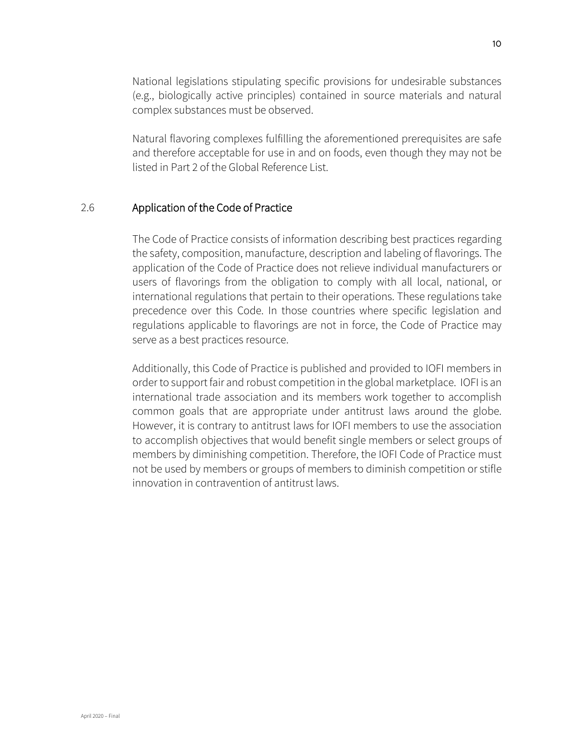National legislations stipulating specific provisions for undesirable substances (e.g., biologically active principles) contained in source materials and natural complex substances must be observed.

Natural flavoring complexes fulfilling the aforementioned prerequisites are safe and therefore acceptable for use in and on foods, even though they may not be listed in Part 2 of the Global Reference List.

## 2.6 Application of the Code of Practice

The Code of Practice consists of information describing best practices regarding the safety, composition, manufacture, description and labeling of flavorings. The application of the Code of Practice does not relieve individual manufacturers or users of flavorings from the obligation to comply with all local, national, or international regulations that pertain to their operations. These regulations take precedence over this Code. In those countries where specific legislation and regulations applicable to flavorings are not in force, the Code of Practice may serve as a best practices resource.

Additionally, this Code of Practice is published and provided to IOFI members in order to support fair and robust competition in the global marketplace. IOFI is an international trade association and its members work together to accomplish common goals that are appropriate under antitrust laws around the globe. However, it is contrary to antitrust laws for IOFI members to use the association to accomplish objectives that would benefit single members or select groups of members by diminishing competition. Therefore, the IOFI Code of Practice must not be used by members or groups of members to diminish competition or stifle innovation in contravention of antitrust laws.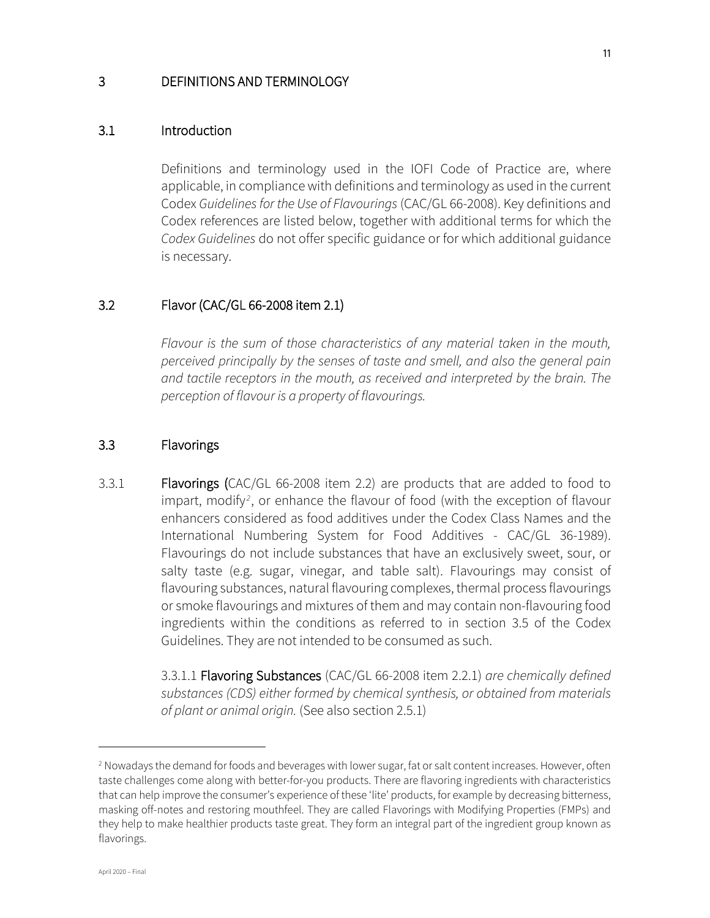# 3 DEFINITIONS AND TERMINOLOGY

## 3.1 Introduction

Definitions and terminology used in the IOFI Code of Practice are, where applicable, in compliance with definitions and terminology as used in the current Codex *Guidelines for the Use of Flavourings* (CAC/GL 66-2008). Key definitions and Codex references are listed below, together with additional terms for which the *Codex Guidelines* do not offer specific guidance or for which additional guidance is necessary.

## 3.2 Flavor (CAC/GL 66-2008 item 2.1)

*Flavour is the sum of those characteristics of any material taken in the mouth, perceived principally by the senses of taste and smell, and also the general pain and tactile receptors in the mouth, as received and interpreted by the brain. The perception of flavour is a property of flavourings.*

## 3.3 Flavorings

3.3.1 **Flavorings (**CAC/GL 66-2008 item 2.2) are products that are added to food to impart, modify[2], or enhance the flavour of food (with the exception of flavour enhancers considered as food additives under the Codex Class Names and the International Numbering System for Food Additives - CAC/GL 36-1989). Flavourings do not include substances that have an exclusively sweet, sour, or salty taste (e.g. sugar, vinegar, and table salt). Flavourings may consist of flavouring substances, natural flavouring complexes, thermal process flavourings or smoke flavourings and mixtures of them and may contain non-flavouring food ingredients within the conditions as referred to in section 3.5 of the Codex Guidelines. They are not intended to be consumed as such.

3.3.1.1 **Flavoring Substances** (CAC/GL 66-2008 item 2.2.1) *are chemically defined substances (CDS) either formed by chemical synthesis, or obtained from materials of plant or animal origin.* (See also section 2.5.1)

---

[2] Nowadays the demand for foods and beverages with lower sugar, fat or salt content increases. However, often taste challenges come along with better-for-you products. There are flavoring ingredients with characteristics that can help improve the consumer's experience of these 'lite' products, for example by decreasing bitterness, masking off-notes and restoring mouthfeel. They are called Flavorings with Modifying Properties (FMPs) and they help to make healthier products taste great. They form an integral part of the ingredient group known as flavorings.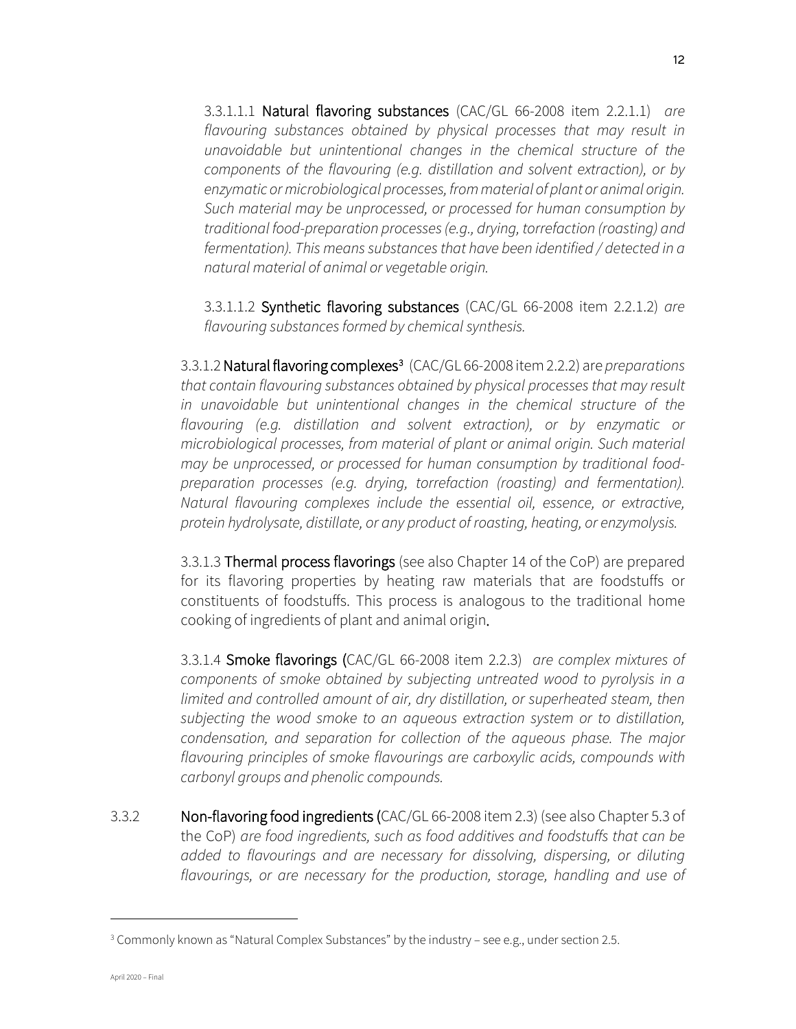3.3.1.1.1 **Natural flavoring substances** (CAC/GL 66-2008 item 2.2.1.1) *are flavouring substances obtained by physical processes that may result in unavoidable but unintentional changes in the chemical structure of the components of the flavouring (e.g. distillation and solvent extraction), or by enzymatic or microbiological processes, from material of plant or animal origin. Such material may be unprocessed, or processed for human consumption by traditional food-preparation processes (e.g., drying, torrefaction (roasting) and fermentation). This means substances that have been identified / detected in a natural material of animal or vegetable origin.*

3.3.1.1.2 **Synthetic flavoring substances** (CAC/GL 66-2008 item 2.2.1.2) *are flavouring substances formed by chemical synthesis.*

3.3.1.2 **Natural flavoring complexes**[3] (CAC/GL 66-2008 item 2.2.2) are *preparations that contain flavouring substances obtained by physical processes that may result in unavoidable but unintentional changes in the chemical structure of the flavouring (e.g. distillation and solvent extraction), or by enzymatic or microbiological processes, from material of plant or animal origin. Such material may be unprocessed, or processed for human consumption by traditional food-preparation processes (e.g. drying, torrefaction (roasting) and fermentation). Natural flavouring complexes include the essential oil, essence, or extractive, protein hydrolysate, distillate, or any product of roasting, heating, or enzymolysis.*

3.3.1.3 **Thermal process flavorings** (see also Chapter 14 of the CoP) are prepared for its flavoring properties by heating raw materials that are foodstuffs or constituents of foodstuffs. This process is analogous to the traditional home cooking of ingredients of plant and animal origin.

3.3.1.4 **Smoke flavorings** (CAC/GL 66-2008 item 2.2.3) *are complex mixtures of components of smoke obtained by subjecting untreated wood to pyrolysis in a limited and controlled amount of air, dry distillation, or superheated steam, then subjecting the wood smoke to an aqueous extraction system or to distillation, condensation, and separation for collection of the aqueous phase. The major flavouring principles of smoke flavourings are carboxylic acids, compounds with carbonyl groups and phenolic compounds.*

3.3.2 **Non-flavoring food ingredients** (CAC/GL 66-2008 item 2.3) (see also Chapter 5.3 of the CoP) *are food ingredients, such as food additives and foodstuffs that can be added to flavourings and are necessary for dissolving, dispersing, or diluting flavourings, or are necessary for the production, storage, handling and use of*

---

[3] Commonly known as "Natural Complex Substances" by the industry – see e.g., under section 2.5.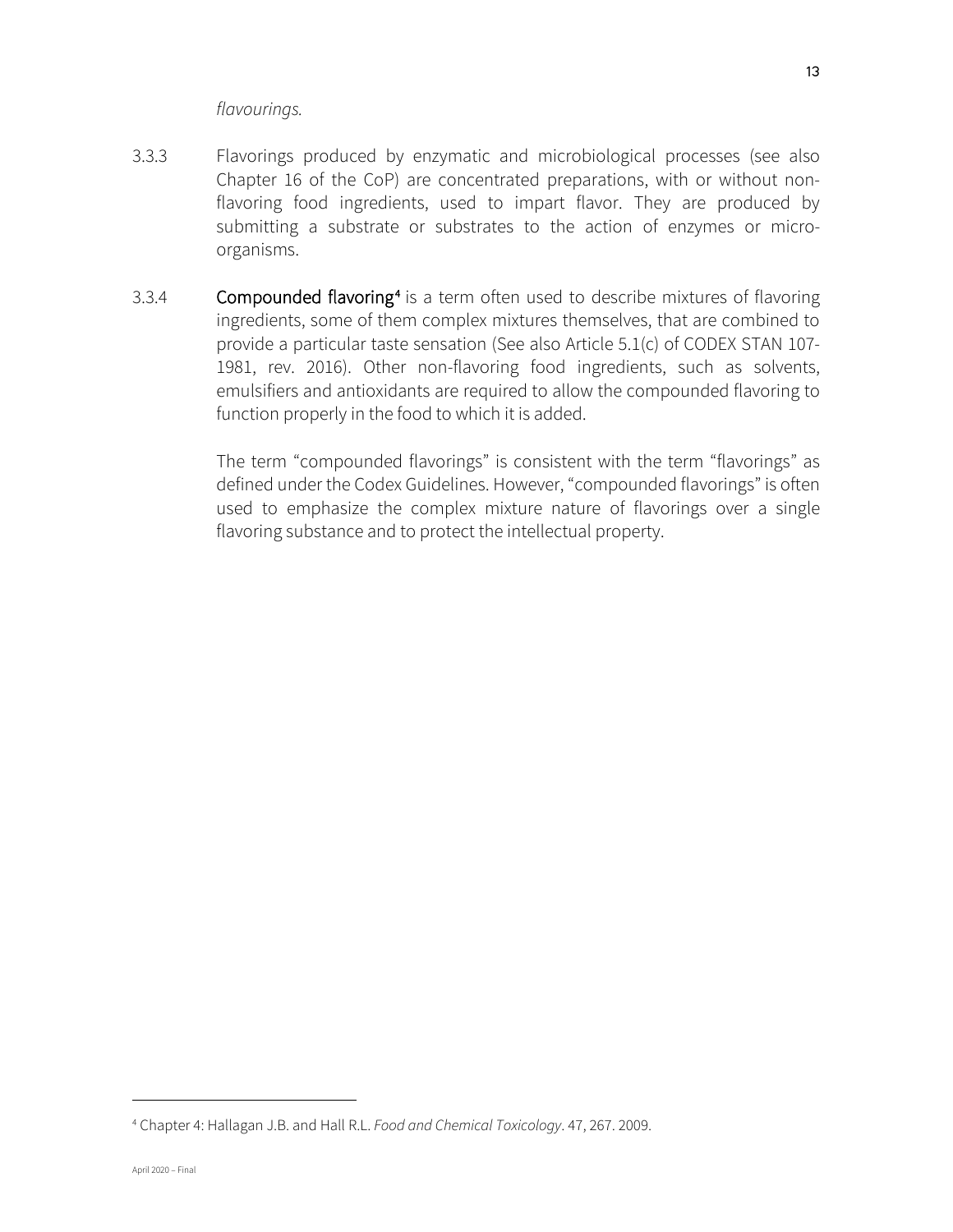*flavourings.*

3.3.3 Flavorings produced by enzymatic and microbiological processes (see also Chapter 16 of the CoP) are concentrated preparations, with or without non-flavoring food ingredients, used to impart flavor. They are produced by submitting a substrate or substrates to the action of enzymes or micro-organisms.

3.3.4 **Compounded flavoring**[4] is a term often used to describe mixtures of flavoring ingredients, some of them complex mixtures themselves, that are combined to provide a particular taste sensation (See also Article 5.1(c) of CODEX STAN 107-1981, rev. 2016). Other non-flavoring food ingredients, such as solvents, emulsifiers and antioxidants are required to allow the compounded flavoring to function properly in the food to which it is added.

The term “compounded flavorings” is consistent with the term “flavorings” as defined under the Codex Guidelines. However, “compounded flavorings” is often used to emphasize the complex mixture nature of flavorings over a single flavoring substance and to protect the intellectual property.

[4] Chapter 4: Hallagan J.B. and Hall R.L. *Food and Chemical Toxicology*. 47, 267. 2009.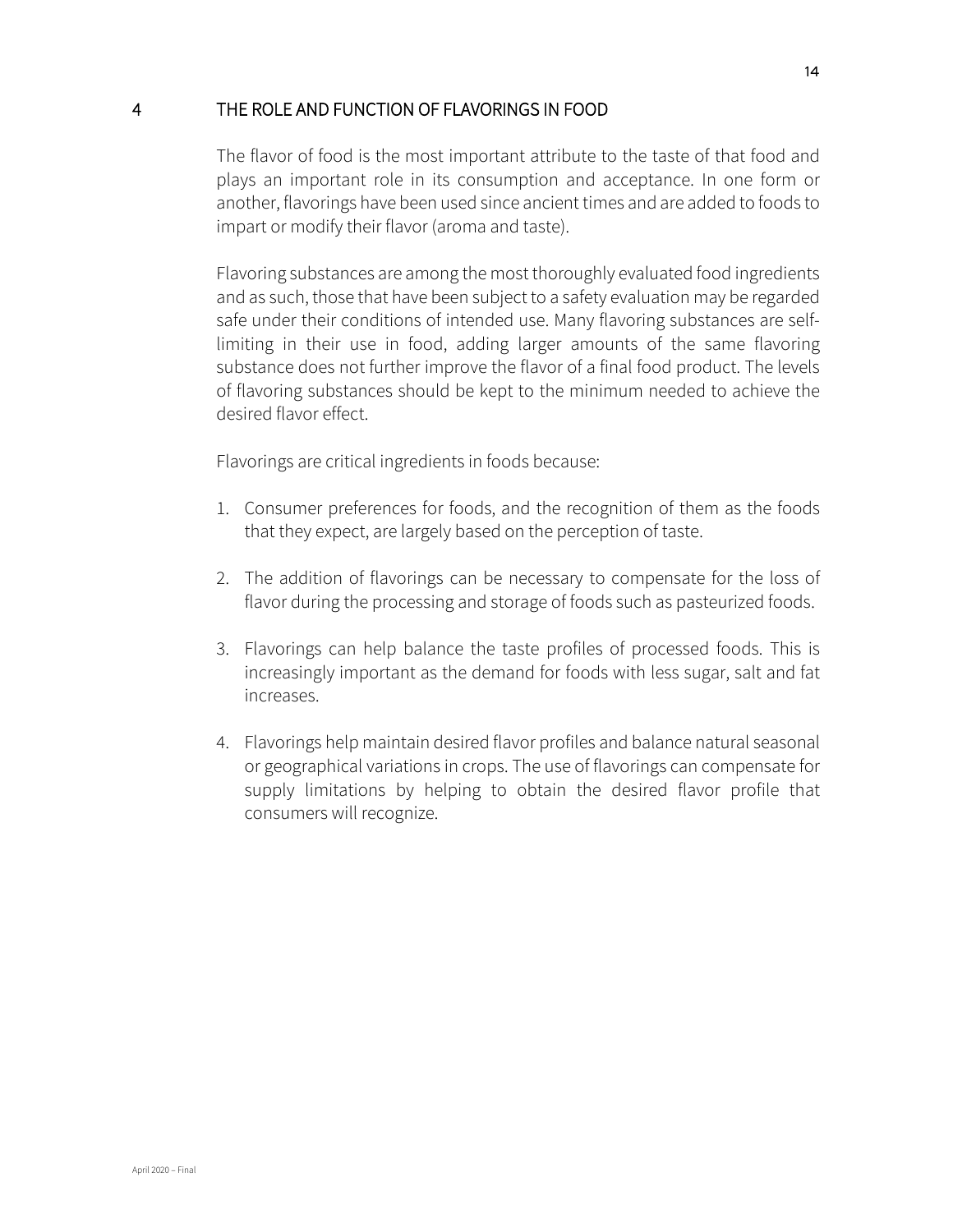# 4 THE ROLE AND FUNCTION OF FLAVORINGS IN FOOD

The flavor of food is the most important attribute to the taste of that food and plays an important role in its consumption and acceptance. In one form or another, flavorings have been used since ancient times and are added to foods to impart or modify their flavor (aroma and taste).

Flavoring substances are among the most thoroughly evaluated food ingredients and as such, those that have been subject to a safety evaluation may be regarded safe under their conditions of intended use. Many flavoring substances are self-limiting in their use in food, adding larger amounts of the same flavoring substance does not further improve the flavor of a final food product. The levels of flavoring substances should be kept to the minimum needed to achieve the desired flavor effect.

Flavorings are critical ingredients in foods because:

1. Consumer preferences for foods, and the recognition of them as the foods that they expect, are largely based on the perception of taste.
2. The addition of flavorings can be necessary to compensate for the loss of flavor during the processing and storage of foods such as pasteurized foods.
3. Flavorings can help balance the taste profiles of processed foods. This is increasingly important as the demand for foods with less sugar, salt and fat increases.
4. Flavorings help maintain desired flavor profiles and balance natural seasonal or geographical variations in crops. The use of flavorings can compensate for supply limitations by helping to obtain the desired flavor profile that consumers will recognize.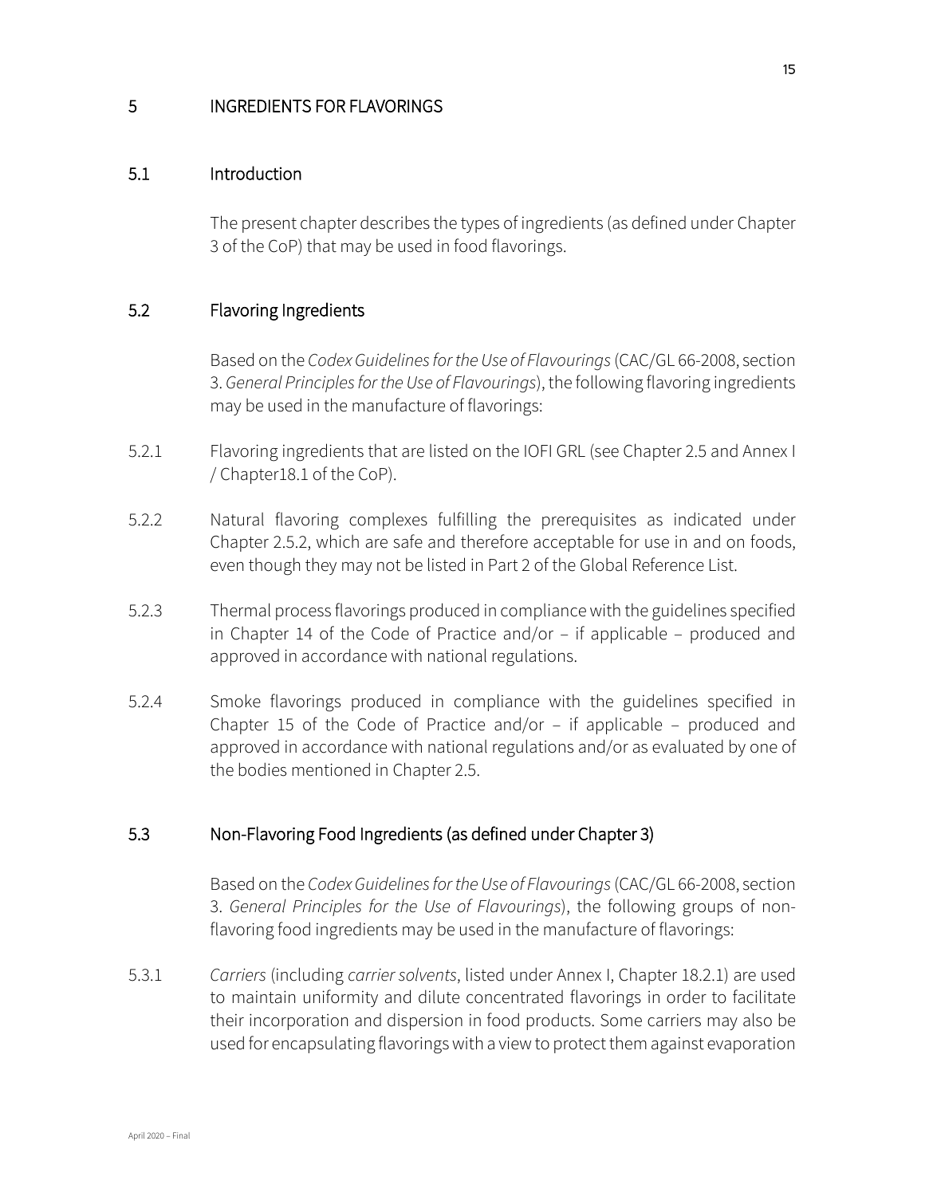# 5 INGREDIENTS FOR FLAVORINGS

## 5.1 Introduction

The present chapter describes the types of ingredients (as defined under Chapter 3 of the CoP) that may be used in food flavorings.

## 5.2 Flavoring Ingredients

Based on the *Codex Guidelines for the Use of Flavourings* (CAC/GL 66-2008, section 3. *General Principles for the Use of Flavourings*), the following flavoring ingredients may be used in the manufacture of flavorings:

5.2.1 Flavoring ingredients that are listed on the IOFI GRL (see Chapter 2.5 and Annex I / Chapter18.1 of the CoP).

5.2.2 Natural flavoring complexes fulfilling the prerequisites as indicated under Chapter 2.5.2, which are safe and therefore acceptable for use in and on foods, even though they may not be listed in Part 2 of the Global Reference List.

5.2.3 Thermal process flavorings produced in compliance with the guidelines specified in Chapter 14 of the Code of Practice and/or – if applicable – produced and approved in accordance with national regulations.

5.2.4 Smoke flavorings produced in compliance with the guidelines specified in Chapter 15 of the Code of Practice and/or – if applicable – produced and approved in accordance with national regulations and/or as evaluated by one of the bodies mentioned in Chapter 2.5.

## 5.3 Non-Flavoring Food Ingredients (as defined under Chapter 3)

Based on the *Codex Guidelines for the Use of Flavourings* (CAC/GL 66-2008, section 3. *General Principles for the Use of Flavourings*), the following groups of non-flavoring food ingredients may be used in the manufacture of flavorings:

5.3.1 *Carriers* (including *carrier solvents*, listed under Annex I, Chapter 18.2.1) are used to maintain uniformity and dilute concentrated flavorings in order to facilitate their incorporation and dispersion in food products. Some carriers may also be used for encapsulating flavorings with a view to protect them against evaporation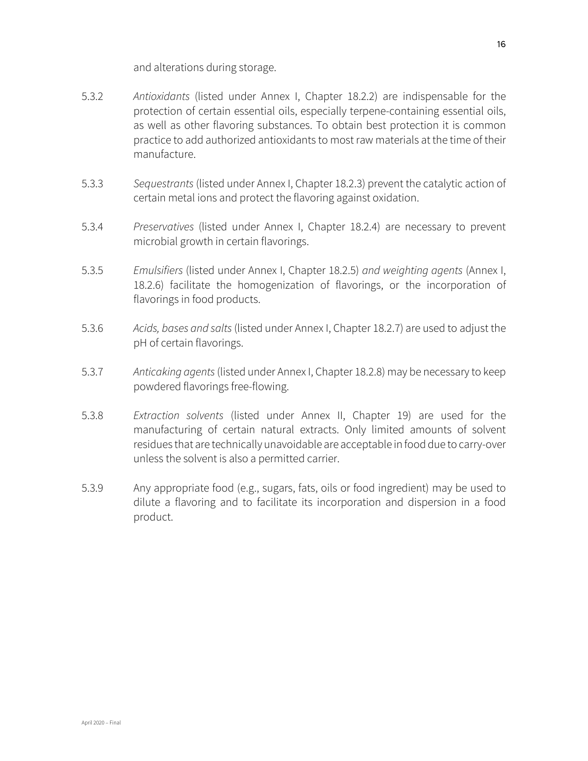and alterations during storage.

5.3.2 *Antioxidants* (listed under Annex I, Chapter 18.2.2) are indispensable for the protection of certain essential oils, especially terpene-containing essential oils, as well as other flavoring substances. To obtain best protection it is common practice to add authorized antioxidants to most raw materials at the time of their manufacture.

5.3.3 *Sequestrants* (listed under Annex I, Chapter 18.2.3) prevent the catalytic action of certain metal ions and protect the flavoring against oxidation.

5.3.4 *Preservatives* (listed under Annex I, Chapter 18.2.4) are necessary to prevent microbial growth in certain flavorings.

5.3.5 *Emulsifiers* (listed under Annex I, Chapter 18.2.5) *and weighting agents* (Annex I, 18.2.6) facilitate the homogenization of flavorings, or the incorporation of flavorings in food products.

5.3.6 *Acids, bases and salts* (listed under Annex I, Chapter 18.2.7) are used to adjust the pH of certain flavorings.

5.3.7 *Anticaking agents* (listed under Annex I, Chapter 18.2.8) may be necessary to keep powdered flavorings free-flowing.

5.3.8 *Extraction solvents* (listed under Annex II, Chapter 19) are used for the manufacturing of certain natural extracts. Only limited amounts of solvent residues that are technically unavoidable are acceptable in food due to carry-over unless the solvent is also a permitted carrier.

5.3.9 Any appropriate food (e.g., sugars, fats, oils or food ingredient) may be used to dilute a flavoring and to facilitate its incorporation and dispersion in a food product.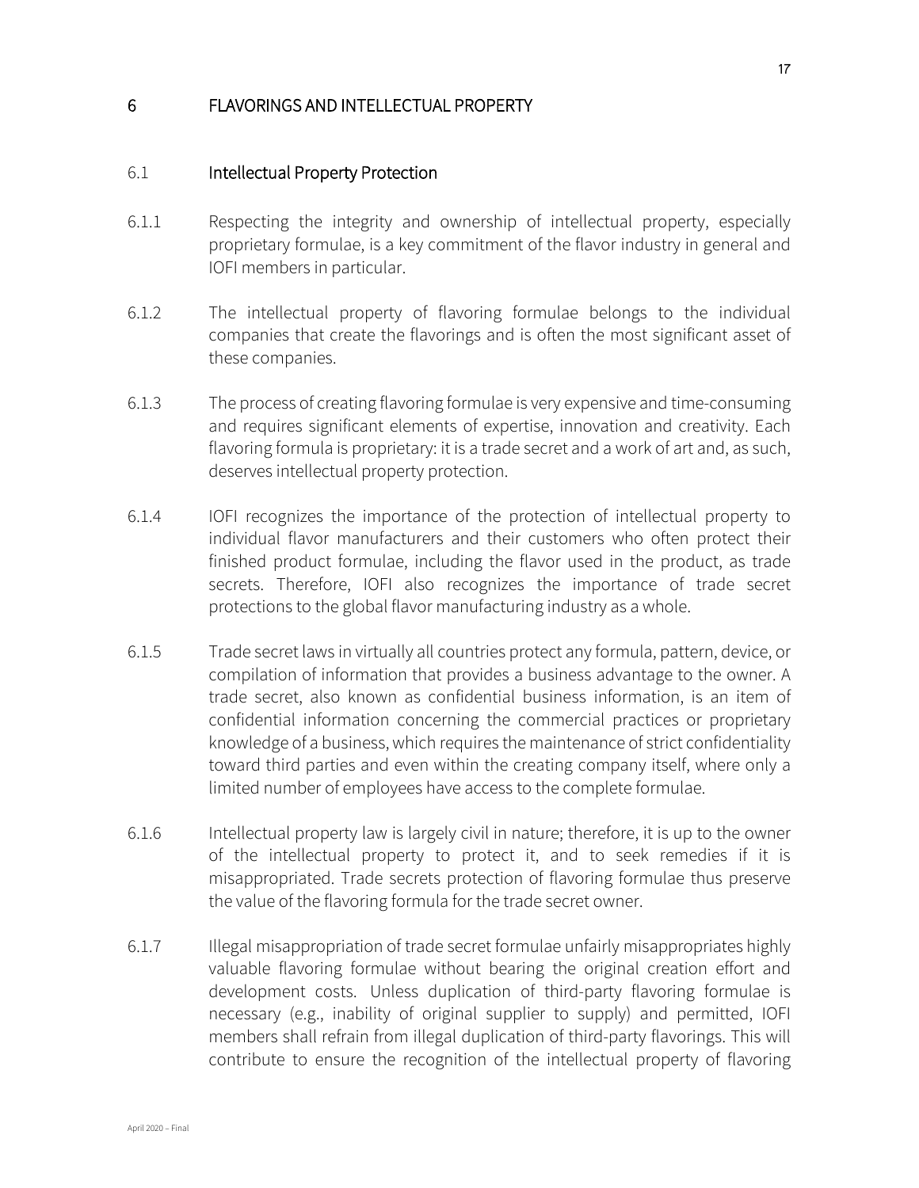# 6 FLAVORINGS AND INTELLECTUAL PROPERTY

## 6.1 Intellectual Property Protection

6.1.1 Respecting the integrity and ownership of intellectual property, especially proprietary formulae, is a key commitment of the flavor industry in general and IOFI members in particular.

6.1.2 The intellectual property of flavoring formulae belongs to the individual companies that create the flavorings and is often the most significant asset of these companies.

6.1.3 The process of creating flavoring formulae is very expensive and time-consuming and requires significant elements of expertise, innovation and creativity. Each flavoring formula is proprietary: it is a trade secret and a work of art and, as such, deserves intellectual property protection.

6.1.4 IOFI recognizes the importance of the protection of intellectual property to individual flavor manufacturers and their customers who often protect their finished product formulae, including the flavor used in the product, as trade secrets. Therefore, IOFI also recognizes the importance of trade secret protections to the global flavor manufacturing industry as a whole.

6.1.5 Trade secret laws in virtually all countries protect any formula, pattern, device, or compilation of information that provides a business advantage to the owner. A trade secret, also known as confidential business information, is an item of confidential information concerning the commercial practices or proprietary knowledge of a business, which requires the maintenance of strict confidentiality toward third parties and even within the creating company itself, where only a limited number of employees have access to the complete formulae.

6.1.6 Intellectual property law is largely civil in nature; therefore, it is up to the owner of the intellectual property to protect it, and to seek remedies if it is misappropriated. Trade secrets protection of flavoring formulae thus preserve the value of the flavoring formula for the trade secret owner.

6.1.7 Illegal misappropriation of trade secret formulae unfairly misappropriates highly valuable flavoring formulae without bearing the original creation effort and development costs. Unless duplication of third-party flavoring formulae is necessary (e.g., inability of original supplier to supply) and permitted, IOFI members shall refrain from illegal duplication of third-party flavorings. This will contribute to ensure the recognition of the intellectual property of flavoring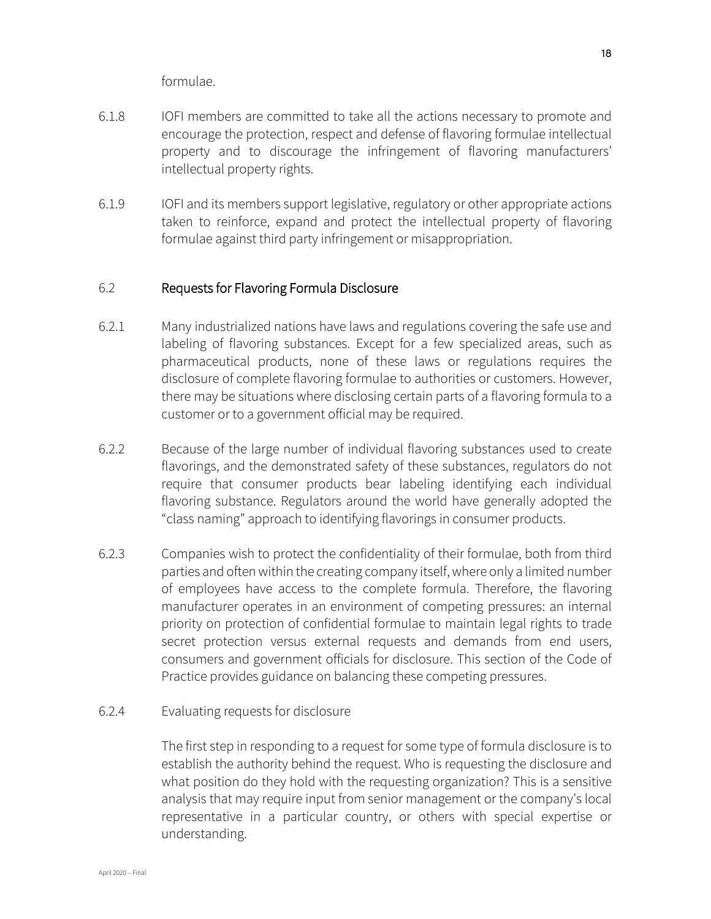formulae.

6.1.8 IOFI members are committed to take all the actions necessary to promote and encourage the protection, respect and defense of flavoring formulae intellectual property and to discourage the infringement of flavoring manufacturers' intellectual property rights.

6.1.9 IOFI and its members support legislative, regulatory or other appropriate actions taken to reinforce, expand and protect the intellectual property of flavoring formulae against third party infringement or misappropriation.

## 6.2 Requests for Flavoring Formula Disclosure

6.2.1 Many industrialized nations have laws and regulations covering the safe use and labeling of flavoring substances. Except for a few specialized areas, such as pharmaceutical products, none of these laws or regulations requires the disclosure of complete flavoring formulae to authorities or customers. However, there may be situations where disclosing certain parts of a flavoring formula to a customer or to a government official may be required.

6.2.2 Because of the large number of individual flavoring substances used to create flavorings, and the demonstrated safety of these substances, regulators do not require that consumer products bear labeling identifying each individual flavoring substance. Regulators around the world have generally adopted the "class naming" approach to identifying flavorings in consumer products.

6.2.3 Companies wish to protect the confidentiality of their formulae, both from third parties and often within the creating company itself, where only a limited number of employees have access to the complete formula. Therefore, the flavoring manufacturer operates in an environment of competing pressures: an internal priority on protection of confidential formulae to maintain legal rights to trade secret protection versus external requests and demands from end users, consumers and government officials for disclosure. This section of the Code of Practice provides guidance on balancing these competing pressures.

6.2.4 Evaluating requests for disclosure

The first step in responding to a request for some type of formula disclosure is to establish the authority behind the request. Who is requesting the disclosure and what position do they hold with the requesting organization? This is a sensitive analysis that may require input from senior management or the company's local representative in a particular country, or others with special expertise or understanding.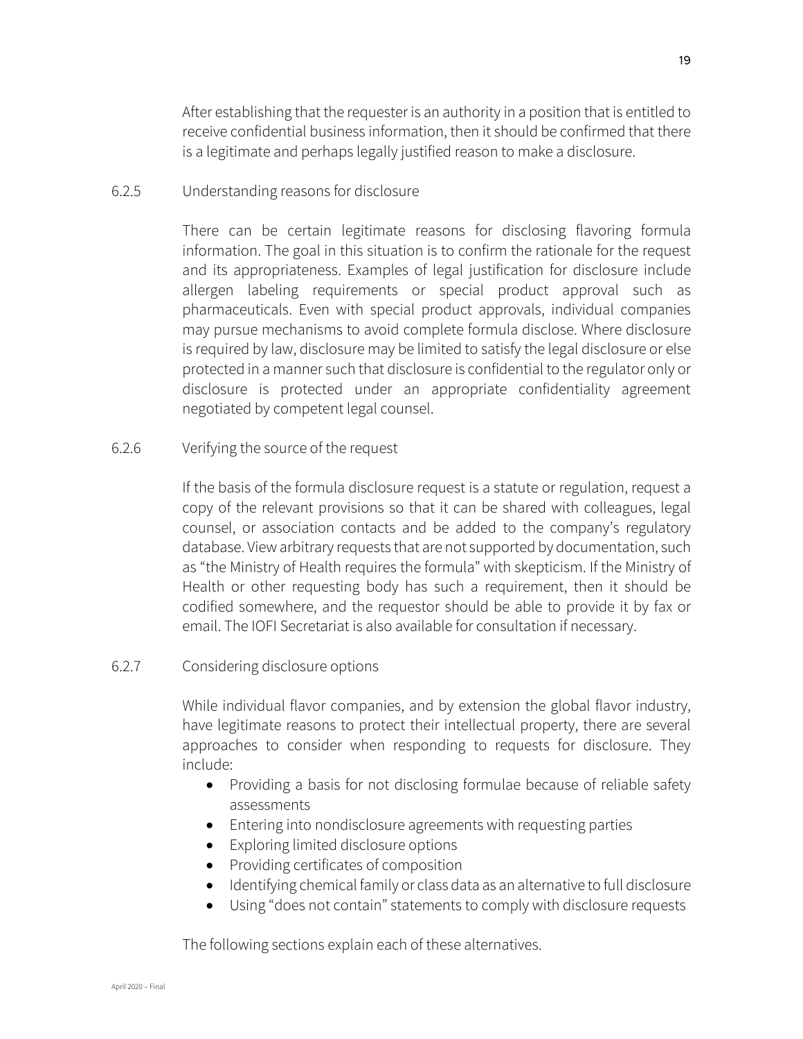After establishing that the requester is an authority in a position that is entitled to receive confidential business information, then it should be confirmed that there is a legitimate and perhaps legally justified reason to make a disclosure.

#### 6.2.5 Understanding reasons for disclosure

There can be certain legitimate reasons for disclosing flavoring formula information. The goal in this situation is to confirm the rationale for the request and its appropriateness. Examples of legal justification for disclosure include allergen labeling requirements or special product approval such as pharmaceuticals. Even with special product approvals, individual companies may pursue mechanisms to avoid complete formula disclose. Where disclosure is required by law, disclosure may be limited to satisfy the legal disclosure or else protected in a manner such that disclosure is confidential to the regulator only or disclosure is protected under an appropriate confidentiality agreement negotiated by competent legal counsel.

#### 6.2.6 Verifying the source of the request

If the basis of the formula disclosure request is a statute or regulation, request a copy of the relevant provisions so that it can be shared with colleagues, legal counsel, or association contacts and be added to the company's regulatory database. View arbitrary requests that are not supported by documentation, such as "the Ministry of Health requires the formula" with skepticism. If the Ministry of Health or other requesting body has such a requirement, then it should be codified somewhere, and the requestor should be able to provide it by fax or email. The IOFI Secretariat is also available for consultation if necessary.

#### 6.2.7 Considering disclosure options

While individual flavor companies, and by extension the global flavor industry, have legitimate reasons to protect their intellectual property, there are several approaches to consider when responding to requests for disclosure. They include:

- Providing a basis for not disclosing formulae because of reliable safety assessments
- Entering into nondisclosure agreements with requesting parties
- Exploring limited disclosure options
- Providing certificates of composition
- Identifying chemical family or class data as an alternative to full disclosure
- Using "does not contain" statements to comply with disclosure requests

The following sections explain each of these alternatives.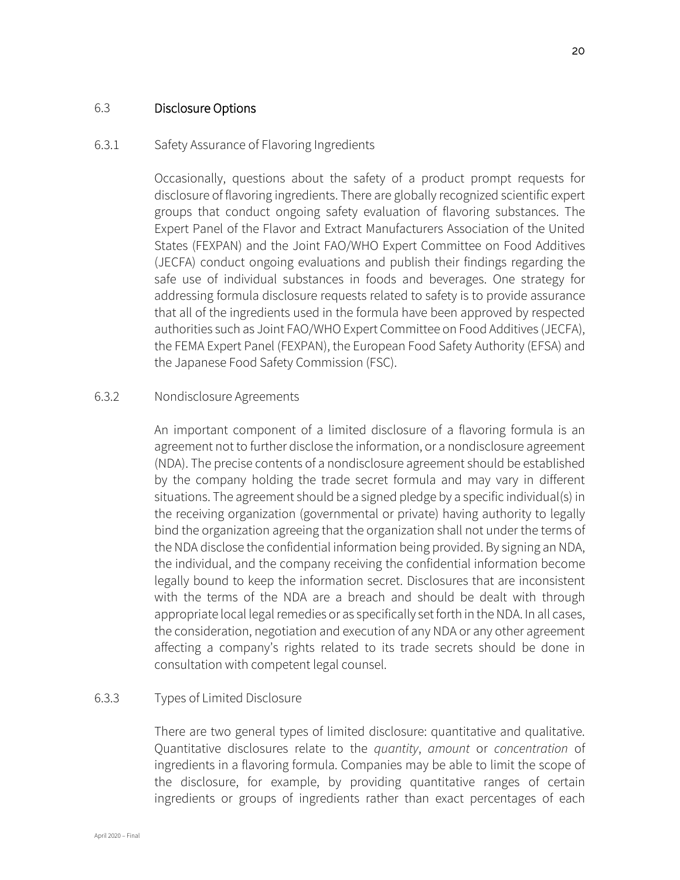## 6.3 **Disclosure Options**

### 6.3.1 Safety Assurance of Flavoring Ingredients

Occasionally, questions about the safety of a product prompt requests for disclosure of flavoring ingredients. There are globally recognized scientific expert groups that conduct ongoing safety evaluation of flavoring substances. The Expert Panel of the Flavor and Extract Manufacturers Association of the United States (FEXPAN) and the Joint FAO/WHO Expert Committee on Food Additives (JECFA) conduct ongoing evaluations and publish their findings regarding the safe use of individual substances in foods and beverages. One strategy for addressing formula disclosure requests related to safety is to provide assurance that all of the ingredients used in the formula have been approved by respected authorities such as Joint FAO/WHO Expert Committee on Food Additives (JECFA), the FEMA Expert Panel (FEXPAN), the European Food Safety Authority (EFSA) and the Japanese Food Safety Commission (FSC).

### 6.3.2 Nondisclosure Agreements

An important component of a limited disclosure of a flavoring formula is an agreement not to further disclose the information, or a nondisclosure agreement (NDA). The precise contents of a nondisclosure agreement should be established by the company holding the trade secret formula and may vary in different situations. The agreement should be a signed pledge by a specific individual(s) in the receiving organization (governmental or private) having authority to legally bind the organization agreeing that the organization shall not under the terms of the NDA disclose the confidential information being provided. By signing an NDA, the individual, and the company receiving the confidential information become legally bound to keep the information secret. Disclosures that are inconsistent with the terms of the NDA are a breach and should be dealt with through appropriate local legal remedies or as specifically set forth in the NDA. In all cases, the consideration, negotiation and execution of any NDA or any other agreement affecting a company's rights related to its trade secrets should be done in consultation with competent legal counsel.

### 6.3.3 Types of Limited Disclosure

There are two general types of limited disclosure: quantitative and qualitative. Quantitative disclosures relate to the *quantity*, *amount* or *concentration* of ingredients in a flavoring formula. Companies may be able to limit the scope of the disclosure, for example, by providing quantitative ranges of certain ingredients or groups of ingredients rather than exact percentages of each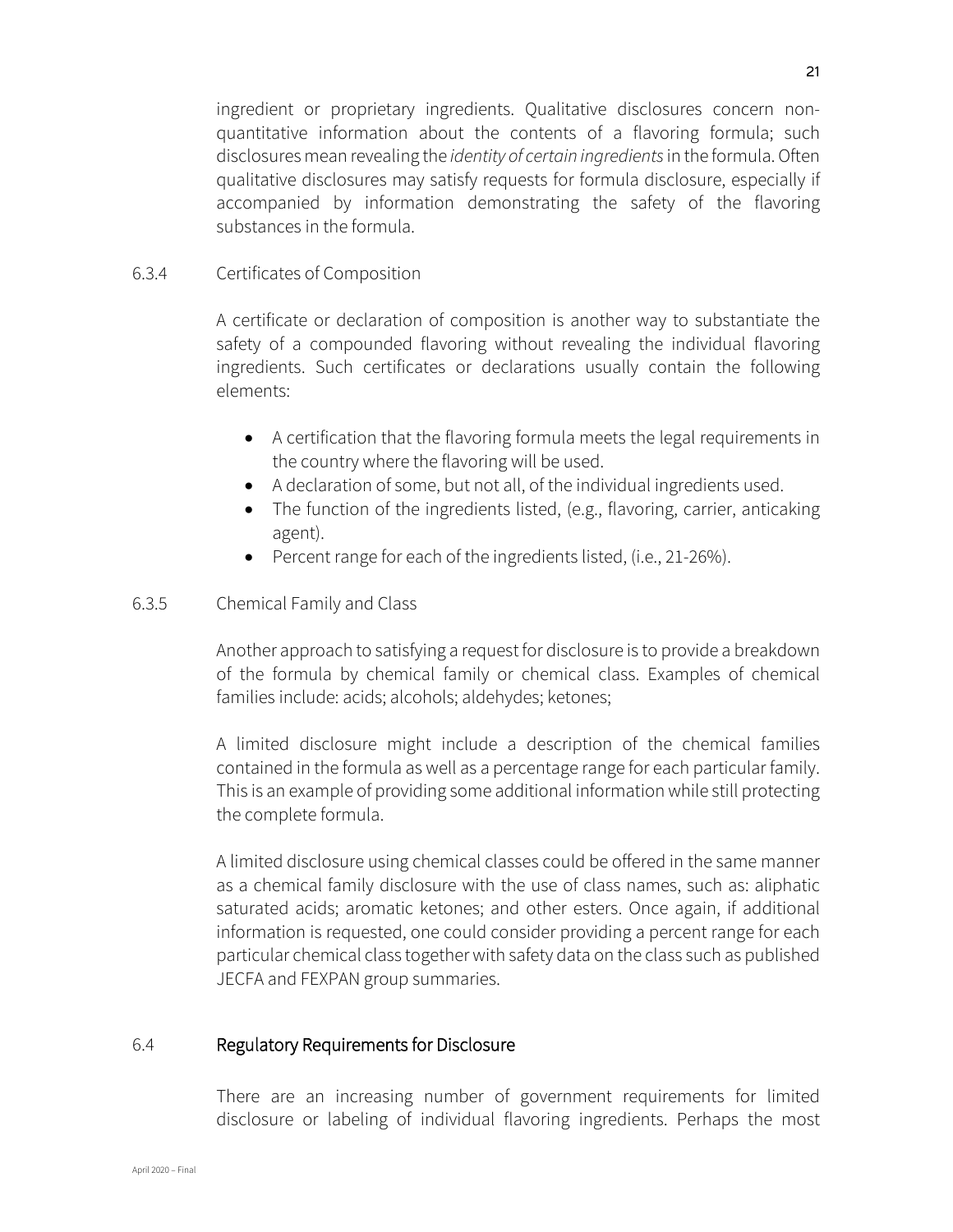ingredient or proprietary ingredients. Qualitative disclosures concern non-quantitative information about the contents of a flavoring formula; such disclosures mean revealing the *identity of certain ingredients* in the formula. Often qualitative disclosures may satisfy requests for formula disclosure, especially if accompanied by information demonstrating the safety of the flavoring substances in the formula.

#### 6.3.4 Certificates of Composition

A certificate or declaration of composition is another way to substantiate the safety of a compounded flavoring without revealing the individual flavoring ingredients. Such certificates or declarations usually contain the following elements:

- A certification that the flavoring formula meets the legal requirements in the country where the flavoring will be used.
- A declaration of some, but not all, of the individual ingredients used.
- The function of the ingredients listed, (e.g., flavoring, carrier, anticaking agent).
- Percent range for each of the ingredients listed, (i.e., 21-26%).

#### 6.3.5 Chemical Family and Class

Another approach to satisfying a request for disclosure is to provide a breakdown of the formula by chemical family or chemical class. Examples of chemical families include: acids; alcohols; aldehydes; ketones;

A limited disclosure might include a description of the chemical families contained in the formula as well as a percentage range for each particular family. This is an example of providing some additional information while still protecting the complete formula.

A limited disclosure using chemical classes could be offered in the same manner as a chemical family disclosure with the use of class names, such as: aliphatic saturated acids; aromatic ketones; and other esters. Once again, if additional information is requested, one could consider providing a percent range for each particular chemical class together with safety data on the class such as published JECFA and FEXPAN group summaries.

### 6.4 Regulatory Requirements for Disclosure

There are an increasing number of government requirements for limited disclosure or labeling of individual flavoring ingredients. Perhaps the most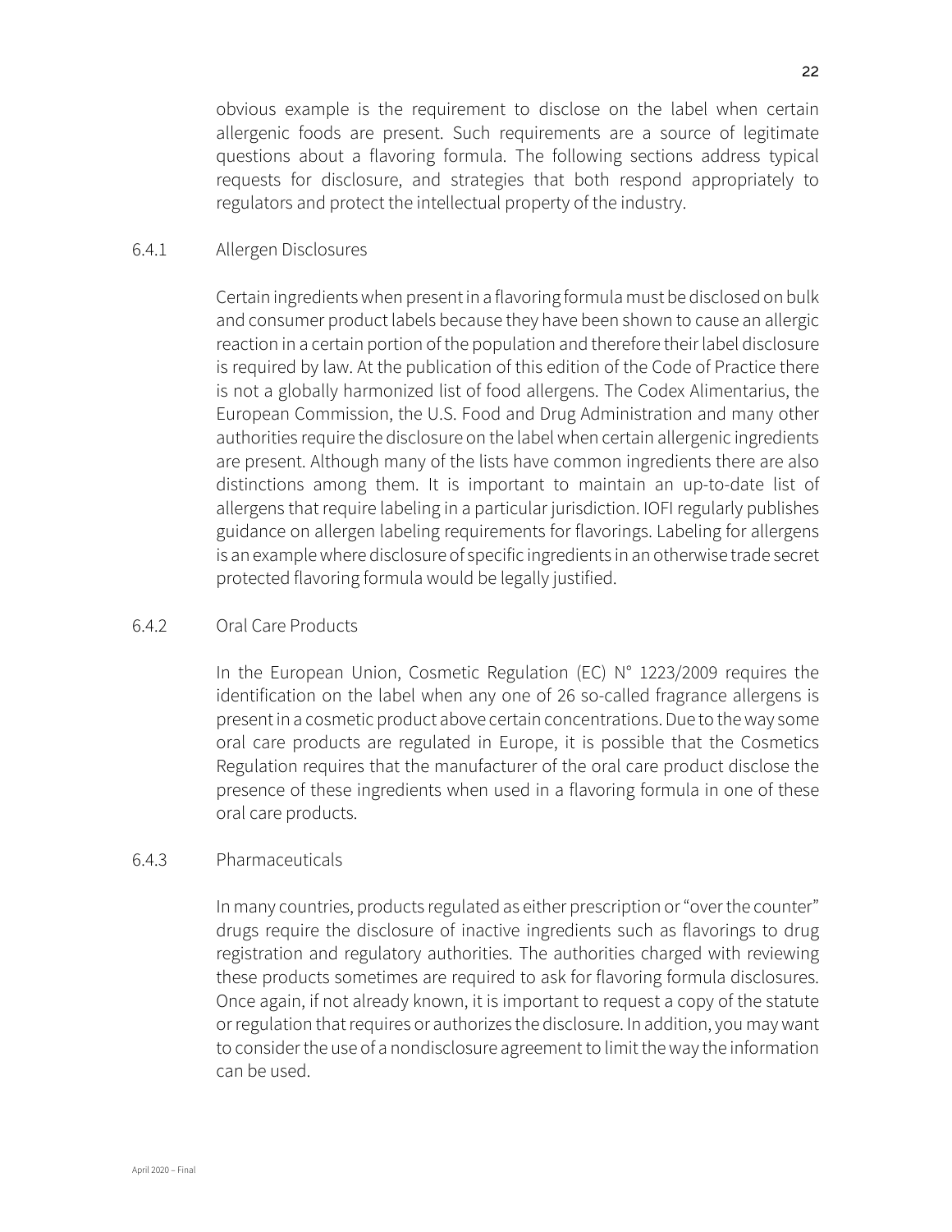obvious example is the requirement to disclose on the label when certain allergenic foods are present. Such requirements are a source of legitimate questions about a flavoring formula. The following sections address typical requests for disclosure, and strategies that both respond appropriately to regulators and protect the intellectual property of the industry.

### 6.4.1 Allergen Disclosures

Certain ingredients when present in a flavoring formula must be disclosed on bulk and consumer product labels because they have been shown to cause an allergic reaction in a certain portion of the population and therefore their label disclosure is required by law. At the publication of this edition of the Code of Practice there is not a globally harmonized list of food allergens. The Codex Alimentarius, the European Commission, the U.S. Food and Drug Administration and many other authorities require the disclosure on the label when certain allergenic ingredients are present. Although many of the lists have common ingredients there are also distinctions among them. It is important to maintain an up-to-date list of allergens that require labeling in a particular jurisdiction. IOFI regularly publishes guidance on allergen labeling requirements for flavorings. Labeling for allergens is an example where disclosure of specific ingredients in an otherwise trade secret protected flavoring formula would be legally justified.

### 6.4.2 Oral Care Products

In the European Union, Cosmetic Regulation (EC) N° 1223/2009 requires the identification on the label when any one of 26 so-called fragrance allergens is present in a cosmetic product above certain concentrations. Due to the way some oral care products are regulated in Europe, it is possible that the Cosmetics Regulation requires that the manufacturer of the oral care product disclose the presence of these ingredients when used in a flavoring formula in one of these oral care products.

### 6.4.3 Pharmaceuticals

In many countries, products regulated as either prescription or "over the counter" drugs require the disclosure of inactive ingredients such as flavorings to drug registration and regulatory authorities. The authorities charged with reviewing these products sometimes are required to ask for flavoring formula disclosures. Once again, if not already known, it is important to request a copy of the statute or regulation that requires or authorizes the disclosure. In addition, you may want to consider the use of a nondisclosure agreement to limit the way the information can be used.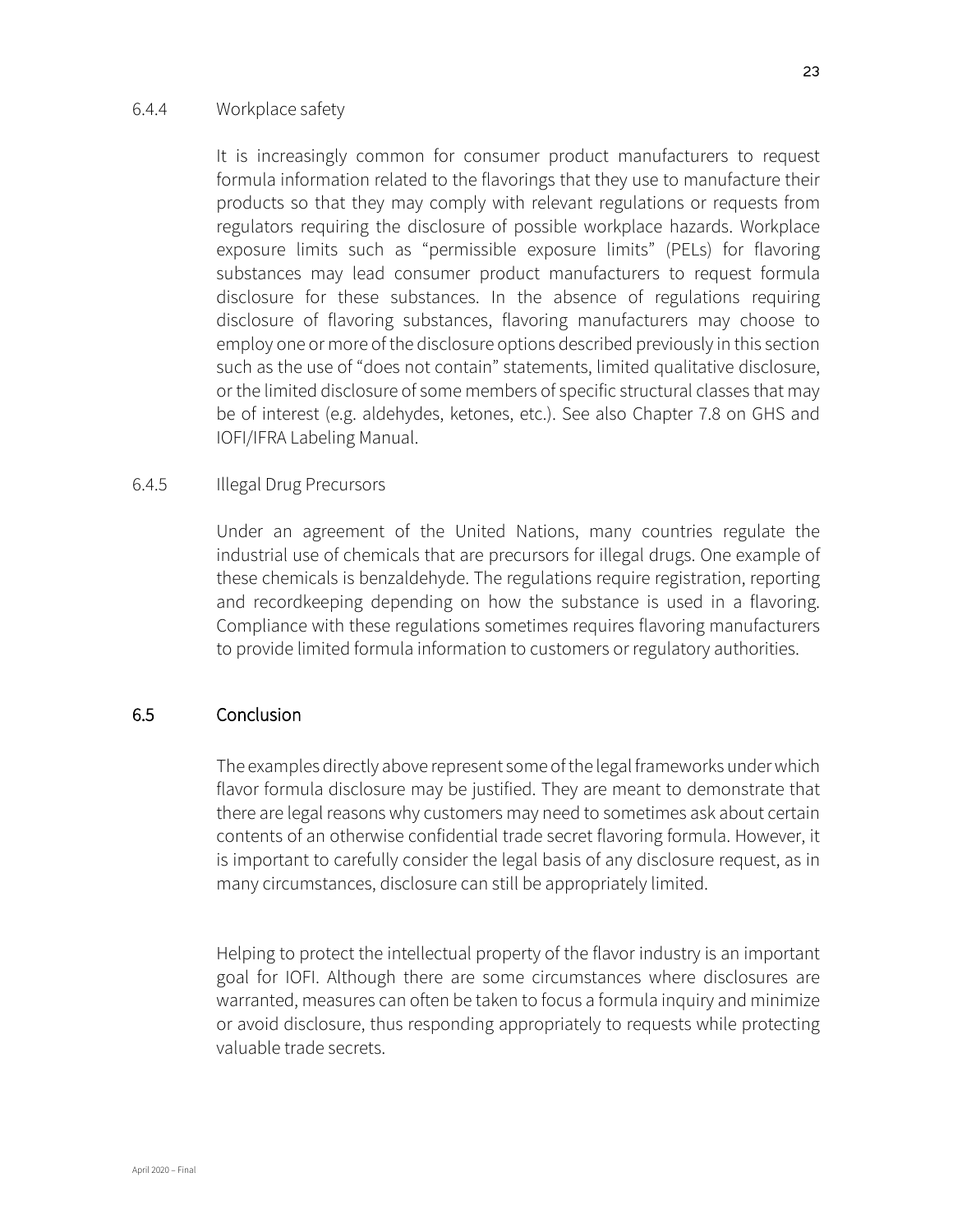#### 6.4.4 Workplace safety

It is increasingly common for consumer product manufacturers to request formula information related to the flavorings that they use to manufacture their products so that they may comply with relevant regulations or requests from regulators requiring the disclosure of possible workplace hazards. Workplace exposure limits such as "permissible exposure limits" (PELs) for flavoring substances may lead consumer product manufacturers to request formula disclosure for these substances. In the absence of regulations requiring disclosure of flavoring substances, flavoring manufacturers may choose to employ one or more of the disclosure options described previously in this section such as the use of "does not contain" statements, limited qualitative disclosure, or the limited disclosure of some members of specific structural classes that may be of interest (e.g. aldehydes, ketones, etc.). See also Chapter 7.8 on GHS and IOFI/IFRA Labeling Manual.

#### 6.4.5 Illegal Drug Precursors

Under an agreement of the United Nations, many countries regulate the industrial use of chemicals that are precursors for illegal drugs. One example of these chemicals is benzaldehyde. The regulations require registration, reporting and recordkeeping depending on how the substance is used in a flavoring. Compliance with these regulations sometimes requires flavoring manufacturers to provide limited formula information to customers or regulatory authorities.

### 6.5 Conclusion

The examples directly above represent some of the legal frameworks under which flavor formula disclosure may be justified. They are meant to demonstrate that there are legal reasons why customers may need to sometimes ask about certain contents of an otherwise confidential trade secret flavoring formula. However, it is important to carefully consider the legal basis of any disclosure request, as in many circumstances, disclosure can still be appropriately limited.

Helping to protect the intellectual property of the flavor industry is an important goal for IOFI. Although there are some circumstances where disclosures are warranted, measures can often be taken to focus a formula inquiry and minimize or avoid disclosure, thus responding appropriately to requests while protecting valuable trade secrets.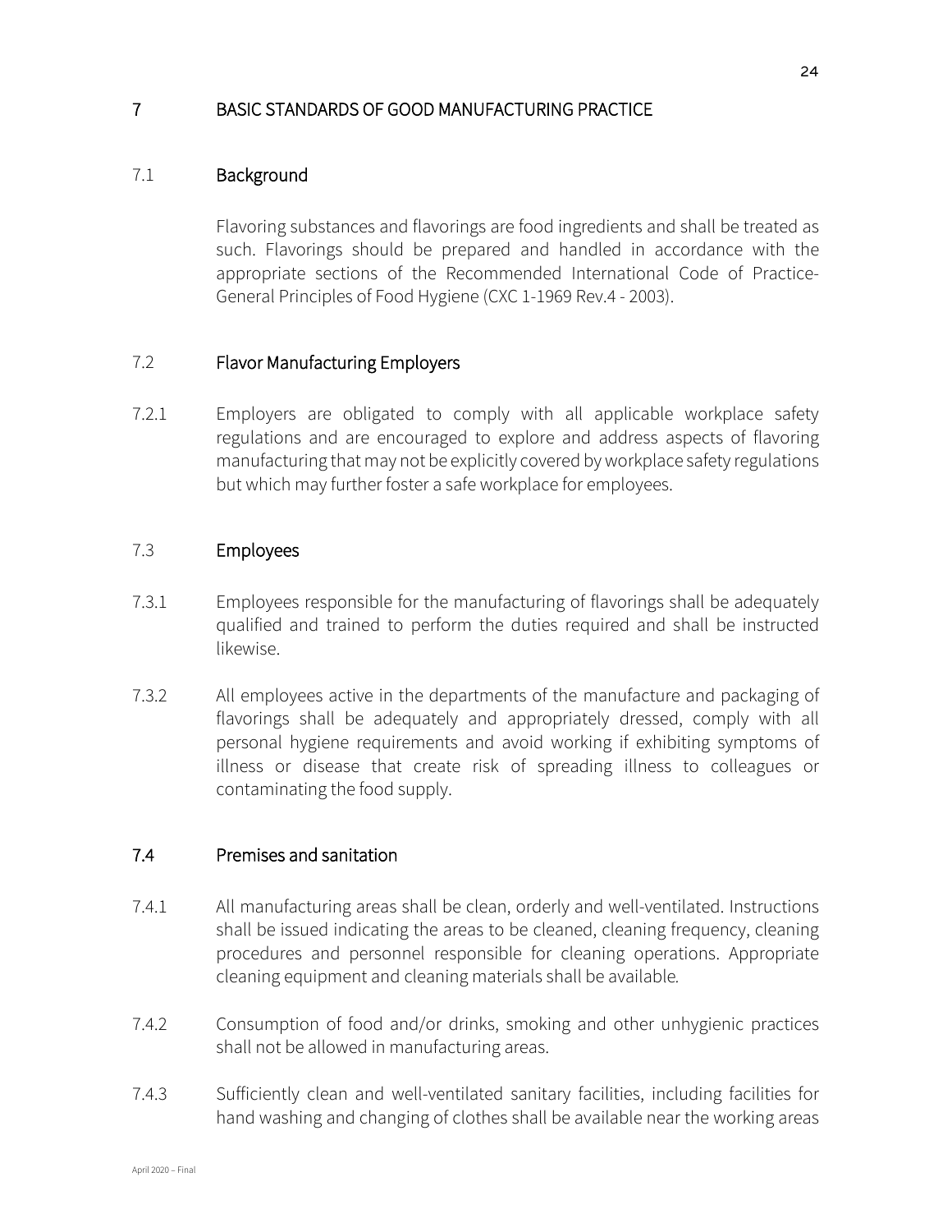# 7 BASIC STANDARDS OF GOOD MANUFACTURING PRACTICE

## 7.1 Background

Flavoring substances and flavorings are food ingredients and shall be treated as such. Flavorings should be prepared and handled in accordance with the appropriate sections of the Recommended International Code of Practice-General Principles of Food Hygiene (CXC 1-1969 Rev.4 - 2003).

## 7.2 Flavor Manufacturing Employers

7.2.1 Employers are obligated to comply with all applicable workplace safety regulations and are encouraged to explore and address aspects of flavoring manufacturing that may not be explicitly covered by workplace safety regulations but which may further foster a safe workplace for employees.

## 7.3 Employees

7.3.1 Employees responsible for the manufacturing of flavorings shall be adequately qualified and trained to perform the duties required and shall be instructed likewise.

7.3.2 All employees active in the departments of the manufacture and packaging of flavorings shall be adequately and appropriately dressed, comply with all personal hygiene requirements and avoid working if exhibiting symptoms of illness or disease that create risk of spreading illness to colleagues or contaminating the food supply.

## 7.4 Premises and sanitation

7.4.1 All manufacturing areas shall be clean, orderly and well-ventilated. Instructions shall be issued indicating the areas to be cleaned, cleaning frequency, cleaning procedures and personnel responsible for cleaning operations. Appropriate cleaning equipment and cleaning materials shall be available.

7.4.2 Consumption of food and/or drinks, smoking and other unhygienic practices shall not be allowed in manufacturing areas.

7.4.3 Sufficiently clean and well-ventilated sanitary facilities, including facilities for hand washing and changing of clothes shall be available near the working areas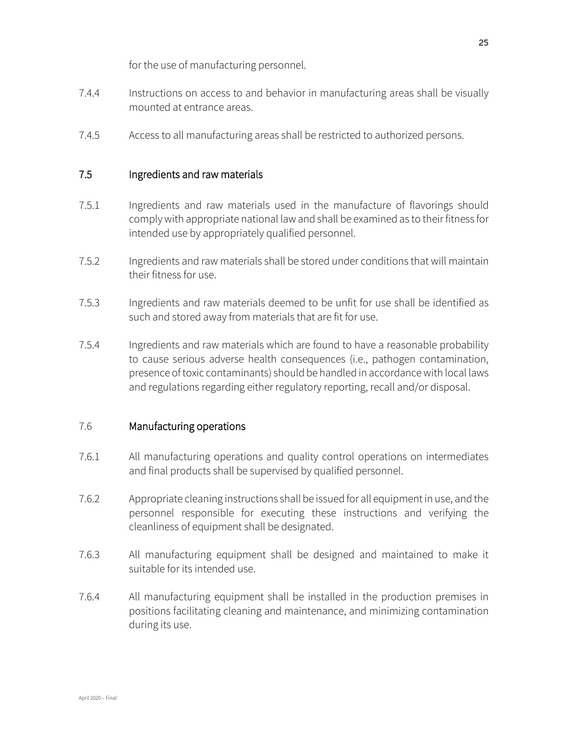for the use of manufacturing personnel.

7.4.4 Instructions on access to and behavior in manufacturing areas shall be visually mounted at entrance areas.

7.4.5 Access to all manufacturing areas shall be restricted to authorized persons.

## 7.5 Ingredients and raw materials

7.5.1 Ingredients and raw materials used in the manufacture of flavorings should comply with appropriate national law and shall be examined as to their fitness for intended use by appropriately qualified personnel.

7.5.2 Ingredients and raw materials shall be stored under conditions that will maintain their fitness for use.

7.5.3 Ingredients and raw materials deemed to be unfit for use shall be identified as such and stored away from materials that are fit for use.

7.5.4 Ingredients and raw materials which are found to have a reasonable probability to cause serious adverse health consequences (i.e., pathogen contamination, presence of toxic contaminants) should be handled in accordance with local laws and regulations regarding either regulatory reporting, recall and/or disposal.

## 7.6 Manufacturing operations

7.6.1 All manufacturing operations and quality control operations on intermediates and final products shall be supervised by qualified personnel.

7.6.2 Appropriate cleaning instructions shall be issued for all equipment in use, and the personnel responsible for executing these instructions and verifying the cleanliness of equipment shall be designated.

7.6.3 All manufacturing equipment shall be designed and maintained to make it suitable for its intended use.

7.6.4 All manufacturing equipment shall be installed in the production premises in positions facilitating cleaning and maintenance, and minimizing contamination during its use.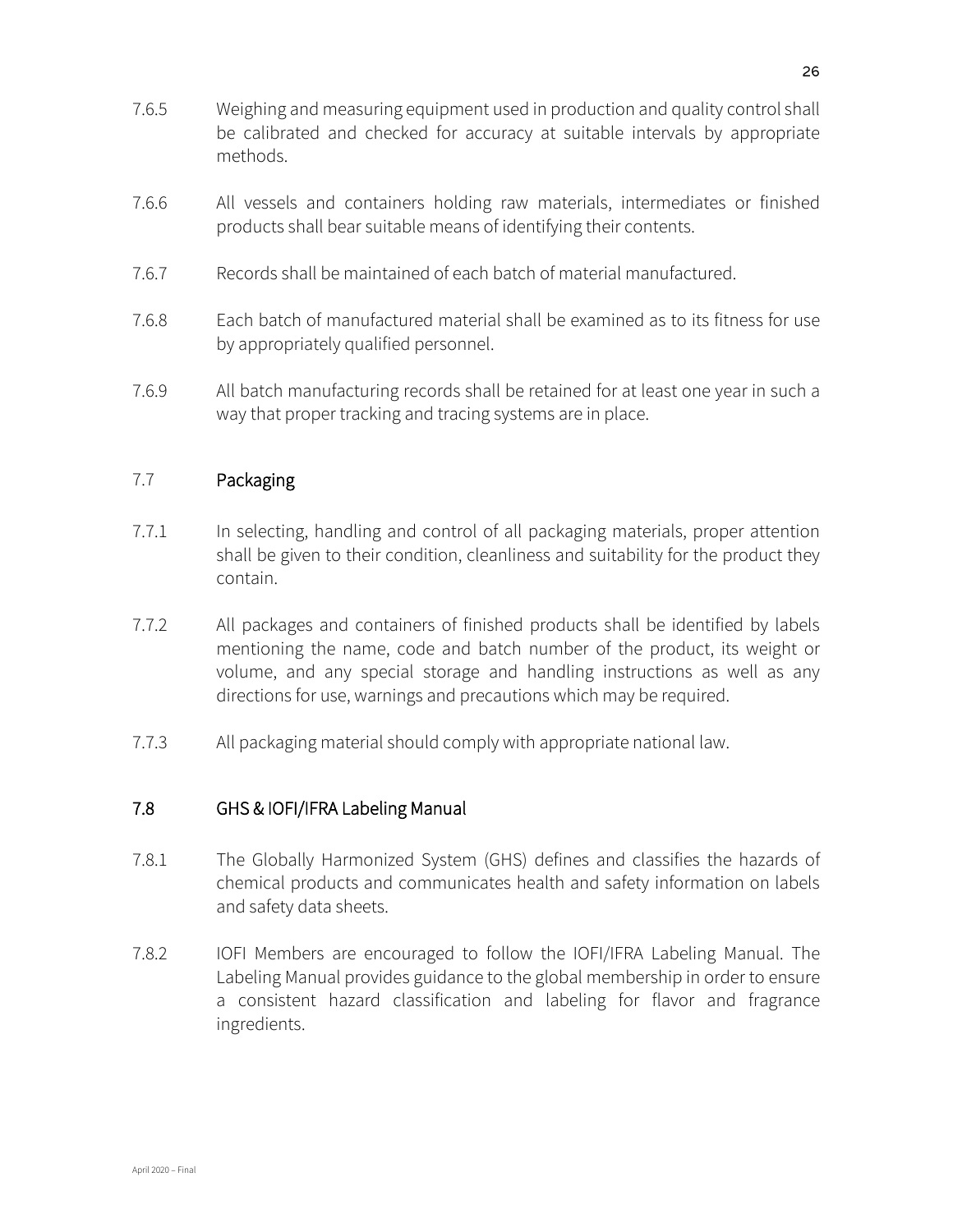7.6.5 Weighing and measuring equipment used in production and quality control shall be calibrated and checked for accuracy at suitable intervals by appropriate methods.

7.6.6 All vessels and containers holding raw materials, intermediates or finished products shall bear suitable means of identifying their contents.

7.6.7 Records shall be maintained of each batch of material manufactured.

7.6.8 Each batch of manufactured material shall be examined as to its fitness for use by appropriately qualified personnel.

7.6.9 All batch manufacturing records shall be retained for at least one year in such a way that proper tracking and tracing systems are in place.

### 7.7 Packaging

7.7.1 In selecting, handling and control of all packaging materials, proper attention shall be given to their condition, cleanliness and suitability for the product they contain.

7.7.2 All packages and containers of finished products shall be identified by labels mentioning the name, code and batch number of the product, its weight or volume, and any special storage and handling instructions as well as any directions for use, warnings and precautions which may be required.

7.7.3 All packaging material should comply with appropriate national law.

### 7.8 GHS & IOFI/IFRA Labeling Manual

7.8.1 The Globally Harmonized System (GHS) defines and classifies the hazards of chemical products and communicates health and safety information on labels and safety data sheets.

7.8.2 IOFI Members are encouraged to follow the IOFI/IFRA Labeling Manual. The Labeling Manual provides guidance to the global membership in order to ensure a consistent hazard classification and labeling for flavor and fragrance ingredients.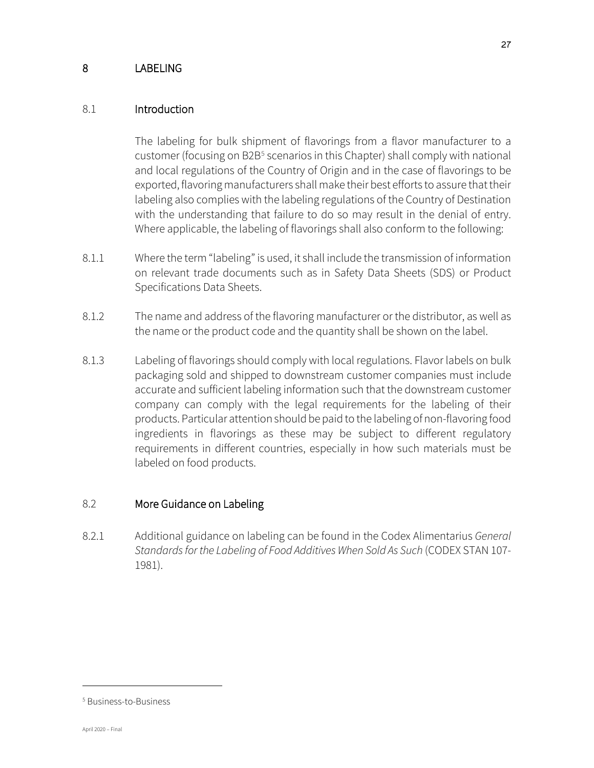# 8 LABELING

## 8.1 Introduction

The labeling for bulk shipment of flavorings from a flavor manufacturer to a customer (focusing on B2B[5] scenarios in this Chapter) shall comply with national and local regulations of the Country of Origin and in the case of flavorings to be exported, flavoring manufacturers shall make their best efforts to assure that their labeling also complies with the labeling regulations of the Country of Destination with the understanding that failure to do so may result in the denial of entry. Where applicable, the labeling of flavorings shall also conform to the following:

8.1.1 Where the term "labeling" is used, it shall include the transmission of information on relevant trade documents such as in Safety Data Sheets (SDS) or Product Specifications Data Sheets.

8.1.2 The name and address of the flavoring manufacturer or the distributor, as well as the name or the product code and the quantity shall be shown on the label.

8.1.3 Labeling of flavorings should comply with local regulations. Flavor labels on bulk packaging sold and shipped to downstream customer companies must include accurate and sufficient labeling information such that the downstream customer company can comply with the legal requirements for the labeling of their products. Particular attention should be paid to the labeling of non-flavoring food ingredients in flavorings as these may be subject to different regulatory requirements in different countries, especially in how such materials must be labeled on food products.

## 8.2 More Guidance on Labeling

8.2.1 Additional guidance on labeling can be found in the Codex Alimentarius *General Standards for the Labeling of Food Additives When Sold As Such* (CODEX STAN 107-1981).

---

[5] Business-to-Business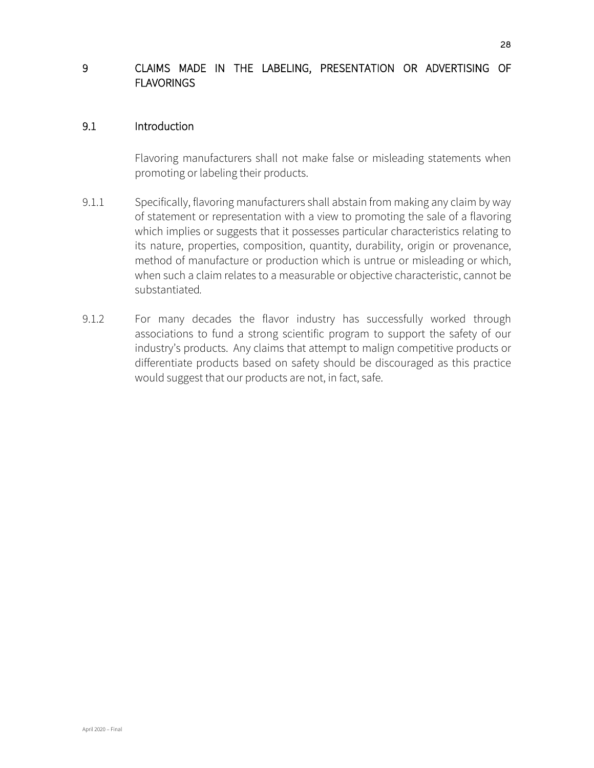# 9 CLAIMS MADE IN THE LABELING, PRESENTATION OR ADVERTISING OF FLAVORINGS

## 9.1 Introduction

Flavoring manufacturers shall not make false or misleading statements when promoting or labeling their products.

9.1.1 Specifically, flavoring manufacturers shall abstain from making any claim by way of statement or representation with a view to promoting the sale of a flavoring which implies or suggests that it possesses particular characteristics relating to its nature, properties, composition, quantity, durability, origin or provenance, method of manufacture or production which is untrue or misleading or which, when such a claim relates to a measurable or objective characteristic, cannot be substantiated.

9.1.2 For many decades the flavor industry has successfully worked through associations to fund a strong scientific program to support the safety of our industry's products. Any claims that attempt to malign competitive products or differentiate products based on safety should be discouraged as this practice would suggest that our products are not, in fact, safe.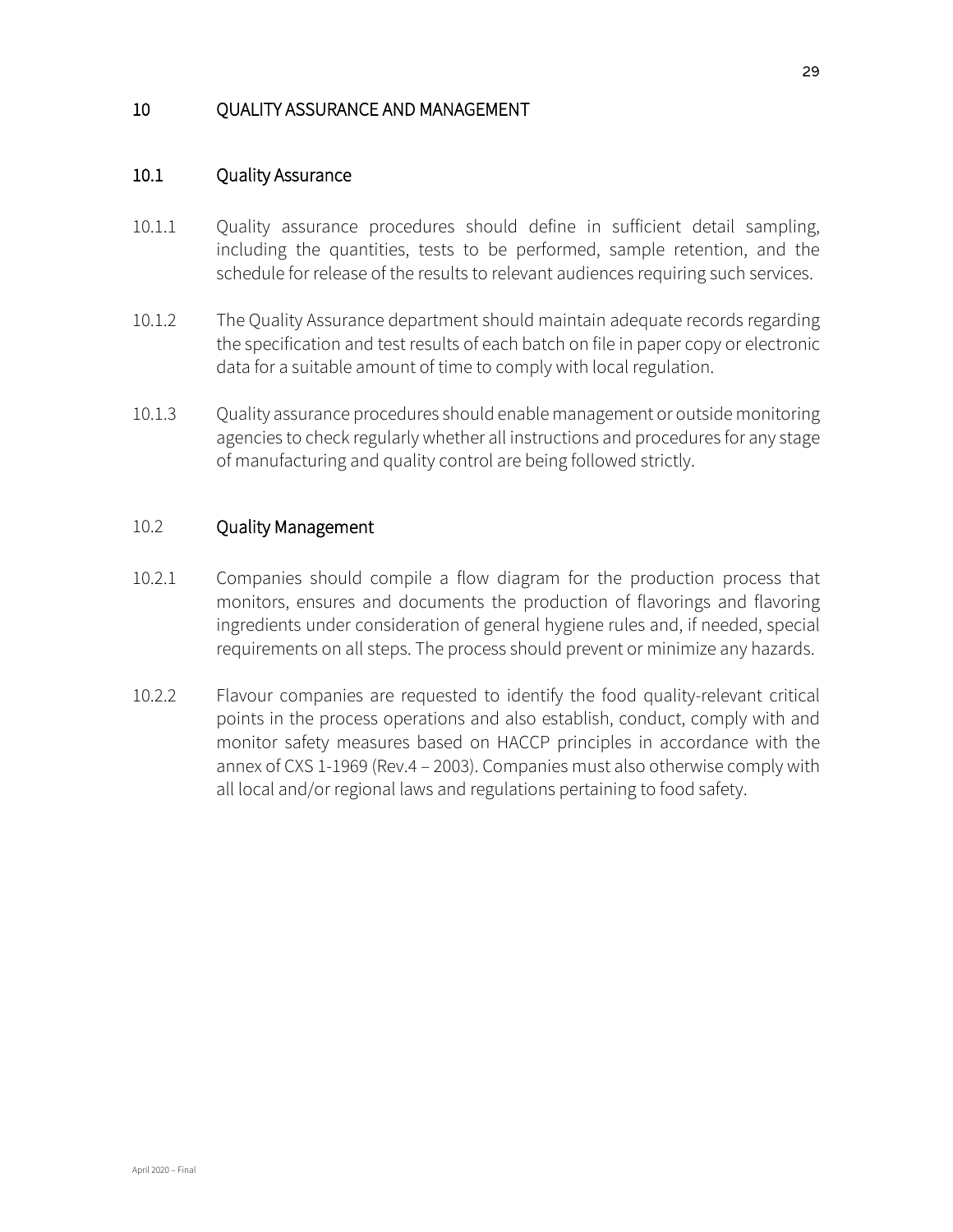# 10 QUALITY ASSURANCE AND MANAGEMENT

## 10.1 Quality Assurance

10.1.1 Quality assurance procedures should define in sufficient detail sampling, including the quantities, tests to be performed, sample retention, and the schedule for release of the results to relevant audiences requiring such services.

10.1.2 The Quality Assurance department should maintain adequate records regarding the specification and test results of each batch on file in paper copy or electronic data for a suitable amount of time to comply with local regulation.

10.1.3 Quality assurance procedures should enable management or outside monitoring agencies to check regularly whether all instructions and procedures for any stage of manufacturing and quality control are being followed strictly.

## 10.2 Quality Management

10.2.1 Companies should compile a flow diagram for the production process that monitors, ensures and documents the production of flavorings and flavoring ingredients under consideration of general hygiene rules and, if needed, special requirements on all steps. The process should prevent or minimize any hazards.

10.2.2 Flavour companies are requested to identify the food quality-relevant critical points in the process operations and also establish, conduct, comply with and monitor safety measures based on HACCP principles in accordance with the annex of CXS 1-1969 (Rev.4 – 2003). Companies must also otherwise comply with all local and/or regional laws and regulations pertaining to food safety.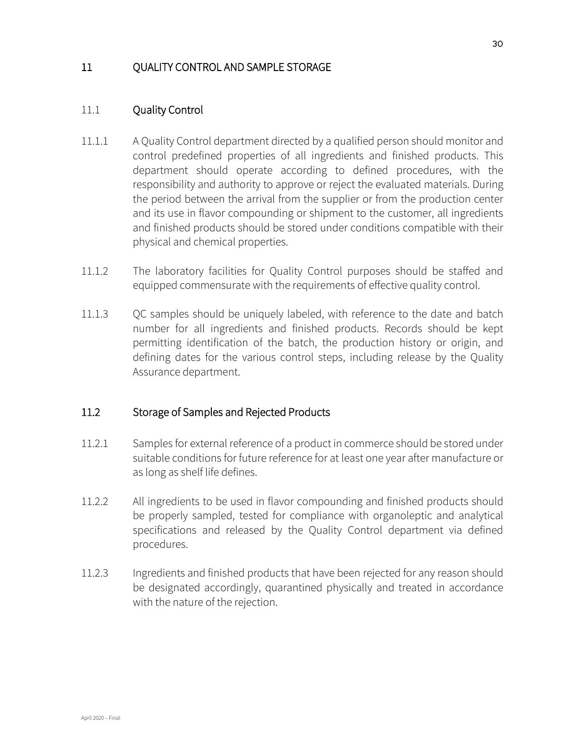# 11 QUALITY CONTROL AND SAMPLE STORAGE

## 11.1 Quality Control

11.1.1 A Quality Control department directed by a qualified person should monitor and control predefined properties of all ingredients and finished products. This department should operate according to defined procedures, with the responsibility and authority to approve or reject the evaluated materials. During the period between the arrival from the supplier or from the production center and its use in flavor compounding or shipment to the customer, all ingredients and finished products should be stored under conditions compatible with their physical and chemical properties.

11.1.2 The laboratory facilities for Quality Control purposes should be staffed and equipped commensurate with the requirements of effective quality control.

11.1.3 QC samples should be uniquely labeled, with reference to the date and batch number for all ingredients and finished products. Records should be kept permitting identification of the batch, the production history or origin, and defining dates for the various control steps, including release by the Quality Assurance department.

## 11.2 Storage of Samples and Rejected Products

11.2.1 Samples for external reference of a product in commerce should be stored under suitable conditions for future reference for at least one year after manufacture or as long as shelf life defines.

11.2.2 All ingredients to be used in flavor compounding and finished products should be properly sampled, tested for compliance with organoleptic and analytical specifications and released by the Quality Control department via defined procedures.

11.2.3 Ingredients and finished products that have been rejected for any reason should be designated accordingly, quarantined physically and treated in accordance with the nature of the rejection.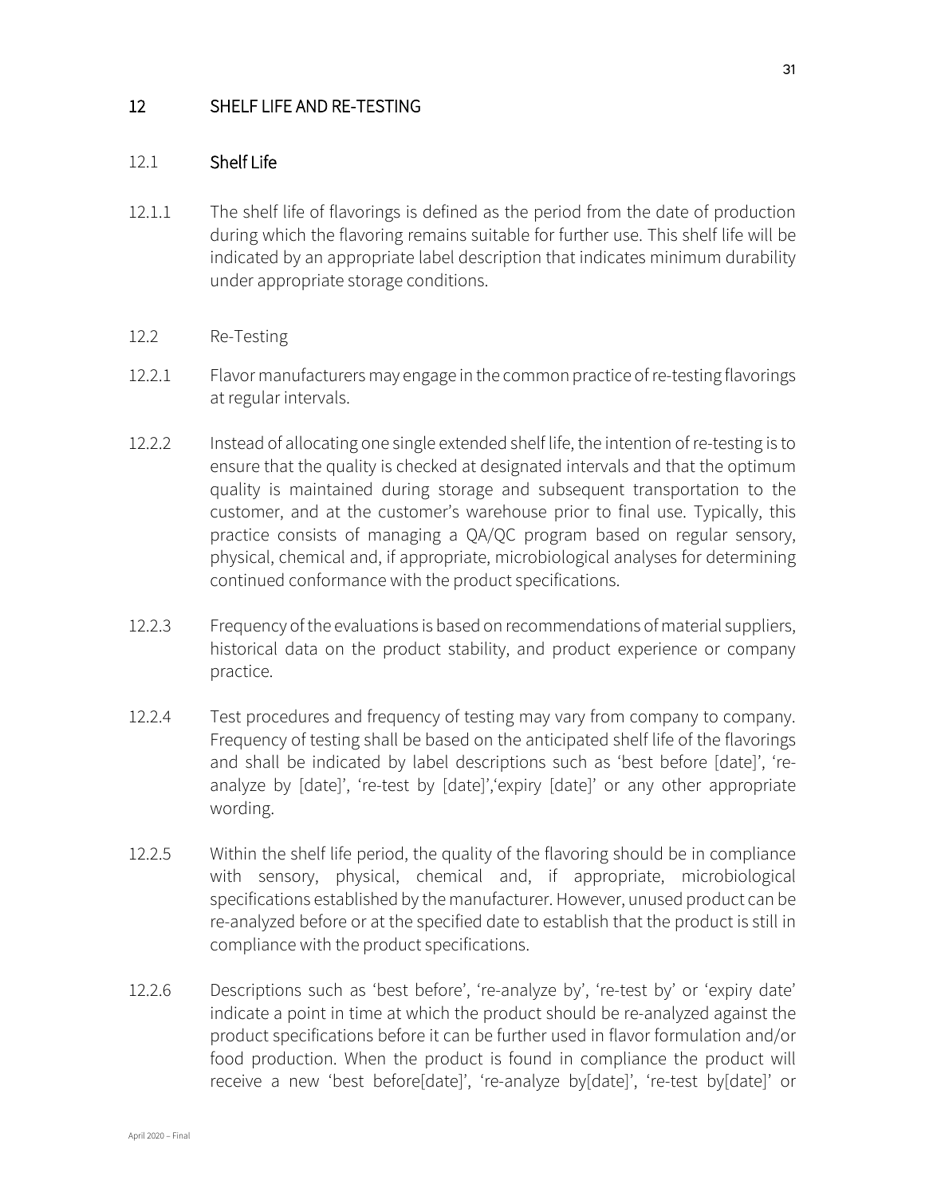## 12 SHELF LIFE AND RE-TESTING

### 12.1 Shelf Life

12.1.1 The shelf life of flavorings is defined as the period from the date of production during which the flavoring remains suitable for further use. This shelf life will be indicated by an appropriate label description that indicates minimum durability under appropriate storage conditions.

### 12.2 Re-Testing

12.2.1 Flavor manufacturers may engage in the common practice of re-testing flavorings at regular intervals.

12.2.2 Instead of allocating one single extended shelf life, the intention of re-testing is to ensure that the quality is checked at designated intervals and that the optimum quality is maintained during storage and subsequent transportation to the customer, and at the customer's warehouse prior to final use. Typically, this practice consists of managing a QA/QC program based on regular sensory, physical, chemical and, if appropriate, microbiological analyses for determining continued conformance with the product specifications.

12.2.3 Frequency of the evaluations is based on recommendations of material suppliers, historical data on the product stability, and product experience or company practice.

12.2.4 Test procedures and frequency of testing may vary from company to company. Frequency of testing shall be based on the anticipated shelf life of the flavorings and shall be indicated by label descriptions such as 'best before [date]', 're-analyze by [date]', 're-test by [date]','expiry [date]' or any other appropriate wording.

12.2.5 Within the shelf life period, the quality of the flavoring should be in compliance with sensory, physical, chemical and, if appropriate, microbiological specifications established by the manufacturer. However, unused product can be re-analyzed before or at the specified date to establish that the product is still in compliance with the product specifications.

12.2.6 Descriptions such as 'best before', 're-analyze by', 're-test by' or 'expiry date' indicate a point in time at which the product should be re-analyzed against the product specifications before it can be further used in flavor formulation and/or food production. When the product is found in compliance the product will receive a new 'best before[date]', 're-analyze by[date]', 're-test by[date]' or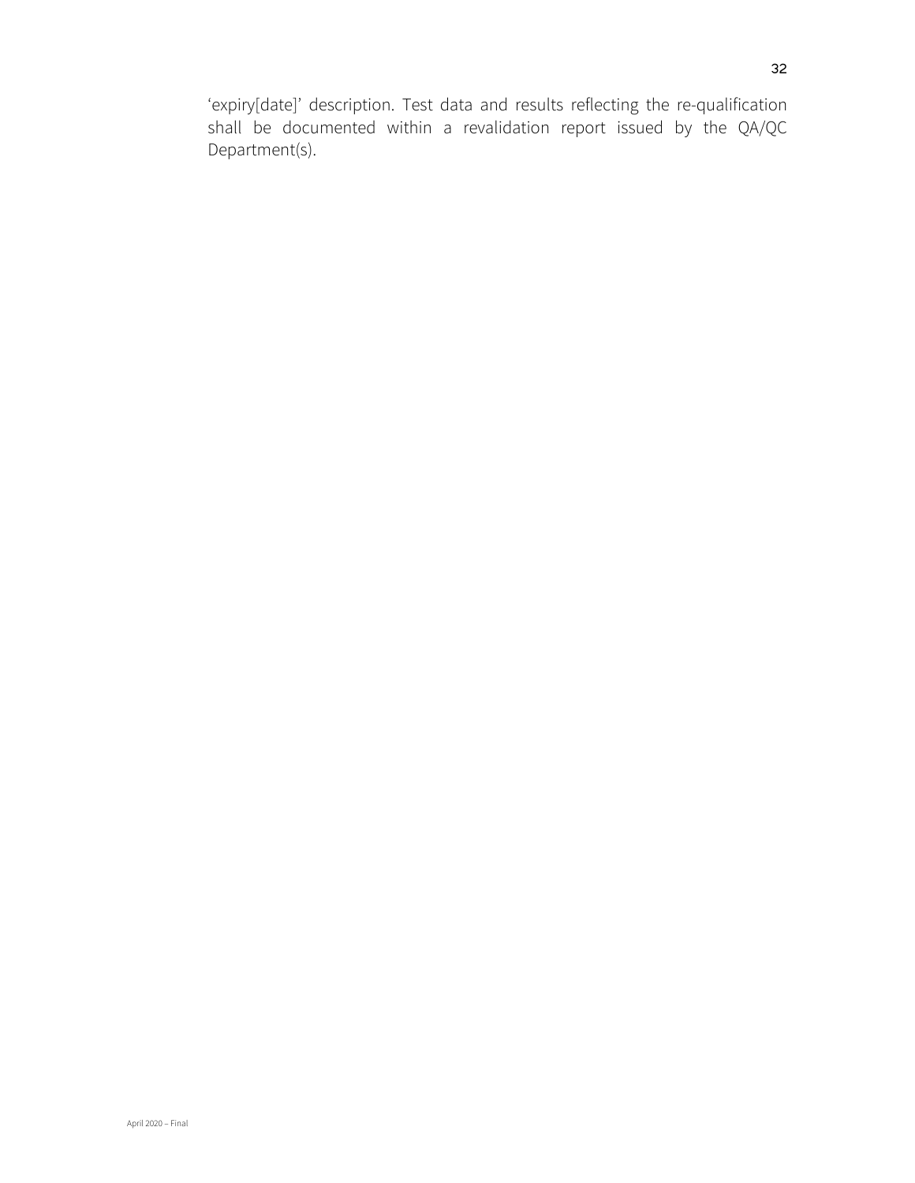'expiry[date]' description. Test data and results reflecting the re-qualification shall be documented within a revalidation report issued by the QA/QC Department(s).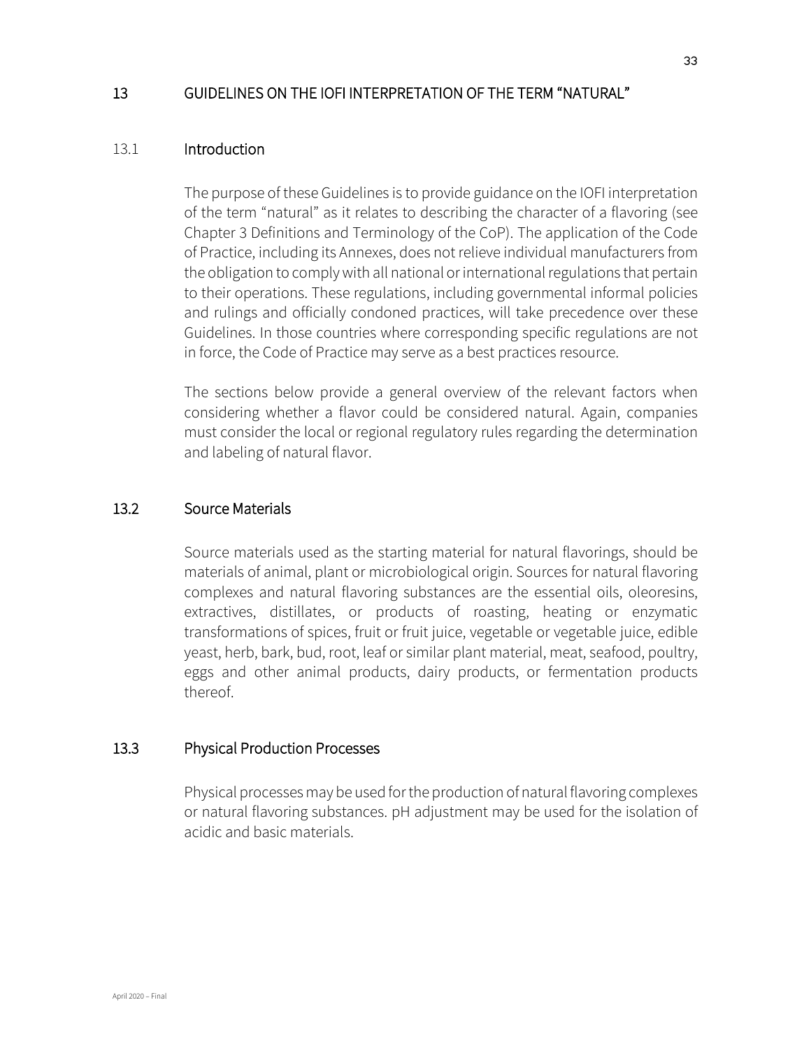# 13 GUIDELINES ON THE IOFI INTERPRETATION OF THE TERM "NATURAL"

## 13.1 Introduction

The purpose of these Guidelines is to provide guidance on the IOFI interpretation of the term "natural" as it relates to describing the character of a flavoring (see Chapter 3 Definitions and Terminology of the CoP). The application of the Code of Practice, including its Annexes, does not relieve individual manufacturers from the obligation to comply with all national or international regulations that pertain to their operations. These regulations, including governmental informal policies and rulings and officially condoned practices, will take precedence over these Guidelines. In those countries where corresponding specific regulations are not in force, the Code of Practice may serve as a best practices resource.

The sections below provide a general overview of the relevant factors when considering whether a flavor could be considered natural. Again, companies must consider the local or regional regulatory rules regarding the determination and labeling of natural flavor.

## 13.2 Source Materials

Source materials used as the starting material for natural flavorings, should be materials of animal, plant or microbiological origin. Sources for natural flavoring complexes and natural flavoring substances are the essential oils, oleoresins, extractives, distillates, or products of roasting, heating or enzymatic transformations of spices, fruit or fruit juice, vegetable or vegetable juice, edible yeast, herb, bark, bud, root, leaf or similar plant material, meat, seafood, poultry, eggs and other animal products, dairy products, or fermentation products thereof.

## 13.3 Physical Production Processes

Physical processes may be used for the production of natural flavoring complexes or natural flavoring substances. pH adjustment may be used for the isolation of acidic and basic materials.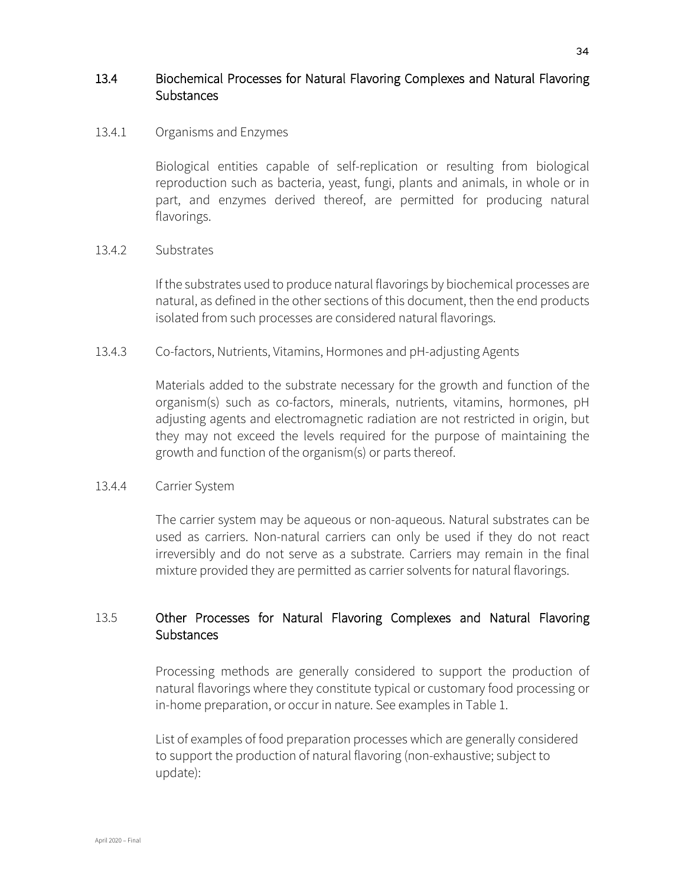## 13.4 Biochemical Processes for Natural Flavoring Complexes and Natural Flavoring Substances

### 13.4.1 Organisms and Enzymes

Biological entities capable of self-replication or resulting from biological reproduction such as bacteria, yeast, fungi, plants and animals, in whole or in part, and enzymes derived thereof, are permitted for producing natural flavorings.

### 13.4.2 Substrates

If the substrates used to produce natural flavorings by biochemical processes are natural, as defined in the other sections of this document, then the end products isolated from such processes are considered natural flavorings.

### 13.4.3 Co-factors, Nutrients, Vitamins, Hormones and pH-adjusting Agents

Materials added to the substrate necessary for the growth and function of the organism(s) such as co-factors, minerals, nutrients, vitamins, hormones, pH adjusting agents and electromagnetic radiation are not restricted in origin, but they may not exceed the levels required for the purpose of maintaining the growth and function of the organism(s) or parts thereof.

### 13.4.4 Carrier System

The carrier system may be aqueous or non-aqueous. Natural substrates can be used as carriers. Non-natural carriers can only be used if they do not react irreversibly and do not serve as a substrate. Carriers may remain in the final mixture provided they are permitted as carrier solvents for natural flavorings.

## 13.5 Other Processes for Natural Flavoring Complexes and Natural Flavoring Substances

Processing methods are generally considered to support the production of natural flavorings where they constitute typical or customary food processing or in-home preparation, or occur in nature. See examples in Table 1.

List of examples of food preparation processes which are generally considered to support the production of natural flavoring (non-exhaustive; subject to update):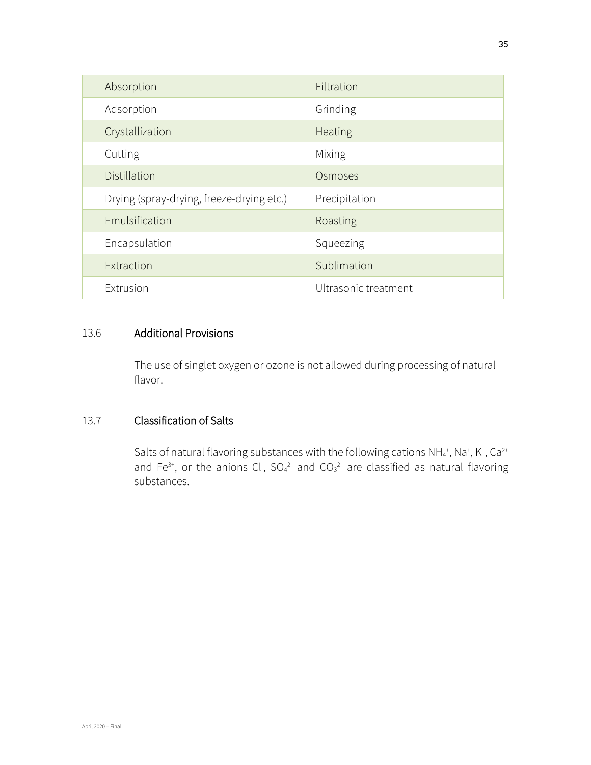| Absorption | Filtration |
|---|---|
| Adsorption | Grinding |
| Crystallization | Heating |
| Cutting | Mixing |
| Distillation | Osmoses |
| Drying (spray-drying, freeze-drying etc.) | Precipitation |
| Emulsification | Roasting |
| Encapsulation | Squeezing |
| Extraction | Sublimation |
| Extrusion | Ultrasonic treatment |

## 13.6 Additional Provisions

The use of singlet oxygen or ozone is not allowed during processing of natural flavor.

## 13.7 Classification of Salts

Salts of natural flavoring substances with the following cations $NH_4^+$, $Na^+$, $K^+$, $Ca^{2+}$ and $Fe^{3+}$, or the anions $Cl^-$, $SO_4^{2-}$ and $CO_3^{2-}$ are classified as natural flavoring substances.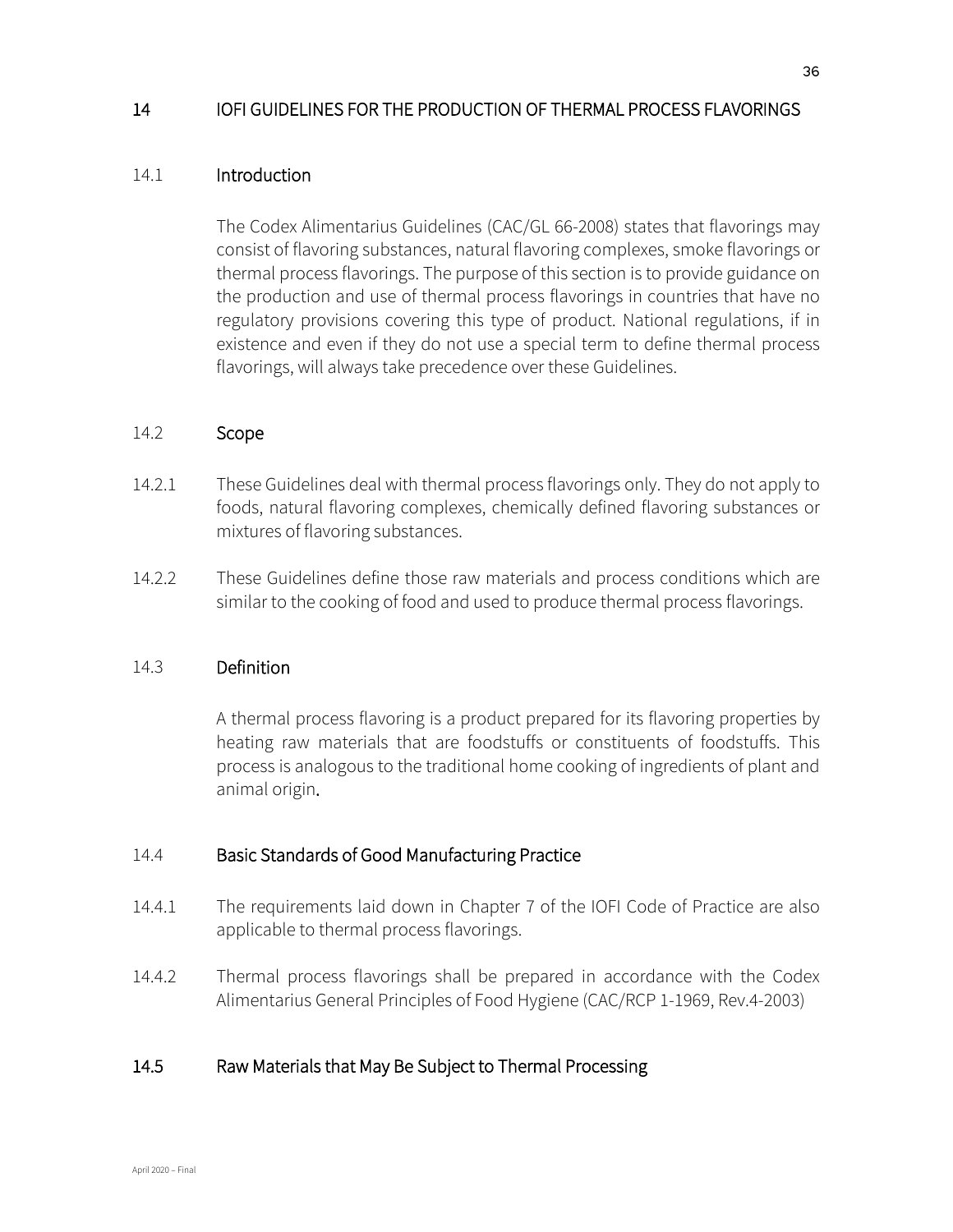## 14 IOFI GUIDELINES FOR THE PRODUCTION OF THERMAL PROCESS FLAVORINGS

### 14.1 Introduction

The Codex Alimentarius Guidelines (CAC/GL 66-2008) states that flavorings may consist of flavoring substances, natural flavoring complexes, smoke flavorings or thermal process flavorings. The purpose of this section is to provide guidance on the production and use of thermal process flavorings in countries that have no regulatory provisions covering this type of product. National regulations, if in existence and even if they do not use a special term to define thermal process flavorings, will always take precedence over these Guidelines.

### 14.2 Scope

14.2.1 These Guidelines deal with thermal process flavorings only. They do not apply to foods, natural flavoring complexes, chemically defined flavoring substances or mixtures of flavoring substances.

14.2.2 These Guidelines define those raw materials and process conditions which are similar to the cooking of food and used to produce thermal process flavorings.

### 14.3 Definition

A thermal process flavoring is a product prepared for its flavoring properties by heating raw materials that are foodstuffs or constituents of foodstuffs. This process is analogous to the traditional home cooking of ingredients of plant and animal origin.

### 14.4 Basic Standards of Good Manufacturing Practice

14.4.1 The requirements laid down in Chapter 7 of the IOFI Code of Practice are also applicable to thermal process flavorings.

14.4.2 Thermal process flavorings shall be prepared in accordance with the Codex Alimentarius General Principles of Food Hygiene (CAC/RCP 1-1969, Rev.4-2003)

### 14.5 Raw Materials that May Be Subject to Thermal Processing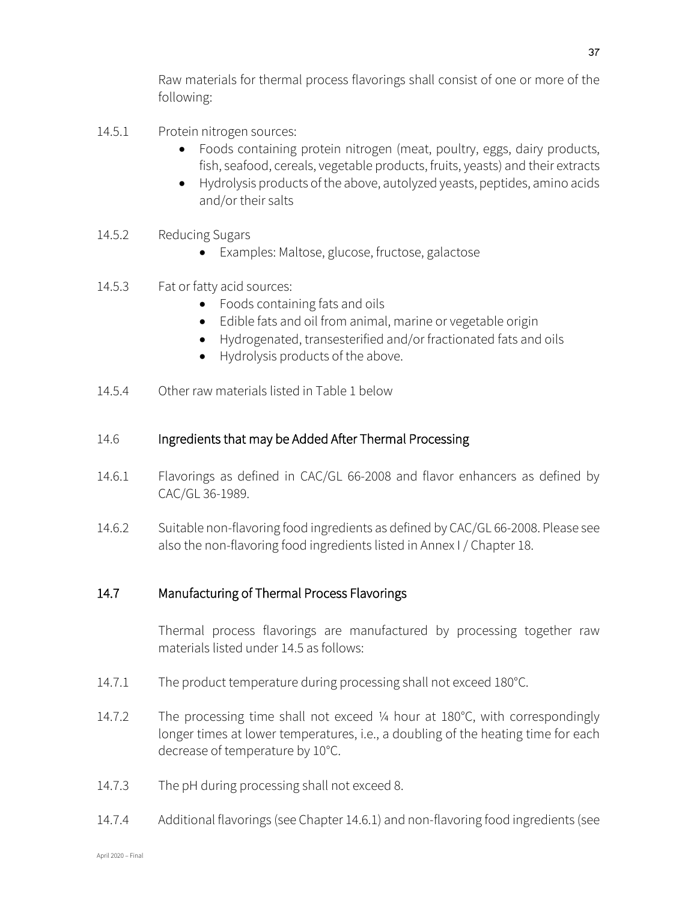Raw materials for thermal process flavorings shall consist of one or more of the following:

14.5.1 Protein nitrogen sources:

- Foods containing protein nitrogen (meat, poultry, eggs, dairy products, fish, seafood, cereals, vegetable products, fruits, yeasts) and their extracts
- Hydrolysis products of the above, autolyzed yeasts, peptides, amino acids and/or their salts

14.5.2 Reducing Sugars

- Examples: Maltose, glucose, fructose, galactose

14.5.3 Fat or fatty acid sources:

- Foods containing fats and oils
- Edible fats and oil from animal, marine or vegetable origin
- Hydrogenated, transesterified and/or fractionated fats and oils
- Hydrolysis products of the above.

14.5.4 Other raw materials listed in Table 1 below

## 14.6 Ingredients that may be Added After Thermal Processing

14.6.1 Flavorings as defined in CAC/GL 66-2008 and flavor enhancers as defined by CAC/GL 36-1989.

14.6.2 Suitable non-flavoring food ingredients as defined by CAC/GL 66-2008. Please see also the non-flavoring food ingredients listed in Annex I / Chapter 18.

## 14.7 Manufacturing of Thermal Process Flavorings

Thermal process flavorings are manufactured by processing together raw materials listed under 14.5 as follows:

14.7.1 The product temperature during processing shall not exceed 180°C.

14.7.2 The processing time shall not exceed ¼ hour at 180°C, with correspondingly longer times at lower temperatures, i.e., a doubling of the heating time for each decrease of temperature by 10°C.

14.7.3 The pH during processing shall not exceed 8.

14.7.4 Additional flavorings (see Chapter 14.6.1) and non-flavoring food ingredients (see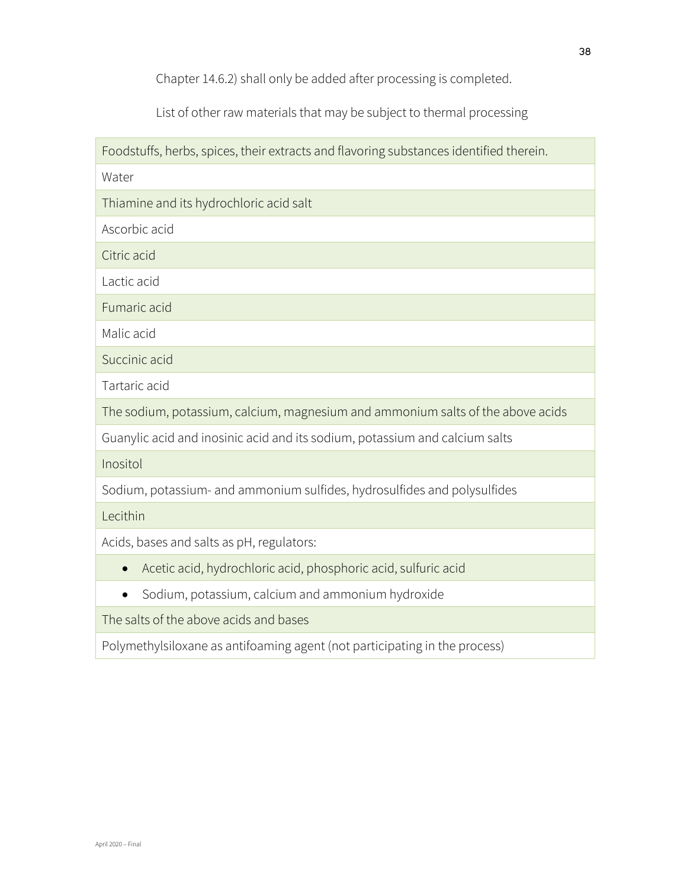Chapter 14.6.2) shall only be added after processing is completed.

List of other raw materials that may be subject to thermal processing

| Foodstuffs, herbs, spices, their extracts and flavoring substances identified therein. |
|---|
| Water |
| Thiamine and its hydrochloric acid salt |
| Ascorbic acid |
| Citric acid |
| Lactic acid |
| Fumaric acid |
| Malic acid |
| Succinic acid |
| Tartaric acid |
| The sodium, potassium, calcium, magnesium and ammonium salts of the above acids |
| Guanylic acid and inosinic acid and its sodium, potassium and calcium salts |
| Inositol |
| Sodium, potassium- and ammonium sulfides, hydrosulfides and polysulfides |
| Lecithin |
| Acids, bases and salts as pH, regulators: |
| • Acetic acid, hydrochloric acid, phosphoric acid, sulfuric acid |
| • Sodium, potassium, calcium and ammonium hydroxide |
| The salts of the above acids and bases |
| Polymethylsiloxane as antifoaming agent (not participating in the process) |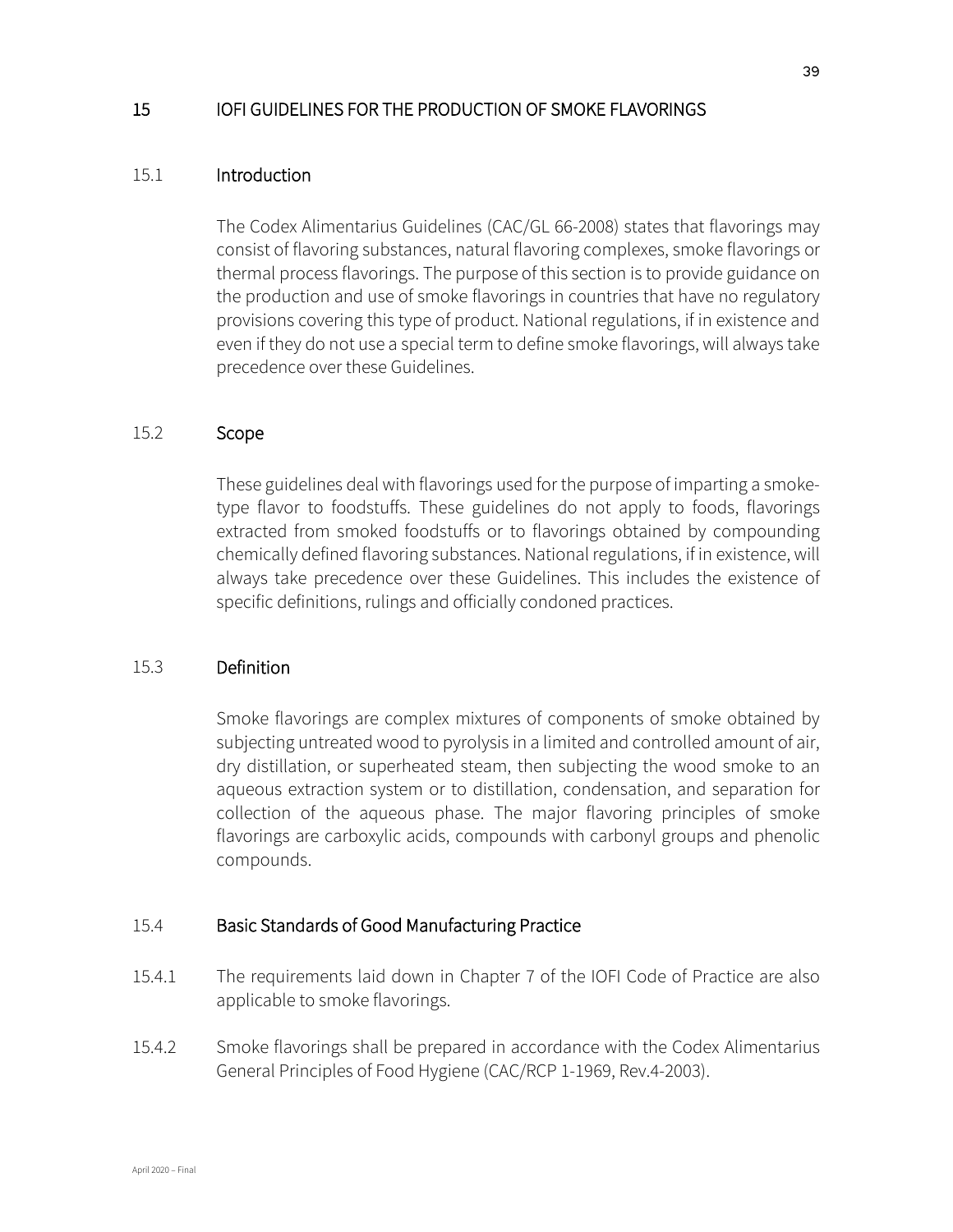## 15 IOFI GUIDELINES FOR THE PRODUCTION OF SMOKE FLAVORINGS

### 15.1 Introduction

The Codex Alimentarius Guidelines (CAC/GL 66-2008) states that flavorings may consist of flavoring substances, natural flavoring complexes, smoke flavorings or thermal process flavorings. The purpose of this section is to provide guidance on the production and use of smoke flavorings in countries that have no regulatory provisions covering this type of product. National regulations, if in existence and even if they do not use a special term to define smoke flavorings, will always take precedence over these Guidelines.

### 15.2 Scope

These guidelines deal with flavorings used for the purpose of imparting a smoke-type flavor to foodstuffs. These guidelines do not apply to foods, flavorings extracted from smoked foodstuffs or to flavorings obtained by compounding chemically defined flavoring substances. National regulations, if in existence, will always take precedence over these Guidelines. This includes the existence of specific definitions, rulings and officially condoned practices.

### 15.3 Definition

Smoke flavorings are complex mixtures of components of smoke obtained by subjecting untreated wood to pyrolysis in a limited and controlled amount of air, dry distillation, or superheated steam, then subjecting the wood smoke to an aqueous extraction system or to distillation, condensation, and separation for collection of the aqueous phase. The major flavoring principles of smoke flavorings are carboxylic acids, compounds with carbonyl groups and phenolic compounds.

### 15.4 Basic Standards of Good Manufacturing Practice

15.4.1 The requirements laid down in Chapter 7 of the IOFI Code of Practice are also applicable to smoke flavorings.

15.4.2 Smoke flavorings shall be prepared in accordance with the Codex Alimentarius General Principles of Food Hygiene (CAC/RCP 1-1969, Rev.4-2003).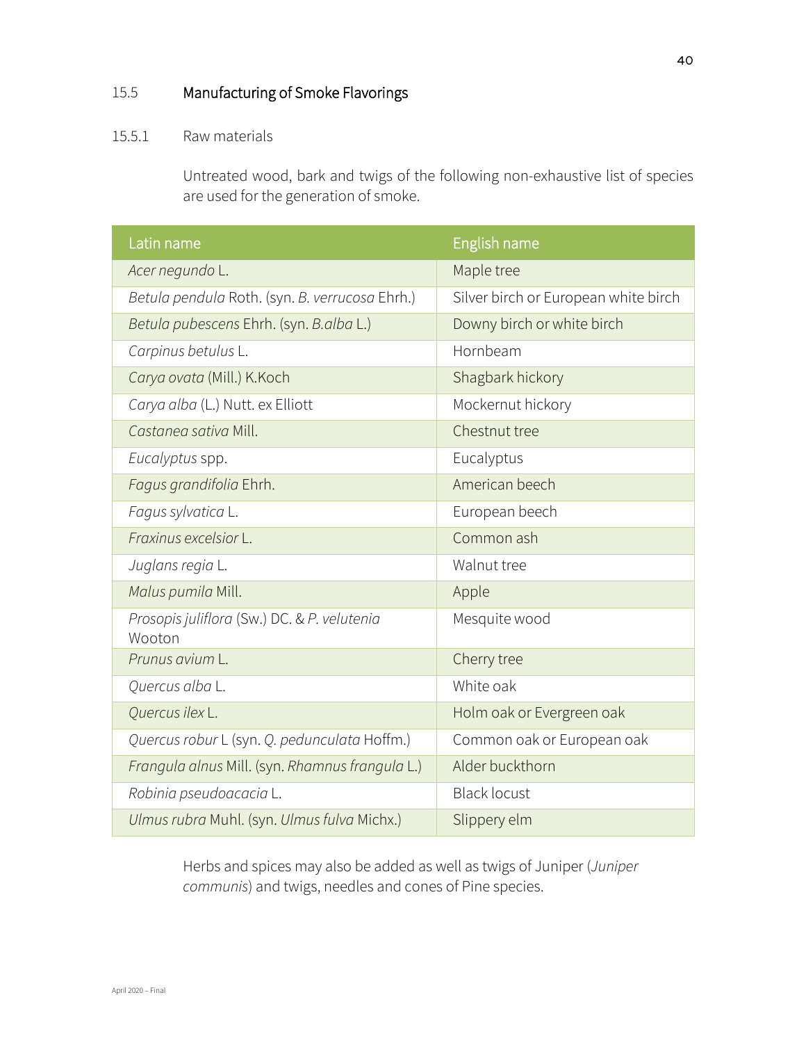### 15.5 Manufacturing of Smoke Flavorings

#### 15.5.1 Raw materials

Untreated wood, bark and twigs of the following non-exhaustive list of species are used for the generation of smoke.

| Latin name | English name |
| --- | --- |
| *Acer negundo* L. | Maple tree |
| *Betula pendula* Roth. (syn. *B. verrucosa* Ehrh.) | Silver birch or European white birch |
| *Betula pubescens* Ehrh. (syn. *B.alba* L.) | Downy birch or white birch |
| *Carpinus betulus* L. | Hornbeam |
| *Carya ovata* (Mill.) K.Koch | Shagbark hickory |
| *Carya alba* (L.) Nutt. ex Elliott | Mockernut hickory |
| *Castanea sativa* Mill. | Chestnut tree |
| *Eucalyptus* spp. | Eucalyptus |
| *Fagus grandifolia* Ehrh. | American beech |
| *Fagus sylvatica* L. | European beech |
| *Fraxinus excelsior* L. | Common ash |
| *Juglans regia* L. | Walnut tree |
| *Malus pumila* Mill. | Apple |
| *Prosopis juliflora* (Sw.) DC. & *P. velutenia* Wooton | Mesquite wood |
| *Prunus avium* L. | Cherry tree |
| *Quercus alba* L. | White oak |
| *Quercus ilex* L. | Holm oak or Evergreen oak |
| *Quercus robur* L (syn. *Q. pedunculata* Hoffm.) | Common oak or European oak |
| *Frangula alnus* Mill. (syn. *Rhamnus frangula* L.) | Alder buckthorn |
| *Robinia pseudoacacia* L. | Black locust |
| *Ulmus rubra* Muhl. (syn. *Ulmus fulva* Michx.) | Slippery elm |

Herbs and spices may also be added as well as twigs of Juniper (*Juniper communis*) and twigs, needles and cones of Pine species.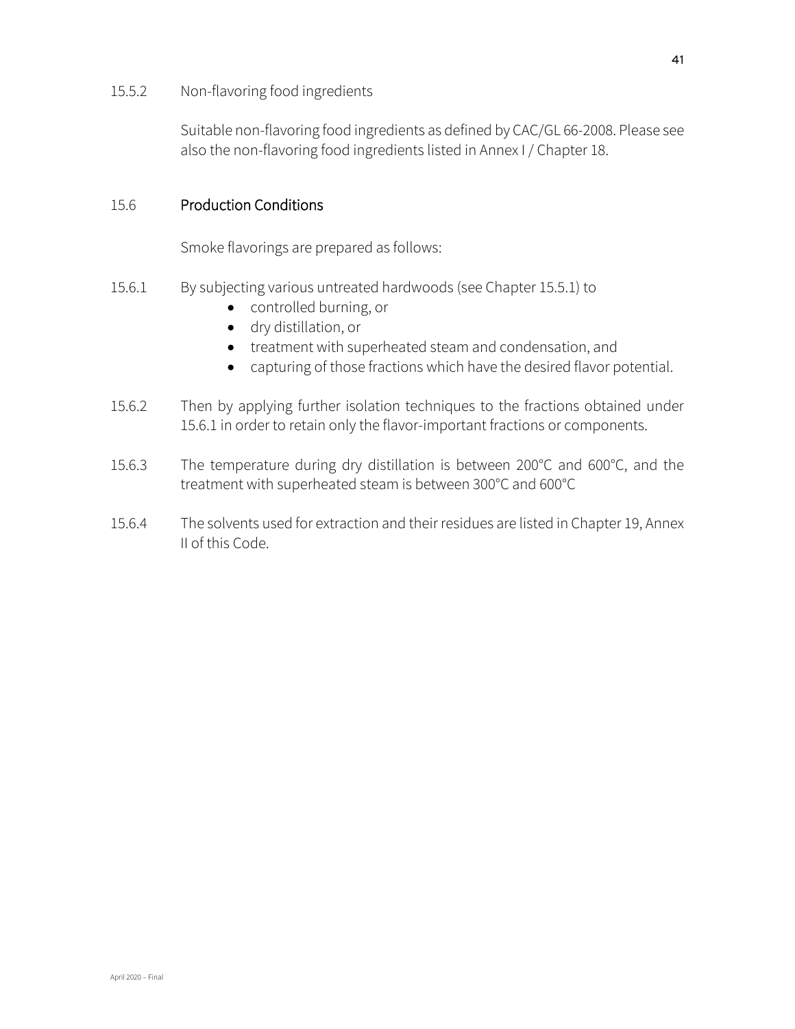15.5.2 Non-flavoring food ingredients

Suitable non-flavoring food ingredients as defined by CAC/GL 66-2008. Please see also the non-flavoring food ingredients listed in Annex I / Chapter 18.

## 15.6 Production Conditions

Smoke flavorings are prepared as follows:

15.6.1 By subjecting various untreated hardwoods (see Chapter 15.5.1) to

- controlled burning, or
- dry distillation, or
- treatment with superheated steam and condensation, and
- capturing of those fractions which have the desired flavor potential.

15.6.2 Then by applying further isolation techniques to the fractions obtained under 15.6.1 in order to retain only the flavor-important fractions or components.

15.6.3 The temperature during dry distillation is between 200°C and 600°C, and the treatment with superheated steam is between 300°C and 600°C

15.6.4 The solvents used for extraction and their residues are listed in Chapter 19, Annex II of this Code.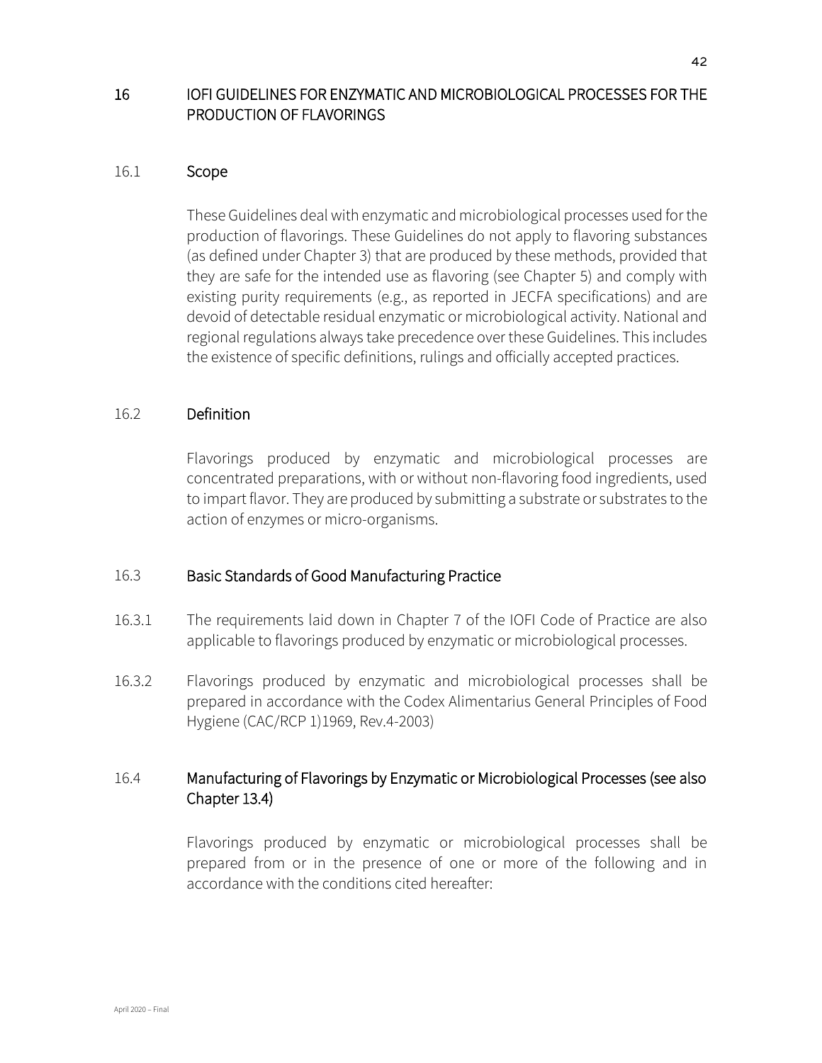## 16 IOFI GUIDELINES FOR ENZYMATIC AND MICROBIOLOGICAL PROCESSES FOR THE PRODUCTION OF FLAVORINGS

### 16.1 Scope

These Guidelines deal with enzymatic and microbiological processes used for the production of flavorings. These Guidelines do not apply to flavoring substances (as defined under Chapter 3) that are produced by these methods, provided that they are safe for the intended use as flavoring (see Chapter 5) and comply with existing purity requirements (e.g., as reported in JECFA specifications) and are devoid of detectable residual enzymatic or microbiological activity. National and regional regulations always take precedence over these Guidelines. This includes the existence of specific definitions, rulings and officially accepted practices.

### 16.2 Definition

Flavorings produced by enzymatic and microbiological processes are concentrated preparations, with or without non-flavoring food ingredients, used to impart flavor. They are produced by submitting a substrate or substrates to the action of enzymes or micro-organisms.

### 16.3 Basic Standards of Good Manufacturing Practice

16.3.1 The requirements laid down in Chapter 7 of the IOFI Code of Practice are also applicable to flavorings produced by enzymatic or microbiological processes.

16.3.2 Flavorings produced by enzymatic and microbiological processes shall be prepared in accordance with the Codex Alimentarius General Principles of Food Hygiene (CAC/RCP 1)1969, Rev.4-2003)

### 16.4 Manufacturing of Flavorings by Enzymatic or Microbiological Processes (see also Chapter 13.4)

Flavorings produced by enzymatic or microbiological processes shall be prepared from or in the presence of one or more of the following and in accordance with the conditions cited hereafter: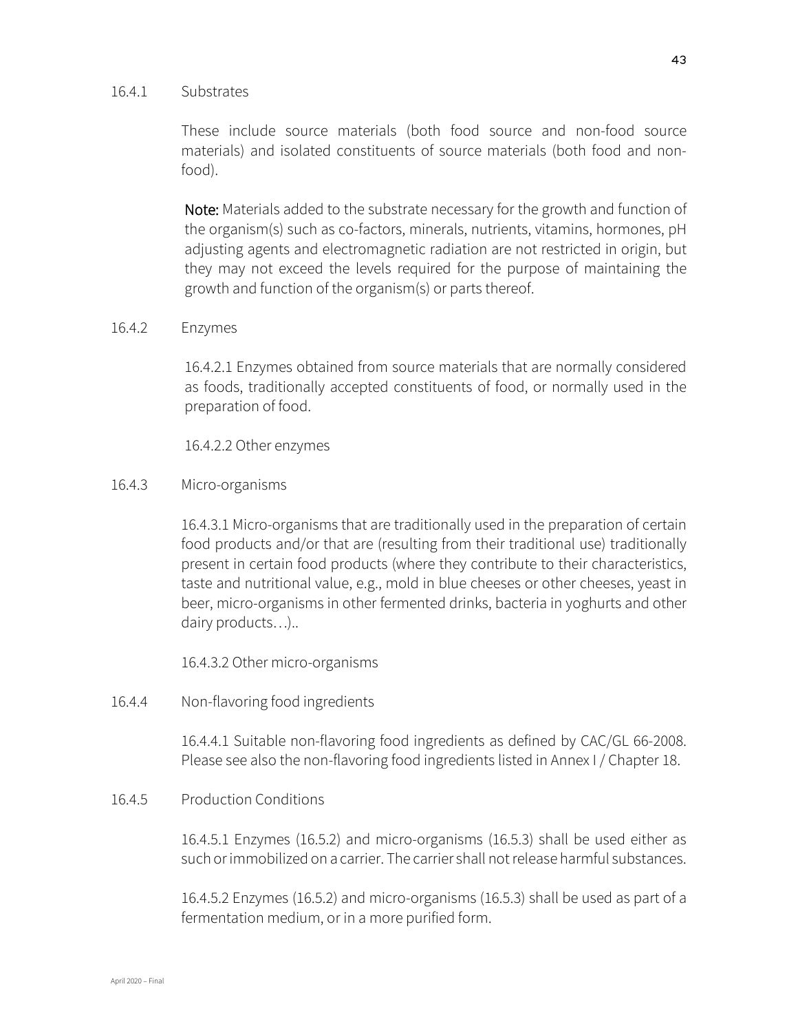#### 16.4.1 Substrates

These include source materials (both food source and non-food source materials) and isolated constituents of source materials (both food and non-food).

**Note:** Materials added to the substrate necessary for the growth and function of the organism(s) such as co-factors, minerals, nutrients, vitamins, hormones, pH adjusting agents and electromagnetic radiation are not restricted in origin, but they may not exceed the levels required for the purpose of maintaining the growth and function of the organism(s) or parts thereof.

#### 16.4.2 Enzymes

16.4.2.1 Enzymes obtained from source materials that are normally considered as foods, traditionally accepted constituents of food, or normally used in the preparation of food.

16.4.2.2 Other enzymes

#### 16.4.3 Micro-organisms

16.4.3.1 Micro-organisms that are traditionally used in the preparation of certain food products and/or that are (resulting from their traditional use) traditionally present in certain food products (where they contribute to their characteristics, taste and nutritional value, e.g., mold in blue cheeses or other cheeses, yeast in beer, micro-organisms in other fermented drinks, bacteria in yoghurts and other dairy products…)..

16.4.3.2 Other micro-organisms

#### 16.4.4 Non-flavoring food ingredients

16.4.4.1 Suitable non-flavoring food ingredients as defined by CAC/GL 66-2008. Please see also the non-flavoring food ingredients listed in Annex I / Chapter 18.

#### 16.4.5 Production Conditions

16.4.5.1 Enzymes (16.5.2) and micro-organisms (16.5.3) shall be used either as such or immobilized on a carrier. The carrier shall not release harmful substances.

16.4.5.2 Enzymes (16.5.2) and micro-organisms (16.5.3) shall be used as part of a fermentation medium, or in a more purified form.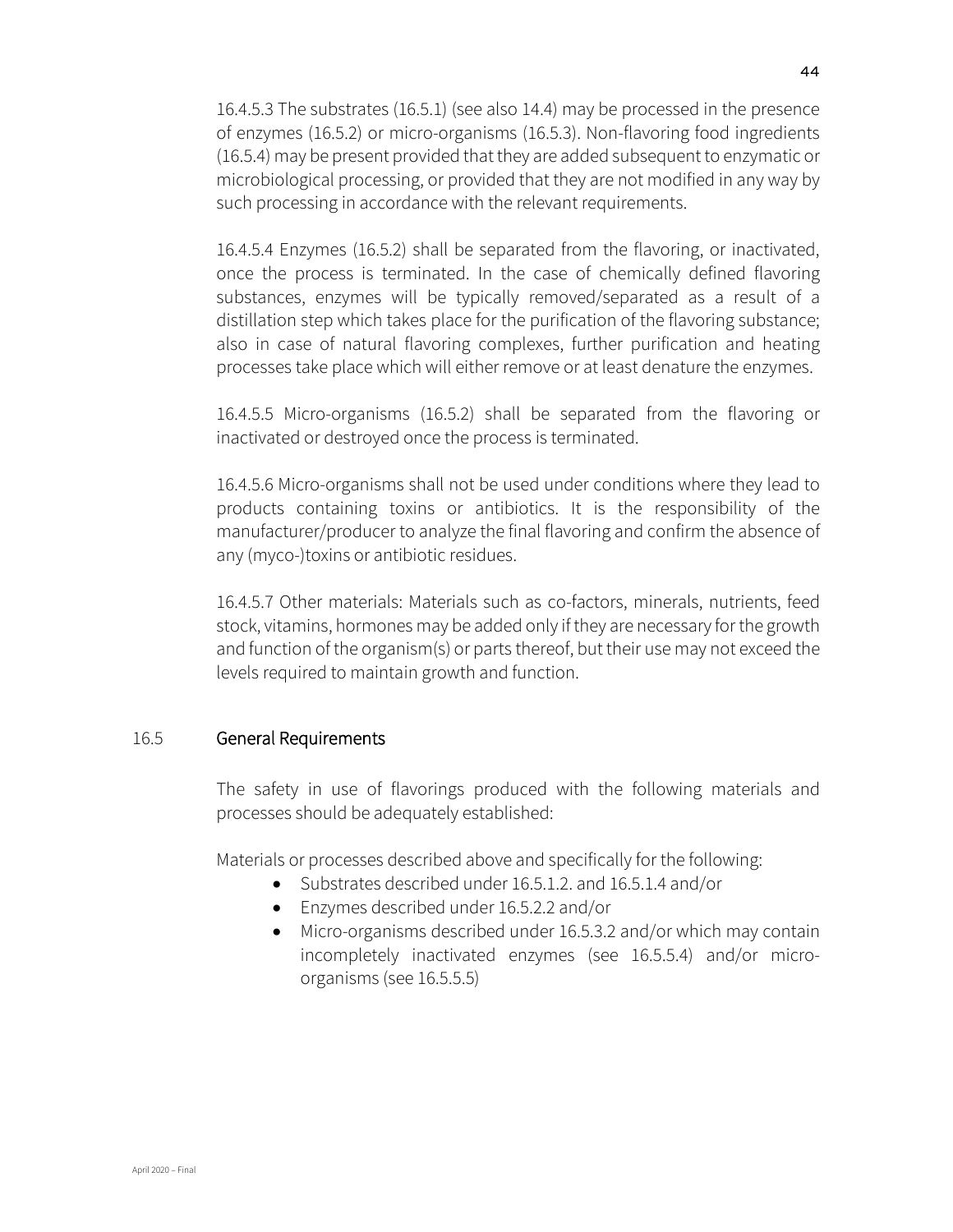16.4.5.3 The substrates (16.5.1) (see also 14.4) may be processed in the presence of enzymes (16.5.2) or micro-organisms (16.5.3). Non-flavoring food ingredients (16.5.4) may be present provided that they are added subsequent to enzymatic or microbiological processing, or provided that they are not modified in any way by such processing in accordance with the relevant requirements.

16.4.5.4 Enzymes (16.5.2) shall be separated from the flavoring, or inactivated, once the process is terminated. In the case of chemically defined flavoring substances, enzymes will be typically removed/separated as a result of a distillation step which takes place for the purification of the flavoring substance; also in case of natural flavoring complexes, further purification and heating processes take place which will either remove or at least denature the enzymes.

16.4.5.5 Micro-organisms (16.5.2) shall be separated from the flavoring or inactivated or destroyed once the process is terminated.

16.4.5.6 Micro-organisms shall not be used under conditions where they lead to products containing toxins or antibiotics. It is the responsibility of the manufacturer/producer to analyze the final flavoring and confirm the absence of any (myco-)toxins or antibiotic residues.

16.4.5.7 Other materials: Materials such as co-factors, minerals, nutrients, feed stock, vitamins, hormones may be added only if they are necessary for the growth and function of the organism(s) or parts thereof, but their use may not exceed the levels required to maintain growth and function.

## 16.5 General Requirements

The safety in use of flavorings produced with the following materials and processes should be adequately established:

Materials or processes described above and specifically for the following:

- Substrates described under 16.5.1.2. and 16.5.1.4 and/or
- Enzymes described under 16.5.2.2 and/or
- Micro-organisms described under 16.5.3.2 and/or which may contain incompletely inactivated enzymes (see 16.5.5.4) and/or micro-organisms (see 16.5.5.5)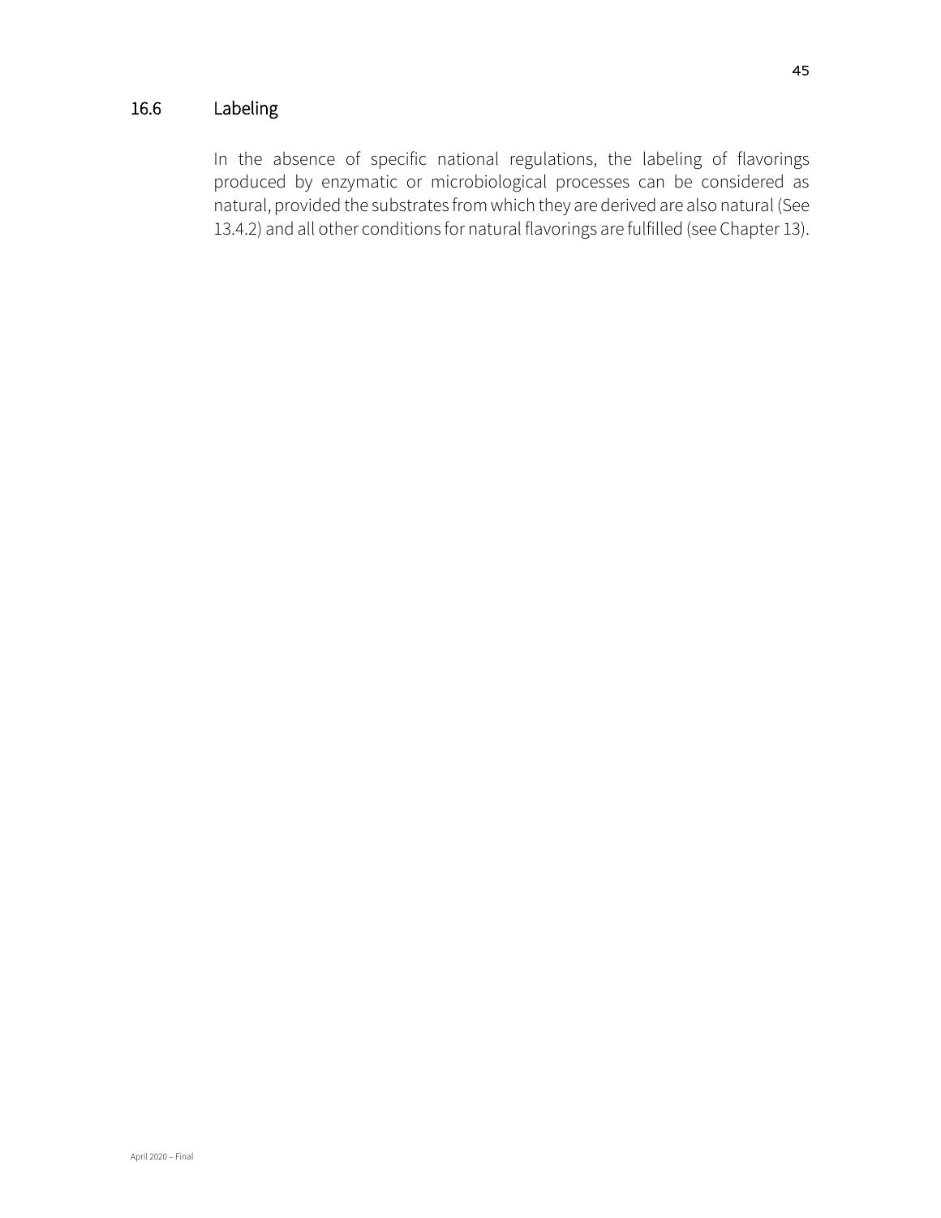## 16.6 Labeling

In the absence of specific national regulations, the labeling of flavorings produced by enzymatic or microbiological processes can be considered as natural, provided the substrates from which they are derived are also natural (See 13.4.2) and all other conditions for natural flavorings are fulfilled (see Chapter 13).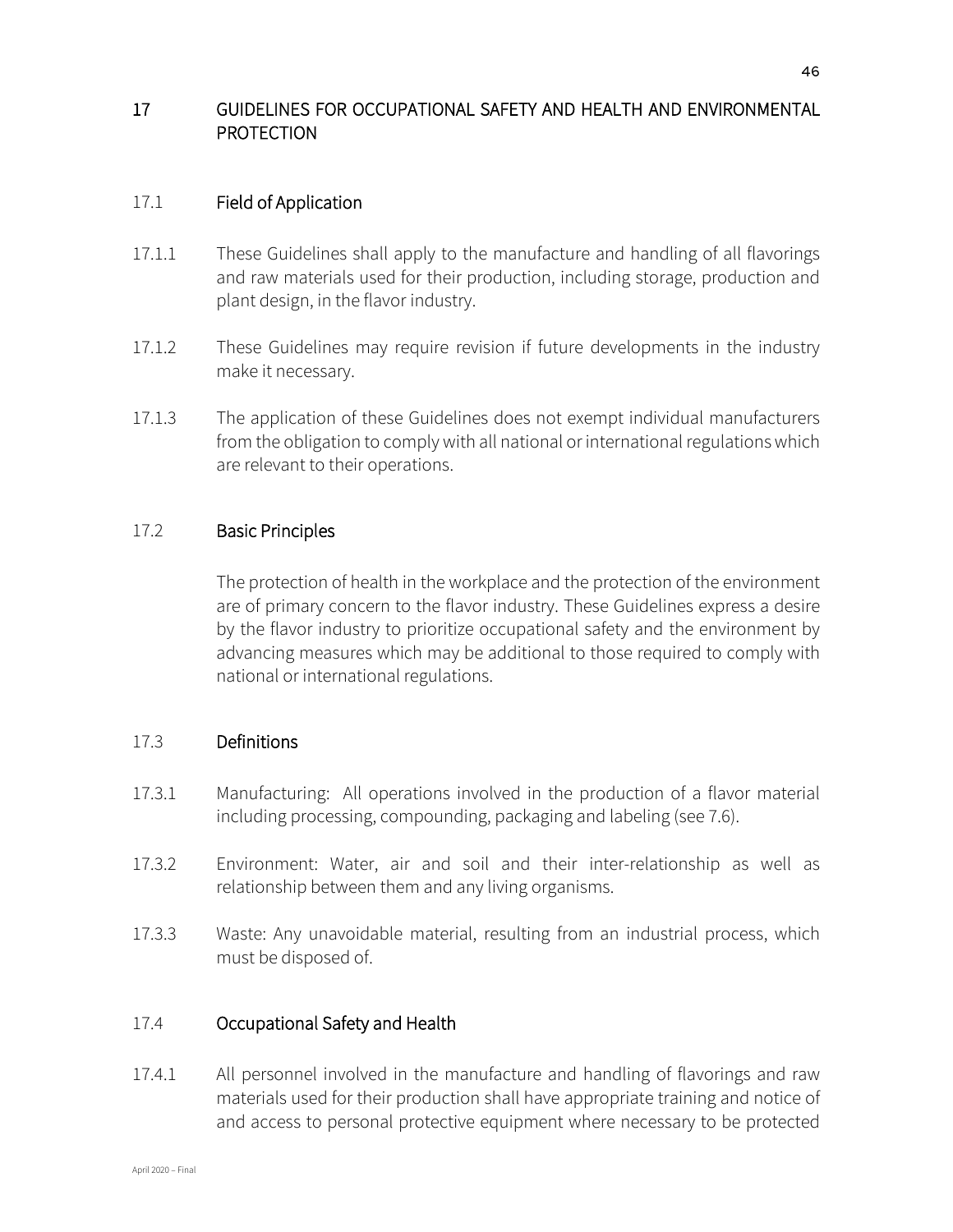# 17 GUIDELINES FOR OCCUPATIONAL SAFETY AND HEALTH AND ENVIRONMENTAL PROTECTION

## 17.1 Field of Application

17.1.1 These Guidelines shall apply to the manufacture and handling of all flavorings and raw materials used for their production, including storage, production and plant design, in the flavor industry.

17.1.2 These Guidelines may require revision if future developments in the industry make it necessary.

17.1.3 The application of these Guidelines does not exempt individual manufacturers from the obligation to comply with all national or international regulations which are relevant to their operations.

## 17.2 Basic Principles

The protection of health in the workplace and the protection of the environment are of primary concern to the flavor industry. These Guidelines express a desire by the flavor industry to prioritize occupational safety and the environment by advancing measures which may be additional to those required to comply with national or international regulations.

## 17.3 Definitions

17.3.1 Manufacturing: All operations involved in the production of a flavor material including processing, compounding, packaging and labeling (see 7.6).

17.3.2 Environment: Water, air and soil and their inter-relationship as well as relationship between them and any living organisms.

17.3.3 Waste: Any unavoidable material, resulting from an industrial process, which must be disposed of.

## 17.4 Occupational Safety and Health

17.4.1 All personnel involved in the manufacture and handling of flavorings and raw materials used for their production shall have appropriate training and notice of and access to personal protective equipment where necessary to be protected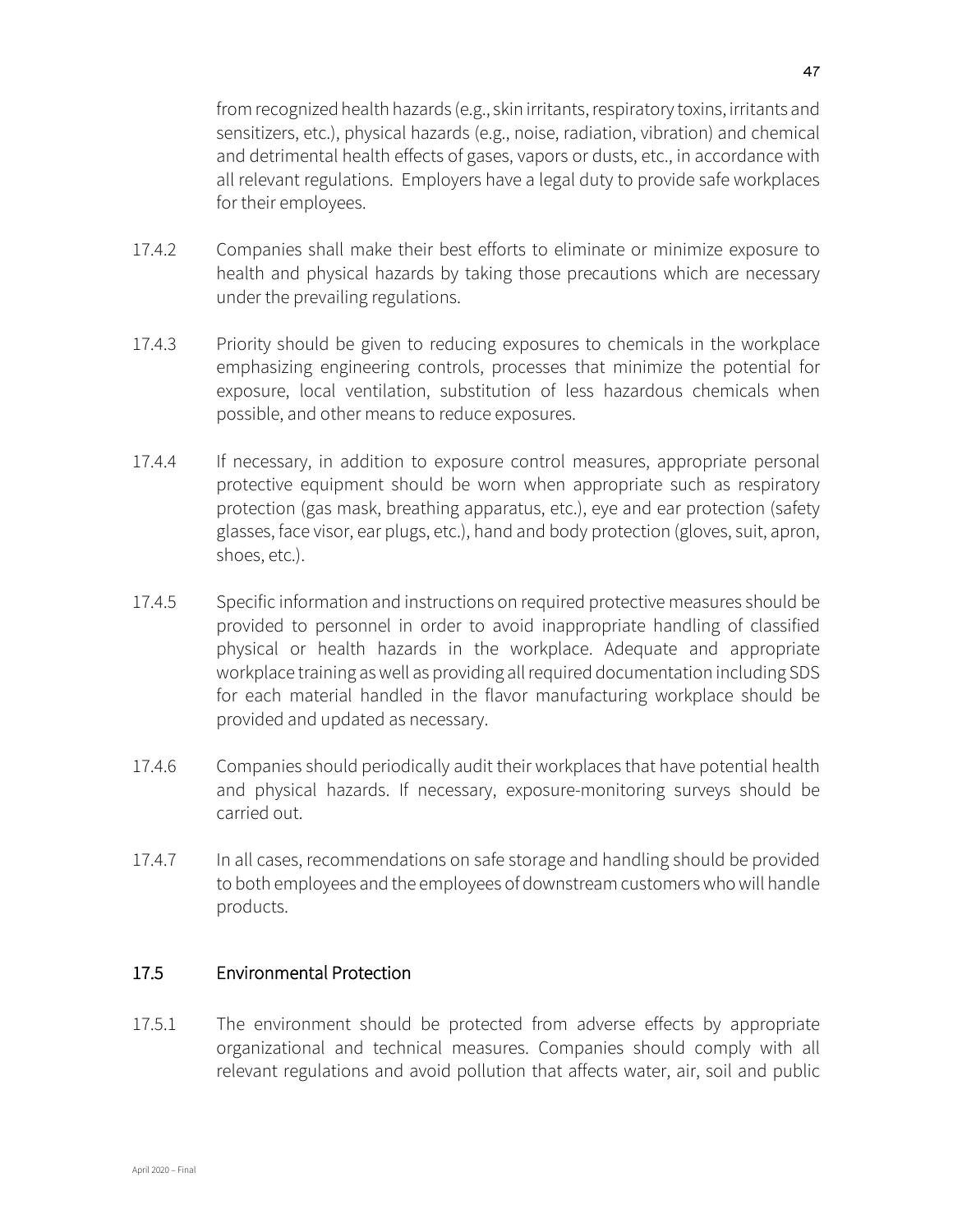from recognized health hazards (e.g., skin irritants, respiratory toxins, irritants and sensitizers, etc.), physical hazards (e.g., noise, radiation, vibration) and chemical and detrimental health effects of gases, vapors or dusts, etc., in accordance with all relevant regulations. Employers have a legal duty to provide safe workplaces for their employees.

17.4.2 Companies shall make their best efforts to eliminate or minimize exposure to health and physical hazards by taking those precautions which are necessary under the prevailing regulations.

17.4.3 Priority should be given to reducing exposures to chemicals in the workplace emphasizing engineering controls, processes that minimize the potential for exposure, local ventilation, substitution of less hazardous chemicals when possible, and other means to reduce exposures.

17.4.4 If necessary, in addition to exposure control measures, appropriate personal protective equipment should be worn when appropriate such as respiratory protection (gas mask, breathing apparatus, etc.), eye and ear protection (safety glasses, face visor, ear plugs, etc.), hand and body protection (gloves, suit, apron, shoes, etc.).

17.4.5 Specific information and instructions on required protective measures should be provided to personnel in order to avoid inappropriate handling of classified physical or health hazards in the workplace. Adequate and appropriate workplace training as well as providing all required documentation including SDS for each material handled in the flavor manufacturing workplace should be provided and updated as necessary.

17.4.6 Companies should periodically audit their workplaces that have potential health and physical hazards. If necessary, exposure-monitoring surveys should be carried out.

17.4.7 In all cases, recommendations on safe storage and handling should be provided to both employees and the employees of downstream customers who will handle products.

## 17.5 Environmental Protection

17.5.1 The environment should be protected from adverse effects by appropriate organizational and technical measures. Companies should comply with all relevant regulations and avoid pollution that affects water, air, soil and public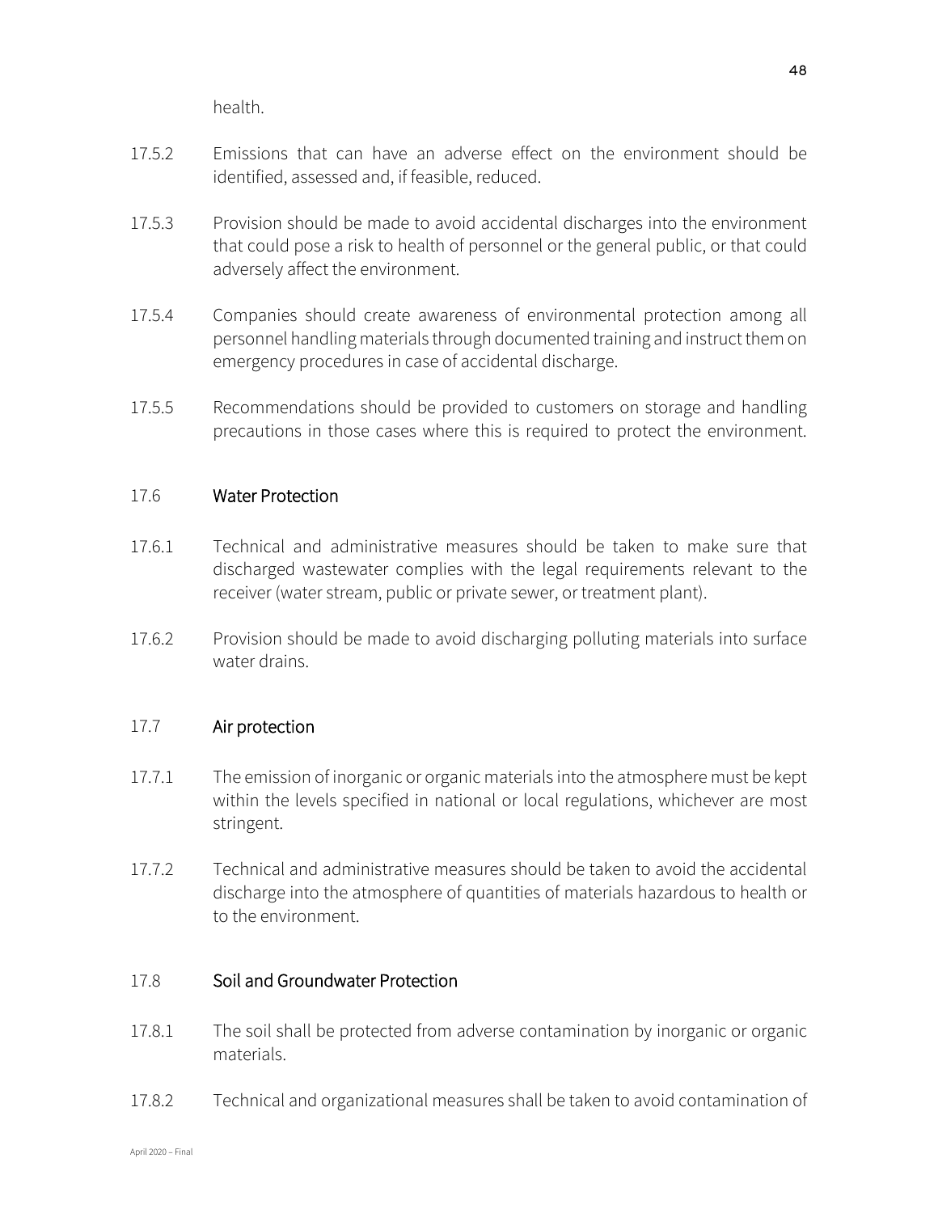health.

17.5.2 Emissions that can have an adverse effect on the environment should be identified, assessed and, if feasible, reduced.

17.5.3 Provision should be made to avoid accidental discharges into the environment that could pose a risk to health of personnel or the general public, or that could adversely affect the environment.

17.5.4 Companies should create awareness of environmental protection among all personnel handling materials through documented training and instruct them on emergency procedures in case of accidental discharge.

17.5.5 Recommendations should be provided to customers on storage and handling precautions in those cases where this is required to protect the environment.

### 17.6 Water Protection

17.6.1 Technical and administrative measures should be taken to make sure that discharged wastewater complies with the legal requirements relevant to the receiver (water stream, public or private sewer, or treatment plant).

17.6.2 Provision should be made to avoid discharging polluting materials into surface water drains.

### 17.7 Air protection

17.7.1 The emission of inorganic or organic materials into the atmosphere must be kept within the levels specified in national or local regulations, whichever are most stringent.

17.7.2 Technical and administrative measures should be taken to avoid the accidental discharge into the atmosphere of quantities of materials hazardous to health or to the environment.

### 17.8 Soil and Groundwater Protection

17.8.1 The soil shall be protected from adverse contamination by inorganic or organic materials.

17.8.2 Technical and organizational measures shall be taken to avoid contamination of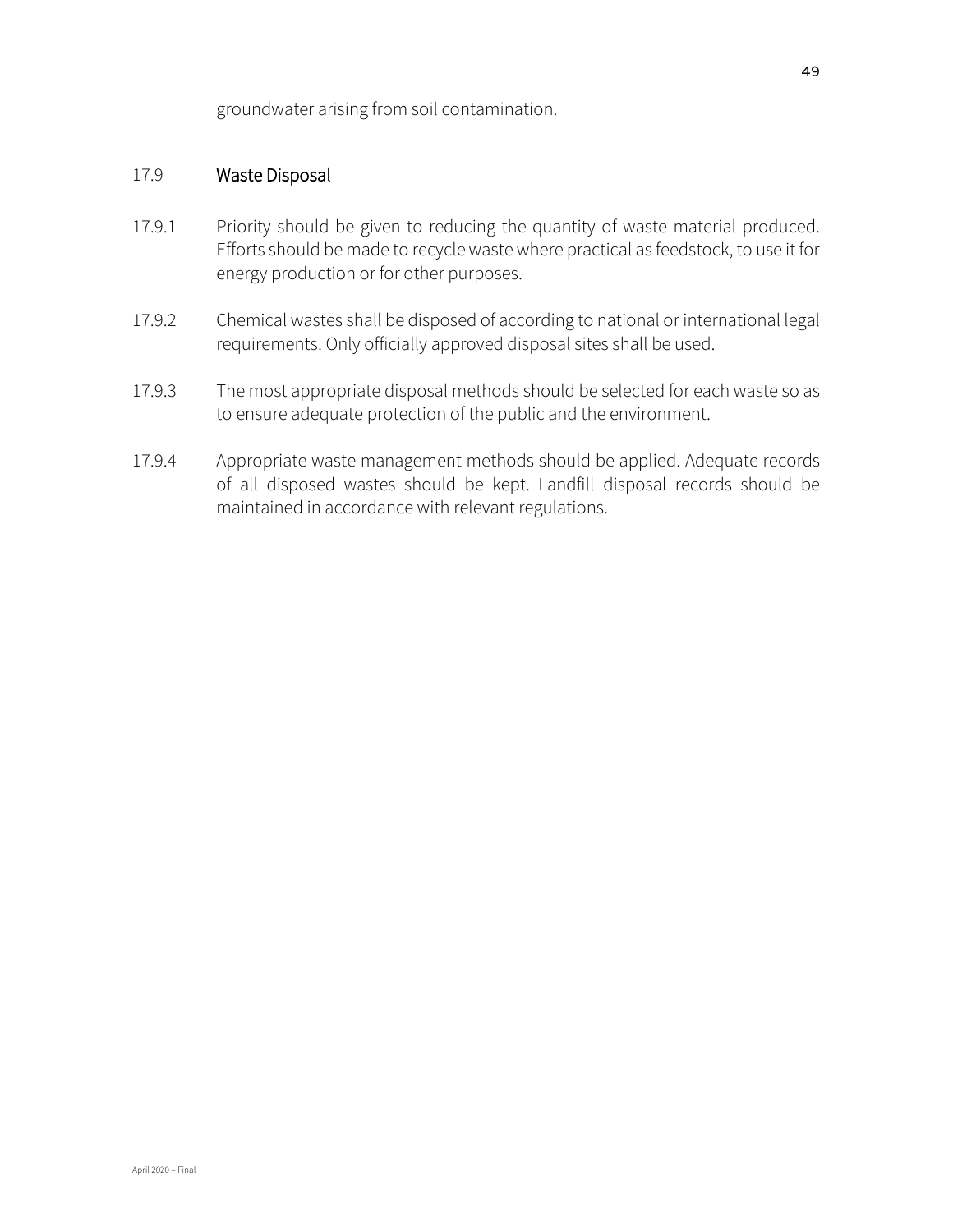groundwater arising from soil contamination.

## 17.9 Waste Disposal

17.9.1 Priority should be given to reducing the quantity of waste material produced. Efforts should be made to recycle waste where practical as feedstock, to use it for energy production or for other purposes.

17.9.2 Chemical wastes shall be disposed of according to national or international legal requirements. Only officially approved disposal sites shall be used.

17.9.3 The most appropriate disposal methods should be selected for each waste so as to ensure adequate protection of the public and the environment.

17.9.4 Appropriate waste management methods should be applied. Adequate records of all disposed wastes should be kept. Landfill disposal records should be maintained in accordance with relevant regulations.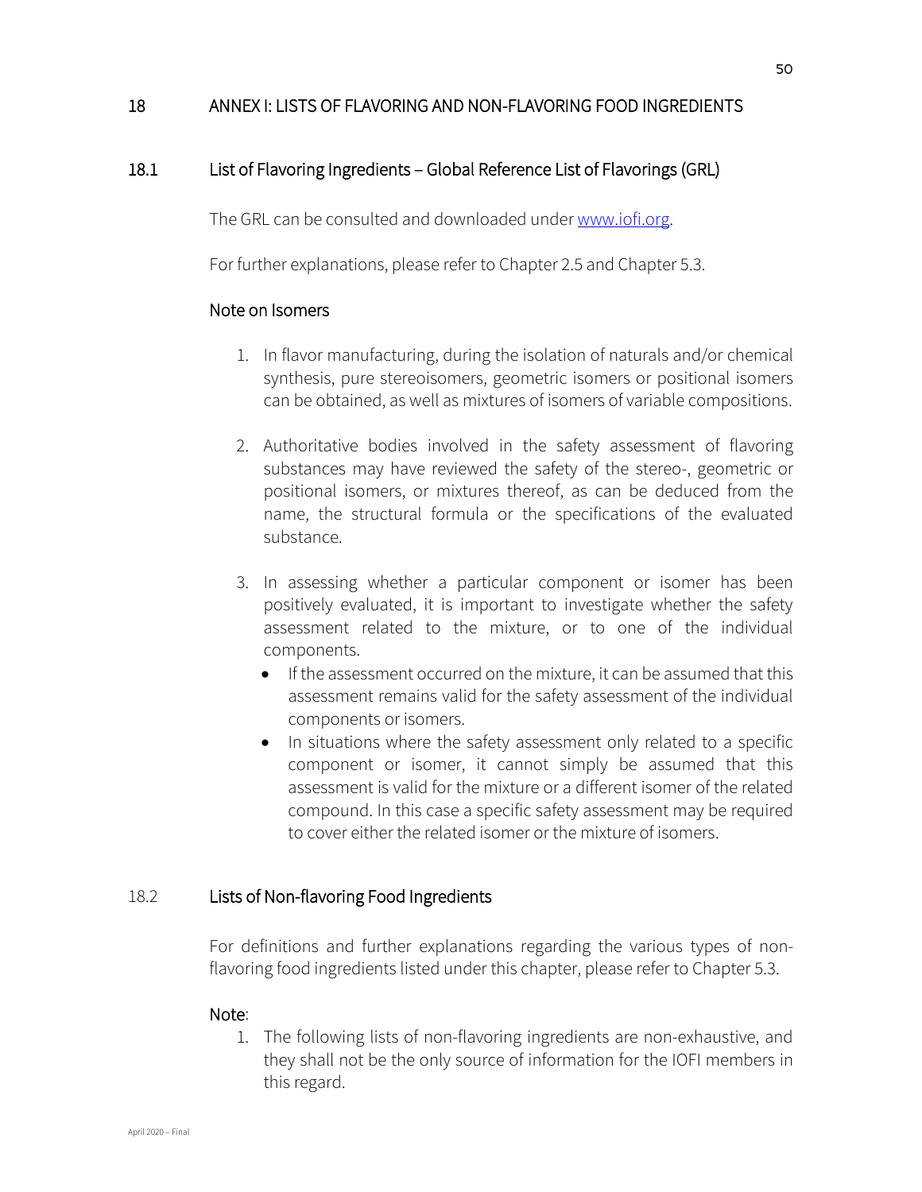# 18 ANNEX I: LISTS OF FLAVORING AND NON-FLAVORING FOOD INGREDIENTS

## 18.1 List of Flavoring Ingredients – Global Reference List of Flavorings (GRL)

The GRL can be consulted and downloaded under [www.iofi.org](www.iofi.org).

For further explanations, please refer to Chapter 2.5 and Chapter 5.3.

### Note on Isomers

1. In flavor manufacturing, during the isolation of naturals and/or chemical synthesis, pure stereoisomers, geometric isomers or positional isomers can be obtained, as well as mixtures of isomers of variable compositions.

2. Authoritative bodies involved in the safety assessment of flavoring substances may have reviewed the safety of the stereo-, geometric or positional isomers, or mixtures thereof, as can be deduced from the name, the structural formula or the specifications of the evaluated substance.

3. In assessing whether a particular component or isomer has been positively evaluated, it is important to investigate whether the safety assessment related to the mixture, or to one of the individual components.
   - If the assessment occurred on the mixture, it can be assumed that this assessment remains valid for the safety assessment of the individual components or isomers.
   - In situations where the safety assessment only related to a specific component or isomer, it cannot simply be assumed that this assessment is valid for the mixture or a different isomer of the related compound. In this case a specific safety assessment may be required to cover either the related isomer or the mixture of isomers.

## 18.2 Lists of Non-flavoring Food Ingredients

For definitions and further explanations regarding the various types of non-flavoring food ingredients listed under this chapter, please refer to Chapter 5.3.

Note:

1. The following lists of non-flavoring ingredients are non-exhaustive, and they shall not be the only source of information for the IOFI members in this regard.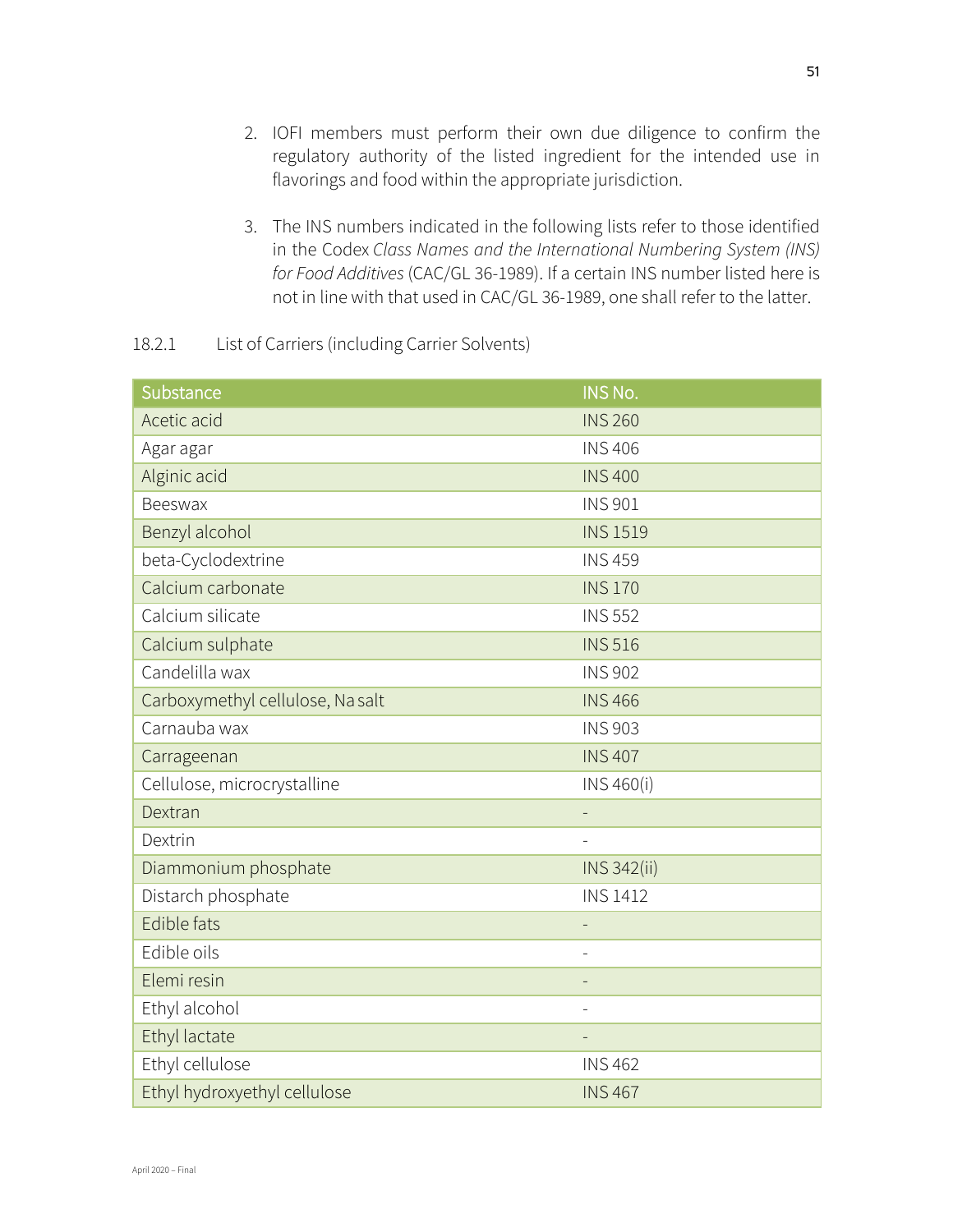2. IOFI members must perform their own due diligence to confirm the regulatory authority of the listed ingredient for the intended use in flavorings and food within the appropriate jurisdiction.

3. The INS numbers indicated in the following lists refer to those identified in the Codex *Class Names and the International Numbering System (INS) for Food Additives* (CAC/GL 36-1989). If a certain INS number listed here is not in line with that used in CAC/GL 36-1989, one shall refer to the latter.

18.2.1 List of Carriers (including Carrier Solvents)

| Substance | INS No. |
|---|---|
| Acetic acid | INS 260 |
| Agar agar | INS 406 |
| Alginic acid | INS 400 |
| Beeswax | INS 901 |
| Benzyl alcohol | INS 1519 |
| beta-Cyclodextrine | INS 459 |
| Calcium carbonate | INS 170 |
| Calcium silicate | INS 552 |
| Calcium sulphate | INS 516 |
| Candelilla wax | INS 902 |
| Carboxymethyl cellulose, Na salt | INS 466 |
| Carnauba wax | INS 903 |
| Carrageenan | INS 407 |
| Cellulose, microcrystalline | INS 460(i) |
| Dextran | - |
| Dextrin | - |
| Diammonium phosphate | INS 342(ii) |
| Distarch phosphate | INS 1412 |
| Edible fats | - |
| Edible oils | - |
| Elemi resin | - |
| Ethyl alcohol | - |
| Ethyl lactate | - |
| Ethyl cellulose | INS 462 |
| Ethyl hydroxyethyl cellulose | INS 467 |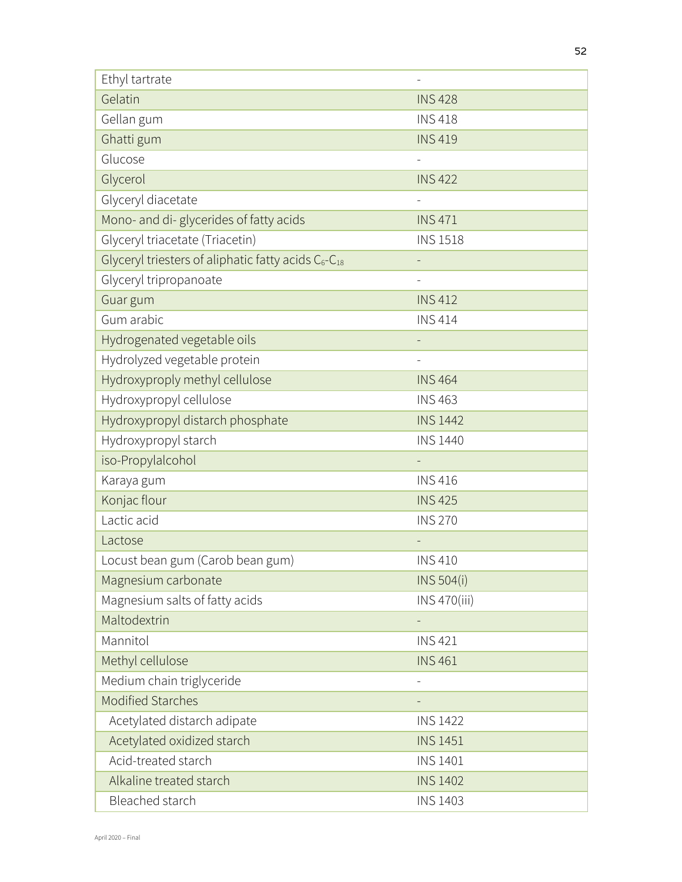| | |
|---|---|
| Ethyl tartrate | - |
| Gelatin | INS 428 |
| Gellan gum | INS 418 |
| Ghatti gum | INS 419 |
| Glucose | - |
| Glycerol | INS 422 |
| Glyceryl diacetate | - |
| Mono- and di- glycerides of fatty acids | INS 471 |
| Glyceryl triacetate (Triacetin) | INS 1518 |
| Glyceryl triesters of aliphatic fatty acids $C_6$-$C_{18}$ | - |
| Glyceryl tripropanoate | - |
| Guar gum | INS 412 |
| Gum arabic | INS 414 |
| Hydrogenated vegetable oils | - |
| Hydrolyzed vegetable protein | - |
| Hydroxyproply methyl cellulose | INS 464 |
| Hydroxypropyl cellulose | INS 463 |
| Hydroxypropyl distarch phosphate | INS 1442 |
| Hydroxypropyl starch | INS 1440 |
| iso-Propylalcohol | - |
| Karaya gum | INS 416 |
| Konjac flour | INS 425 |
| Lactic acid | INS 270 |
| Lactose | - |
| Locust bean gum (Carob bean gum) | INS 410 |
| Magnesium carbonate | INS 504(i) |
| Magnesium salts of fatty acids | INS 470(iii) |
| Maltodextrin | - |
| Mannitol | INS 421 |
| Methyl cellulose | INS 461 |
| Medium chain triglyceride | - |
| Modified Starches | - |
| Acetylated distarch adipate | INS 1422 |
| Acetylated oxidized starch | INS 1451 |
| Acid-treated starch | INS 1401 |
| Alkaline treated starch | INS 1402 |
| Bleached starch | INS 1403 |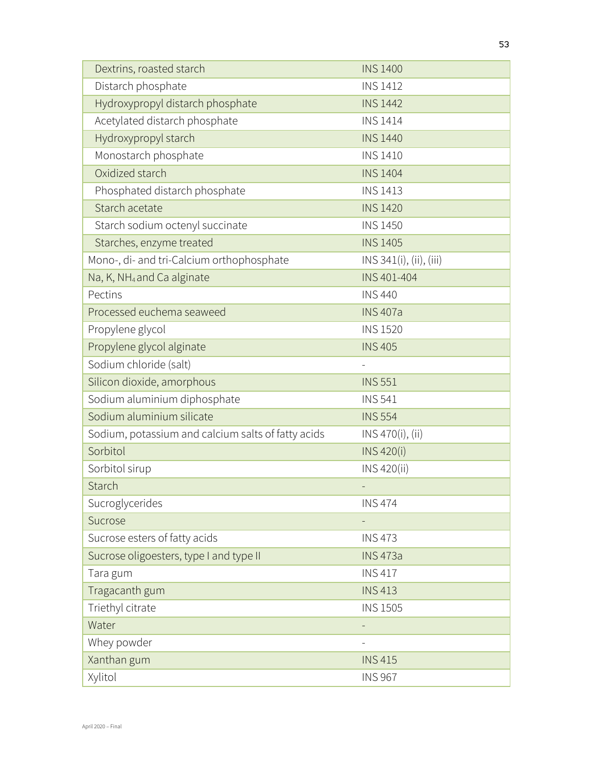| | |
|---|---|
| Dextrins, roasted starch | INS 1400 |
| Distarch phosphate | INS 1412 |
| Hydroxypropyl distarch phosphate | INS 1442 |
| Acetylated distarch phosphate | INS 1414 |
| Hydroxypropyl starch | INS 1440 |
| Monostarch phosphate | INS 1410 |
| Oxidized starch | INS 1404 |
| Phosphated distarch phosphate | INS 1413 |
| Starch acetate | INS 1420 |
| Starch sodium octenyl succinate | INS 1450 |
| Starches, enzyme treated | INS 1405 |
| Mono-, di- and tri-Calcium orthophosphate | INS 341(i), (ii), (iii) |
| Na, K, $NH_4$ and Ca alginate | INS 401-404 |
| Pectins | INS 440 |
| Processed euchema seaweed | INS 407a |
| Propylene glycol | INS 1520 |
| Propylene glycol alginate | INS 405 |
| Sodium chloride (salt) | - |
| Silicon dioxide, amorphous | INS 551 |
| Sodium aluminium diphosphate | INS 541 |
| Sodium aluminium silicate | INS 554 |
| Sodium, potassium and calcium salts of fatty acids | INS 470(i), (ii) |
| Sorbitol | INS 420(i) |
| Sorbitol sirup | INS 420(ii) |
| Starch | - |
| Sucroglycerides | INS 474 |
| Sucrose | - |
| Sucrose esters of fatty acids | INS 473 |
| Sucrose oligoesters, type I and type II | INS 473a |
| Tara gum | INS 417 |
| Tragacanth gum | INS 413 |
| Triethyl citrate | INS 1505 |
| Water | - |
| Whey powder | - |
| Xanthan gum | INS 415 |
| Xylitol | INS 967 |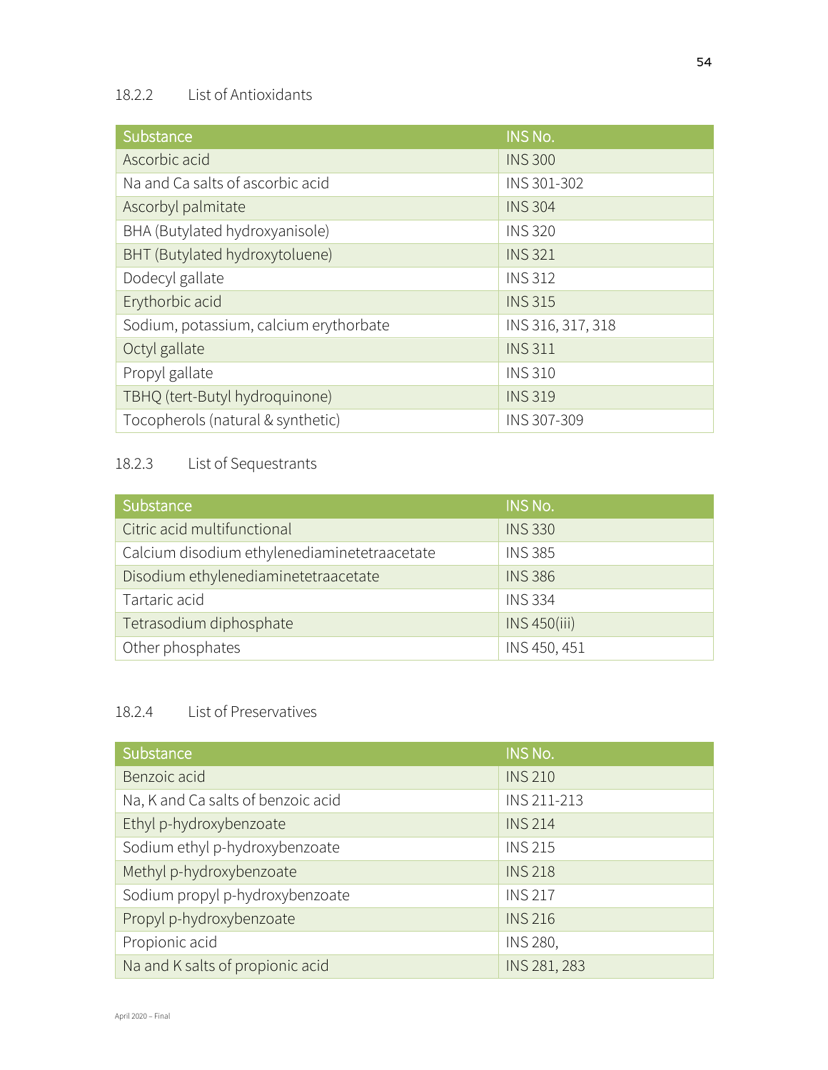### 18.2.2 List of Antioxidants

| Substance | INS No. |
| --- | --- |
| Ascorbic acid | INS 300 |
| Na and Ca salts of ascorbic acid | INS 301-302 |
| Ascorbyl palmitate | INS 304 |
| BHA (Butylated hydroxyanisole) | INS 320 |
| BHT (Butylated hydroxytoluene) | INS 321 |
| Dodecyl gallate | INS 312 |
| Erythorbic acid | INS 315 |
| Sodium, potassium, calcium erythorbate | INS 316, 317, 318 |
| Octyl gallate | INS 311 |
| Propyl gallate | INS 310 |
| TBHQ (tert-Butyl hydroquinone) | INS 319 |
| Tocopherols (natural & synthetic) | INS 307-309 |

### 18.2.3 List of Sequestrants

| Substance | INS No. |
| --- | --- |
| Citric acid multifunctional | INS 330 |
| Calcium disodium ethylenediaminetetraacetate | INS 385 |
| Disodium ethylenediaminetetraacetate | INS 386 |
| Tartaric acid | INS 334 |
| Tetrasodium diphosphate | INS 450(iii) |
| Other phosphates | INS 450, 451 |

### 18.2.4 List of Preservatives

| Substance | INS No. |
| --- | --- |
| Benzoic acid | INS 210 |
| Na, K and Ca salts of benzoic acid | INS 211-213 |
| Ethyl p-hydroxybenzoate | INS 214 |
| Sodium ethyl p-hydroxybenzoate | INS 215 |
| Methyl p-hydroxybenzoate | INS 218 |
| Sodium propyl p-hydroxybenzoate | INS 217 |
| Propyl p-hydroxybenzoate | INS 216 |
| Propionic acid | INS 280, |
| Na and K salts of propionic acid | INS 281, 283 |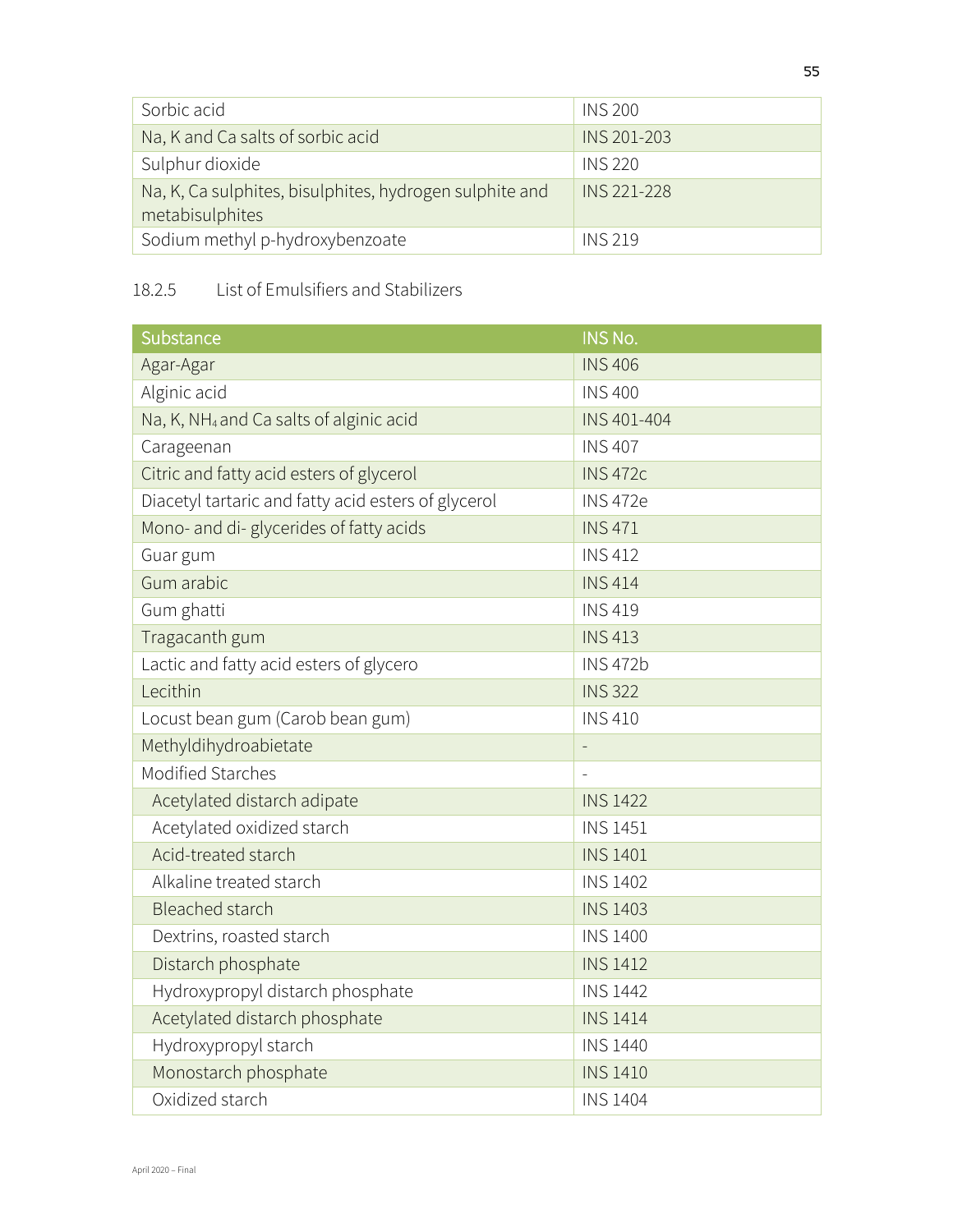| | |
|---|---|
| Sorbic acid | INS 200 |
| Na, K and Ca salts of sorbic acid | INS 201-203 |
| Sulphur dioxide | INS 220 |
| Na, K, Ca sulphites, bisulphites, hydrogen sulphite and metabisulphites | INS 221-228 |
| Sodium methyl p-hydroxybenzoate | INS 219 |

18.2.5 List of Emulsifiers and Stabilizers

| Substance | INS No. |
|---|---|
| Agar-Agar | INS 406 |
| Alginic acid | INS 400 |
| Na, K, $NH_4$ and Ca salts of alginic acid | INS 401-404 |
| Carageenan | INS 407 |
| Citric and fatty acid esters of glycerol | INS 472c |
| Diacetyl tartaric and fatty acid esters of glycerol | INS 472e |
| Mono- and di- glycerides of fatty acids | INS 471 |
| Guar gum | INS 412 |
| Gum arabic | INS 414 |
| Gum ghatti | INS 419 |
| Tragacanth gum | INS 413 |
| Lactic and fatty acid esters of glycero | INS 472b |
| Lecithin | INS 322 |
| Locust bean gum (Carob bean gum) | INS 410 |
| Methyldihydroabietate | - |
| Modified Starches | - |
| Acetylated distarch adipate | INS 1422 |
| Acetylated oxidized starch | INS 1451 |
| Acid-treated starch | INS 1401 |
| Alkaline treated starch | INS 1402 |
| Bleached starch | INS 1403 |
| Dextrins, roasted starch | INS 1400 |
| Distarch phosphate | INS 1412 |
| Hydroxypropyl distarch phosphate | INS 1442 |
| Acetylated distarch phosphate | INS 1414 |
| Hydroxypropyl starch | INS 1440 |
| Monostarch phosphate | INS 1410 |
| Oxidized starch | INS 1404 |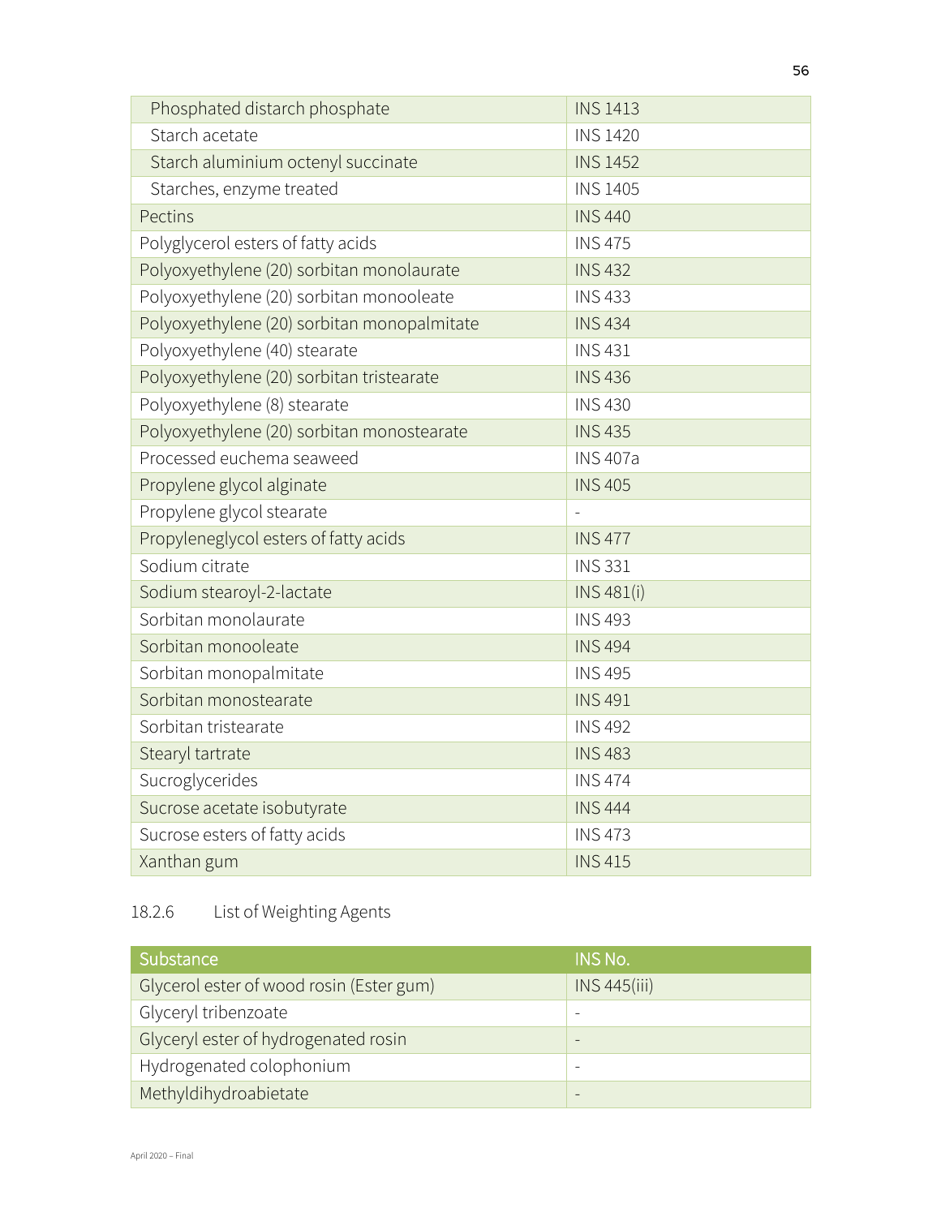| | |
|---|---|
| Phosphated distarch phosphate | INS 1413 |
| Starch acetate | INS 1420 |
| Starch aluminium octenyl succinate | INS 1452 |
| Starches, enzyme treated | INS 1405 |
| Pectins | INS 440 |
| Polyglycerol esters of fatty acids | INS 475 |
| Polyoxyethylene (20) sorbitan monolaurate | INS 432 |
| Polyoxyethylene (20) sorbitan monooleate | INS 433 |
| Polyoxyethylene (20) sorbitan monopalmitate | INS 434 |
| Polyoxyethylene (40) stearate | INS 431 |
| Polyoxyethylene (20) sorbitan tristearate | INS 436 |
| Polyoxyethylene (8) stearate | INS 430 |
| Polyoxyethylene (20) sorbitan monostearate | INS 435 |
| Processed euchema seaweed | INS 407a |
| Propylene glycol alginate | INS 405 |
| Propylene glycol stearate | - |
| Propyleneglycol esters of fatty acids | INS 477 |
| Sodium citrate | INS 331 |
| Sodium stearoyl-2-lactate | INS 481(i) |
| Sorbitan monolaurate | INS 493 |
| Sorbitan monooleate | INS 494 |
| Sorbitan monopalmitate | INS 495 |
| Sorbitan monostearate | INS 491 |
| Sorbitan tristearate | INS 492 |
| Stearyl tartrate | INS 483 |
| Sucroglycerides | INS 474 |
| Sucrose acetate isobutyrate | INS 444 |
| Sucrose esters of fatty acids | INS 473 |
| Xanthan gum | INS 415 |

### 18.2.6 List of Weighting Agents

| Substance | INS No. |
|---|---|
| Glycerol ester of wood rosin (Ester gum) | INS 445(iii) |
| Glyceryl tribenzoate | - |
| Glyceryl ester of hydrogenated rosin | - |
| Hydrogenated colophonium | - |
| Methyldihydroabietate | - |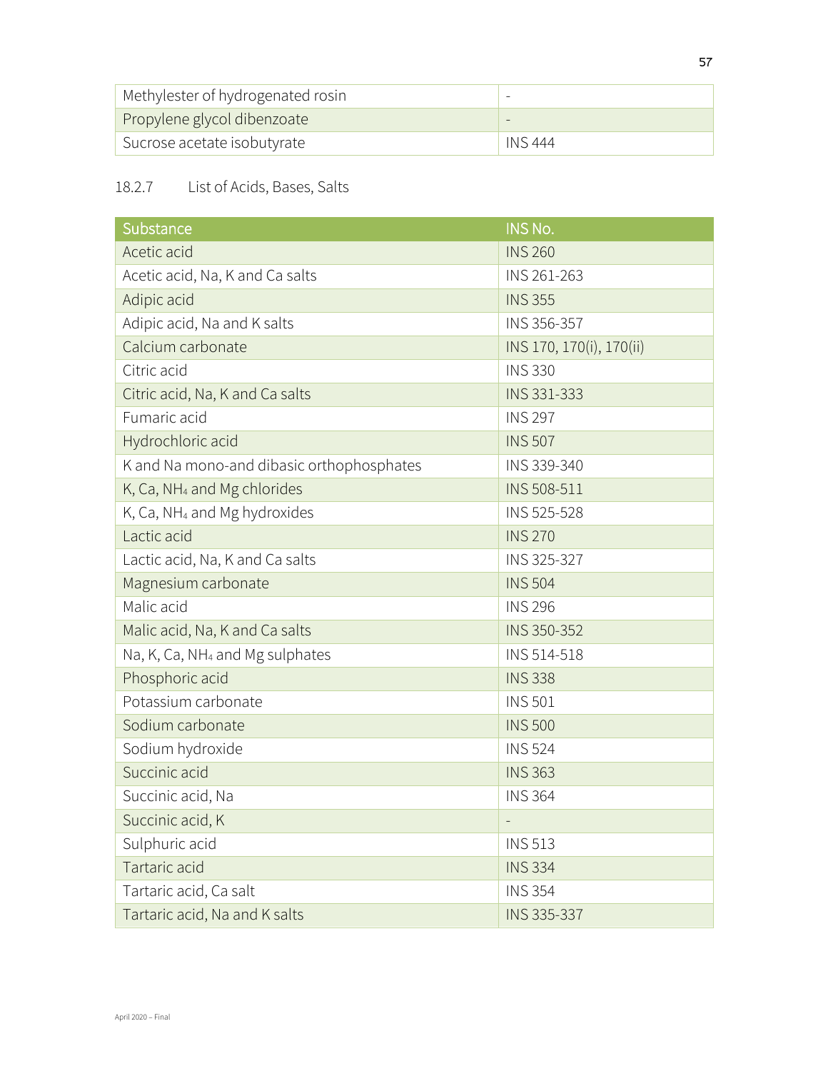| Methylester of hydrogenated rosin | - |
| --- | --- |
| Propylene glycol dibenzoate | - |
| Sucrose acetate isobutyrate | INS 444 |

### 18.2.7 List of Acids, Bases, Salts

| Substance | INS No. |
| --- | --- |
| Acetic acid | INS 260 |
| Acetic acid, Na, K and Ca salts | INS 261-263 |
| Adipic acid | INS 355 |
| Adipic acid, Na and K salts | INS 356-357 |
| Calcium carbonate | INS 170, 170(i), 170(ii) |
| Citric acid | INS 330 |
| Citric acid, Na, K and Ca salts | INS 331-333 |
| Fumaric acid | INS 297 |
| Hydrochloric acid | INS 507 |
| K and Na mono-and dibasic orthophosphates | INS 339-340 |
| K, Ca, $NH_4$ and Mg chlorides | INS 508-511 |
| K, Ca, $NH_4$ and Mg hydroxides | INS 525-528 |
| Lactic acid | INS 270 |
| Lactic acid, Na, K and Ca salts | INS 325-327 |
| Magnesium carbonate | INS 504 |
| Malic acid | INS 296 |
| Malic acid, Na, K and Ca salts | INS 350-352 |
| Na, K, Ca, $NH_4$ and Mg sulphates | INS 514-518 |
| Phosphoric acid | INS 338 |
| Potassium carbonate | INS 501 |
| Sodium carbonate | INS 500 |
| Sodium hydroxide | INS 524 |
| Succinic acid | INS 363 |
| Succinic acid, Na | INS 364 |
| Succinic acid, K | - |
| Sulphuric acid | INS 513 |
| Tartaric acid | INS 334 |
| Tartaric acid, Ca salt | INS 354 |
| Tartaric acid, Na and K salts | INS 335-337 |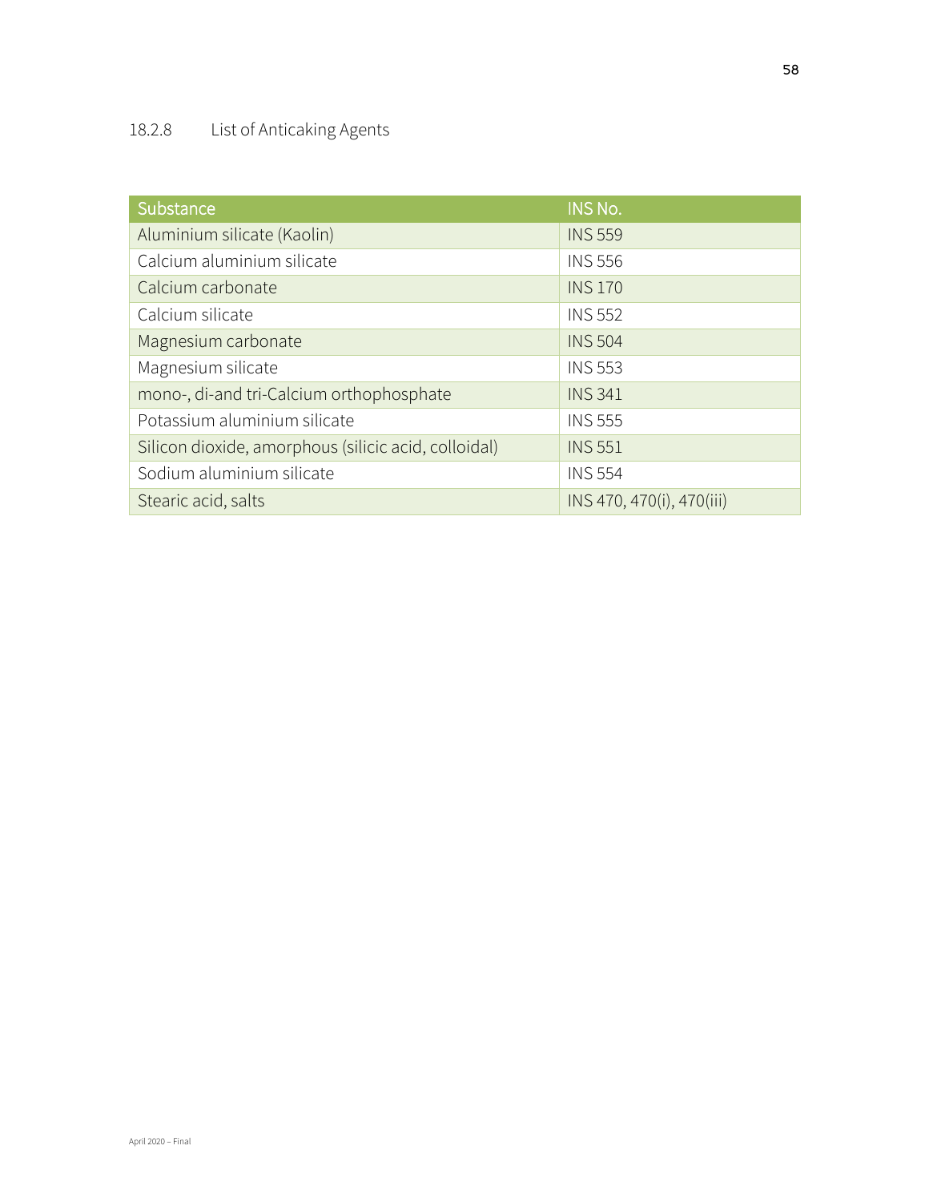### 18.2.8 List of Anticaking Agents

| Substance | INS No. |
|---|---|
| Aluminium silicate (Kaolin) | INS 559 |
| Calcium aluminium silicate | INS 556 |
| Calcium carbonate | INS 170 |
| Calcium silicate | INS 552 |
| Magnesium carbonate | INS 504 |
| Magnesium silicate | INS 553 |
| mono-, di-and tri-Calcium orthophosphate | INS 341 |
| Potassium aluminium silicate | INS 555 |
| Silicon dioxide, amorphous (silicic acid, colloidal) | INS 551 |
| Sodium aluminium silicate | INS 554 |
| Stearic acid, salts | INS 470, 470(i), 470(iii) |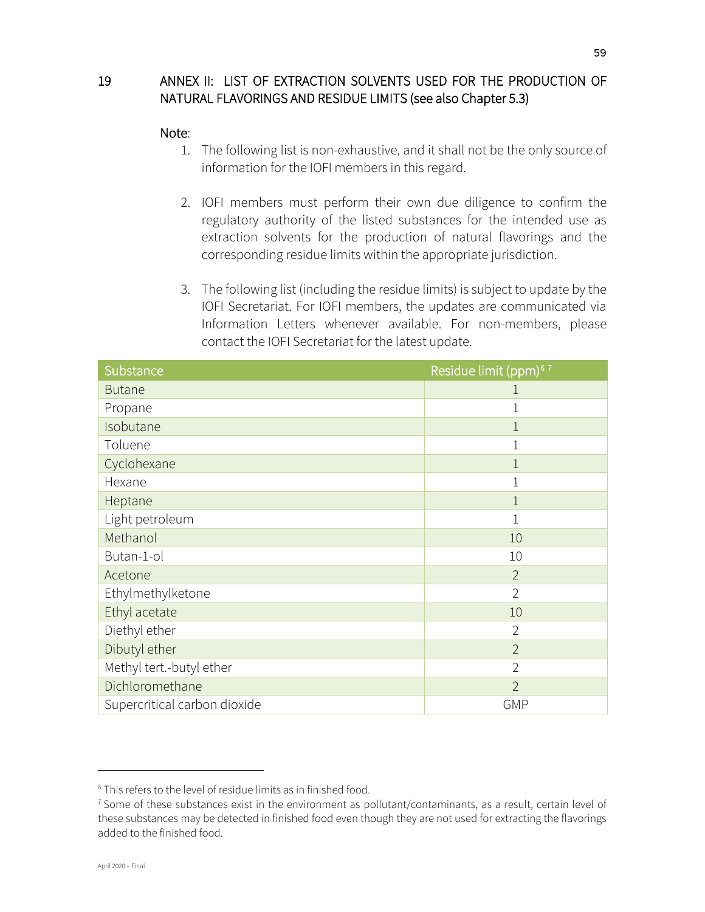# 19 ANNEX II: LIST OF EXTRACTION SOLVENTS USED FOR THE PRODUCTION OF NATURAL FLAVORINGS AND RESIDUE LIMITS (see also Chapter 5.3)

Note:

1. The following list is non-exhaustive, and it shall not be the only source of information for the IOFI members in this regard.
2. IOFI members must perform their own due diligence to confirm the regulatory authority of the listed substances for the intended use as extraction solvents for the production of natural flavorings and the corresponding residue limits within the appropriate jurisdiction.
3. The following list (including the residue limits) is subject to update by the IOFI Secretariat. For IOFI members, the updates are communicated via Information Letters whenever available. For non-members, please contact the IOFI Secretariat for the latest update.

| Substance | Residue limit (ppm)[6] [7] |
|---|---|
| Butane | 1 |
| Propane | 1 |
| Isobutane | 1 |
| Toluene | 1 |
| Cyclohexane | 1 |
| Hexane | 1 |
| Heptane | 1 |
| Light petroleum | 1 |
| Methanol | 10 |
| Butan-1-ol | 10 |
| Acetone | 2 |
| Ethylmethylketone | 2 |
| Ethyl acetate | 10 |
| Diethyl ether | 2 |
| Dibutyl ether | 2 |
| Methyl tert.-butyl ether | 2 |
| Dichloromethane | 2 |
| Supercritical carbon dioxide | GMP |

[6] This refers to the level of residue limits as in finished food.

[7] Some of these substances exist in the environment as pollutant/contaminants, as a result, certain level of these substances may be detected in finished food even though they are not used for extracting the flavorings added to the finished food.